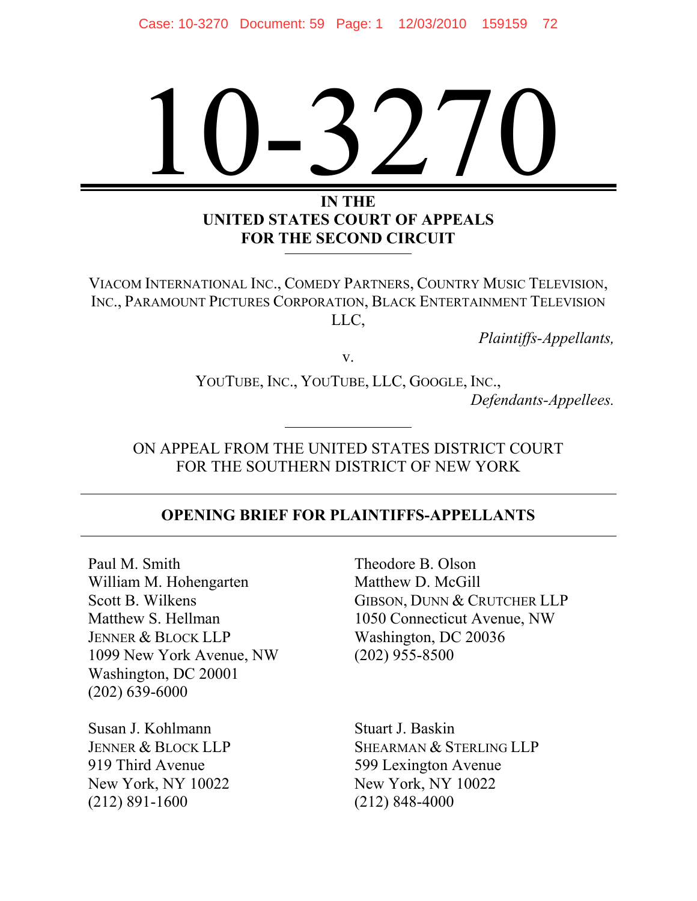# 10-3270

**IN THE**
**UNITED STATES COURT OF APPEALS**
**FOR THE SECOND CIRCUIT**

VIACOM INTERNATIONAL INC., COMEDY PARTNERS, COUNTRY MUSIC TELEVISION, INC., PARAMOUNT PICTURES CORPORATION, BLACK ENTERTAINMENT TELEVISION LLC,

*Plaintiffs-Appellants,*

v.

YOUTUBE, INC., YOUTUBE, LLC, GOOGLE, INC.,

*Defendants-Appellees.*

ON APPEAL FROM THE UNITED STATES DISTRICT COURT
FOR THE SOUTHERN DISTRICT OF NEW YORK

**OPENING BRIEF FOR PLAINTIFFS-APPELLANTS**

Paul M. Smith
William M. Hohengarten
Scott B. Wilkens
Matthew S. Hellman
JENNER & BLOCK LLP
1099 New York Avenue, NW
Washington, DC 20001
(202) 639-6000

Susan J. Kohlmann
JENNER & BLOCK LLP
919 Third Avenue
New York, NY 10022
(212) 891-1600

Theodore B. Olson
Matthew D. McGill
GIBSON, DUNN & CRUTCHER LLP
1050 Connecticut Avenue, NW
Washington, DC 20036
(202) 955-8500

Stuart J. Baskin
SHEARMAN & STERLING LLP
599 Lexington Avenue
New York, NY 10022
(212) 848-4000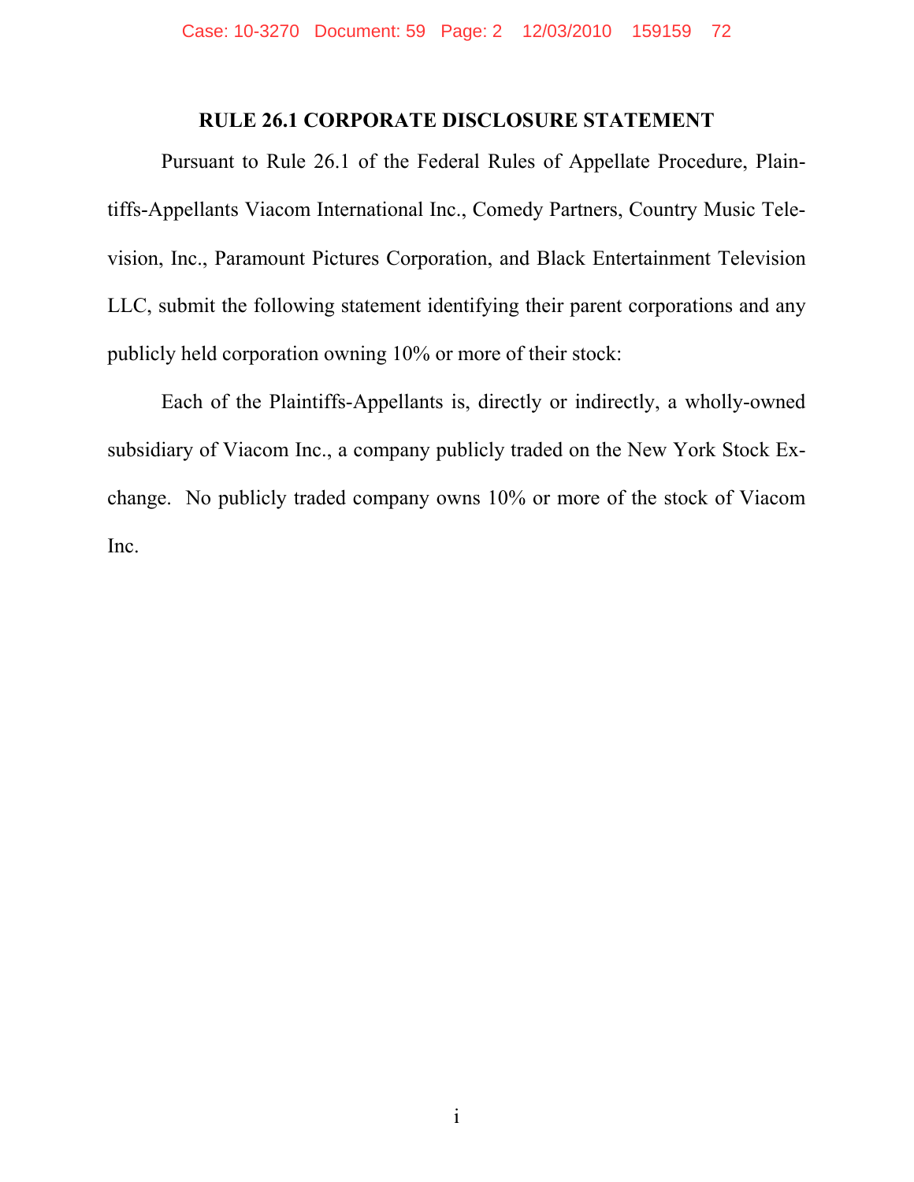## RULE 26.1 CORPORATE DISCLOSURE STATEMENT

Pursuant to Rule 26.1 of the Federal Rules of Appellate Procedure, Plaintiffs-Appellants Viacom International Inc., Comedy Partners, Country Music Television, Inc., Paramount Pictures Corporation, and Black Entertainment Television LLC, submit the following statement identifying their parent corporations and any publicly held corporation owning 10% or more of their stock:

Each of the Plaintiffs-Appellants is, directly or indirectly, a wholly-owned subsidiary of Viacom Inc., a company publicly traded on the New York Stock Exchange. No publicly traded company owns 10% or more of the stock of Viacom Inc.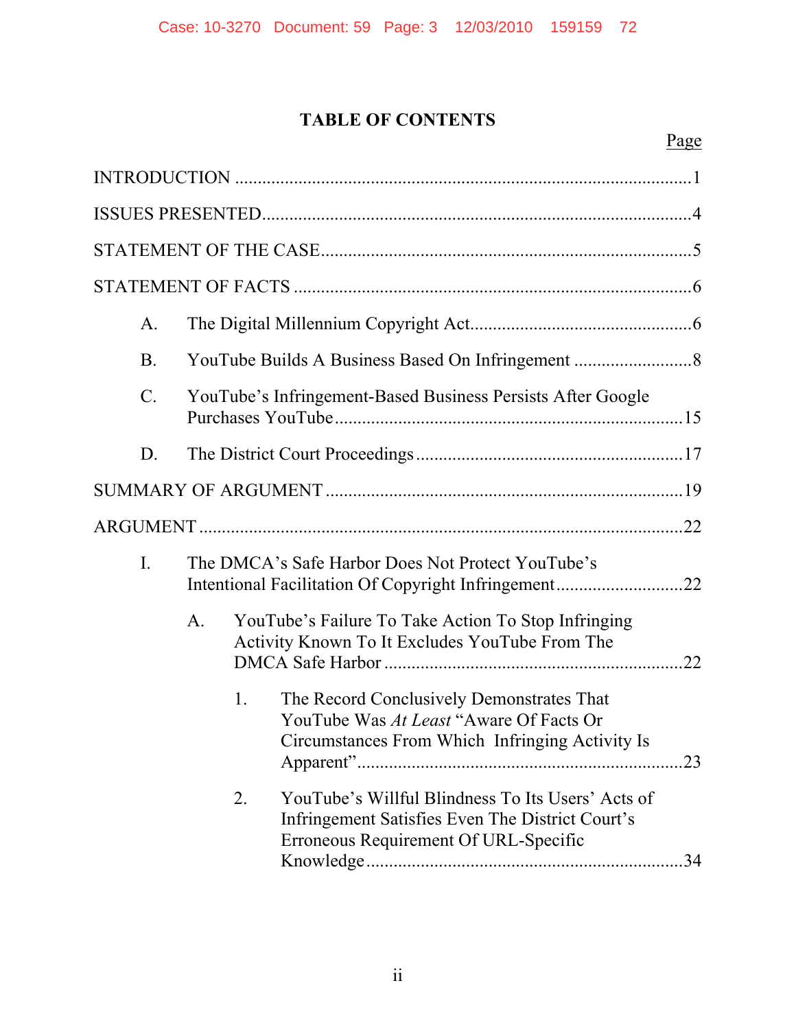# TABLE OF CONTENTS

| | Page |
|---|---|
| INTRODUCTION | 1 |
| ISSUES PRESENTED | 4 |
| STATEMENT OF THE CASE | 5 |
| STATEMENT OF FACTS | 6 |
| A. The Digital Millennium Copyright Act | 6 |
| B. YouTube Builds A Business Based On Infringement | 8 |
| C. YouTube's Infringement-Based Business Persists After Google Purchases YouTube | 15 |
| D. The District Court Proceedings | 17 |
| SUMMARY OF ARGUMENT | 19 |
| ARGUMENT | 22 |
| I. The DMCA's Safe Harbor Does Not Protect YouTube's Intentional Facilitation Of Copyright Infringement | 22 |
| A. YouTube's Failure To Take Action To Stop Infringing Activity Known To It Excludes YouTube From The DMCA Safe Harbor | 22 |
| 1. The Record Conclusively Demonstrates That YouTube Was *At Least* "Aware Of Facts Or Circumstances From Which Infringing Activity Is Apparent" | 23 |
| 2. YouTube's Willful Blindness To Its Users' Acts of Infringement Satisfies Even The District Court's Erroneous Requirement Of URL-Specific Knowledge | 34 |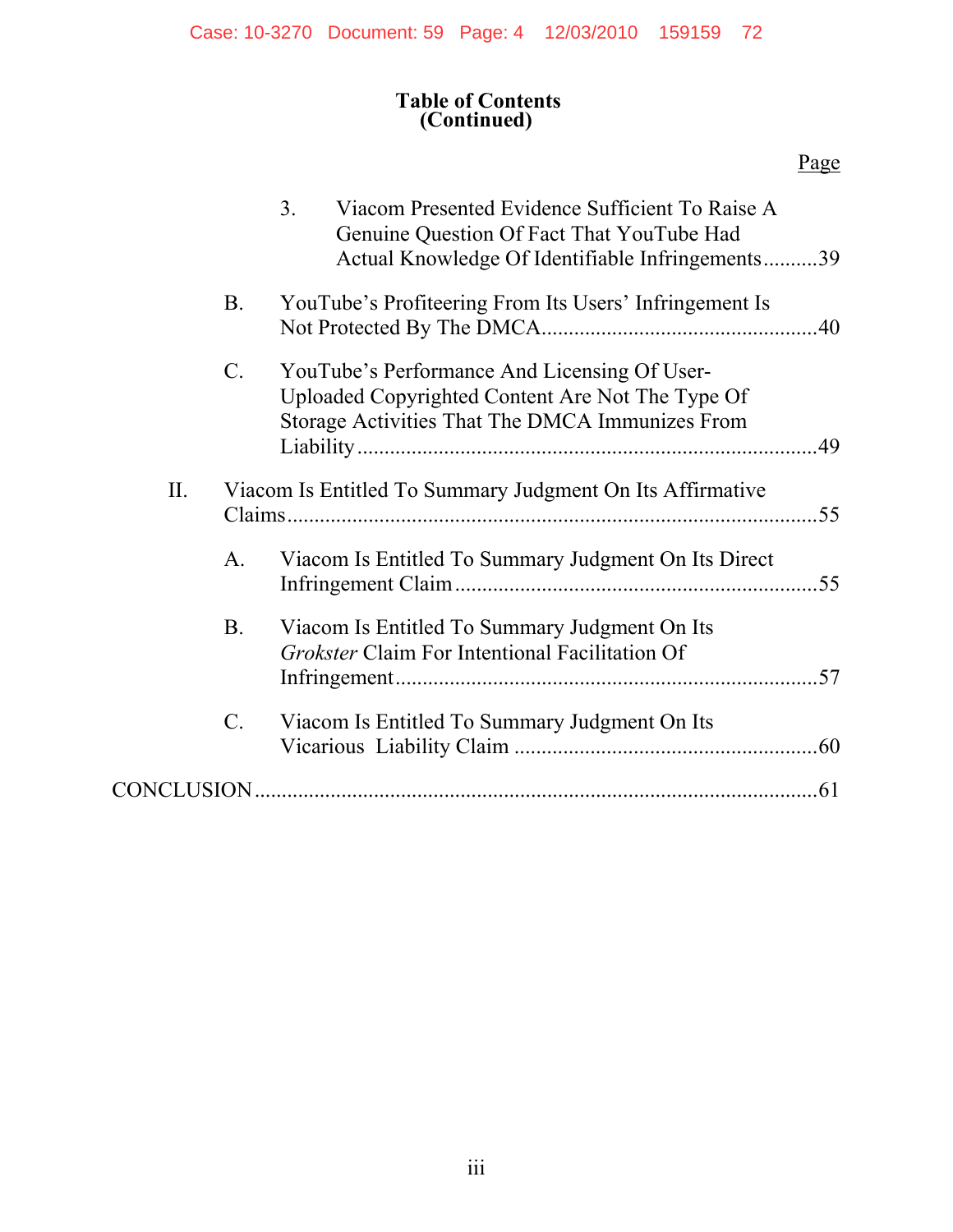## Table of Contents (Continued)

Page

3. Viacom Presented Evidence Sufficient To Raise A Genuine Question Of Fact That YouTube Had Actual Knowledge Of Identifiable Infringements..........39

B. YouTube's Profiteering From Its Users' Infringement Is Not Protected By The DMCA..................................................40

C. YouTube's Performance And Licensing Of User-Uploaded Copyrighted Content Are Not The Type Of Storage Activities That The DMCA Immunizes From Liability...................................................................................49

II. Viacom Is Entitled To Summary Judgment On Its Affirmative Claims...................................................................................................55

A. Viacom Is Entitled To Summary Judgment On Its Direct Infringement Claim..................................................................55

B. Viacom Is Entitled To Summary Judgment On Its *Grokster* Claim For Intentional Facilitation Of Infringement............................................................................57

C. Viacom Is Entitled To Summary Judgment On Its Vicarious Liability Claim.......................................................60

CONCLUSION.......................................................................................61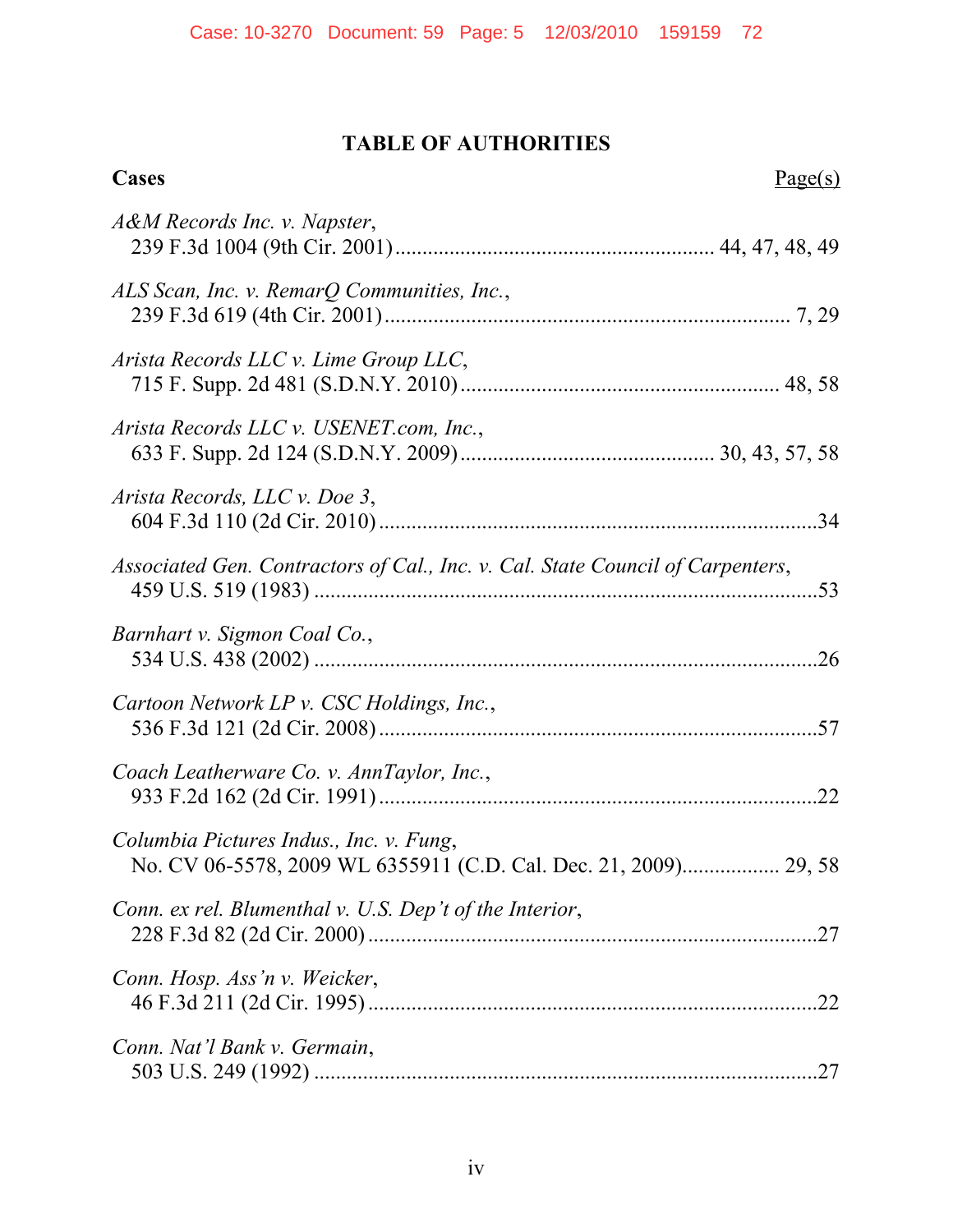# TABLE OF AUTHORITIES

**Cases** Page(s)

*A&M Records Inc. v. Napster*,
239 F.3d 1004 (9th Cir. 2001) .......... 44, 47, 48, 49

*ALS Scan, Inc. v. RemarQ Communities, Inc.*,
239 F.3d 619 (4th Cir. 2001) .......... 7, 29

*Arista Records LLC v. Lime Group LLC*,
715 F. Supp. 2d 481 (S.D.N.Y. 2010) .......... 48, 58

*Arista Records LLC v. USENET.com, Inc.*,
633 F. Supp. 2d 124 (S.D.N.Y. 2009) .......... 30, 43, 57, 58

*Arista Records, LLC v. Doe 3*,
604 F.3d 110 (2d Cir. 2010) .......... 34

*Associated Gen. Contractors of Cal., Inc. v. Cal. State Council of Carpenters*,
459 U.S. 519 (1983) .......... 53

*Barnhart v. Sigmon Coal Co.*,
534 U.S. 438 (2002) .......... 26

*Cartoon Network LP v. CSC Holdings, Inc.*,
536 F.3d 121 (2d Cir. 2008) .......... 57

*Coach Leatherware Co. v. AnnTaylor, Inc.*,
933 F.2d 162 (2d Cir. 1991) .......... 22

*Columbia Pictures Indus., Inc. v. Fung*,
No. CV 06-5578, 2009 WL 6355911 (C.D. Cal. Dec. 21, 2009) .......... 29, 58

*Conn. ex rel. Blumenthal v. U.S. Dep't of the Interior*,
228 F.3d 82 (2d Cir. 2000) .......... 27

*Conn. Hosp. Ass'n v. Weicker*,
46 F.3d 211 (2d Cir. 1995) .......... 22

*Conn. Nat'l Bank v. Germain*,
503 U.S. 249 (1992) .......... 27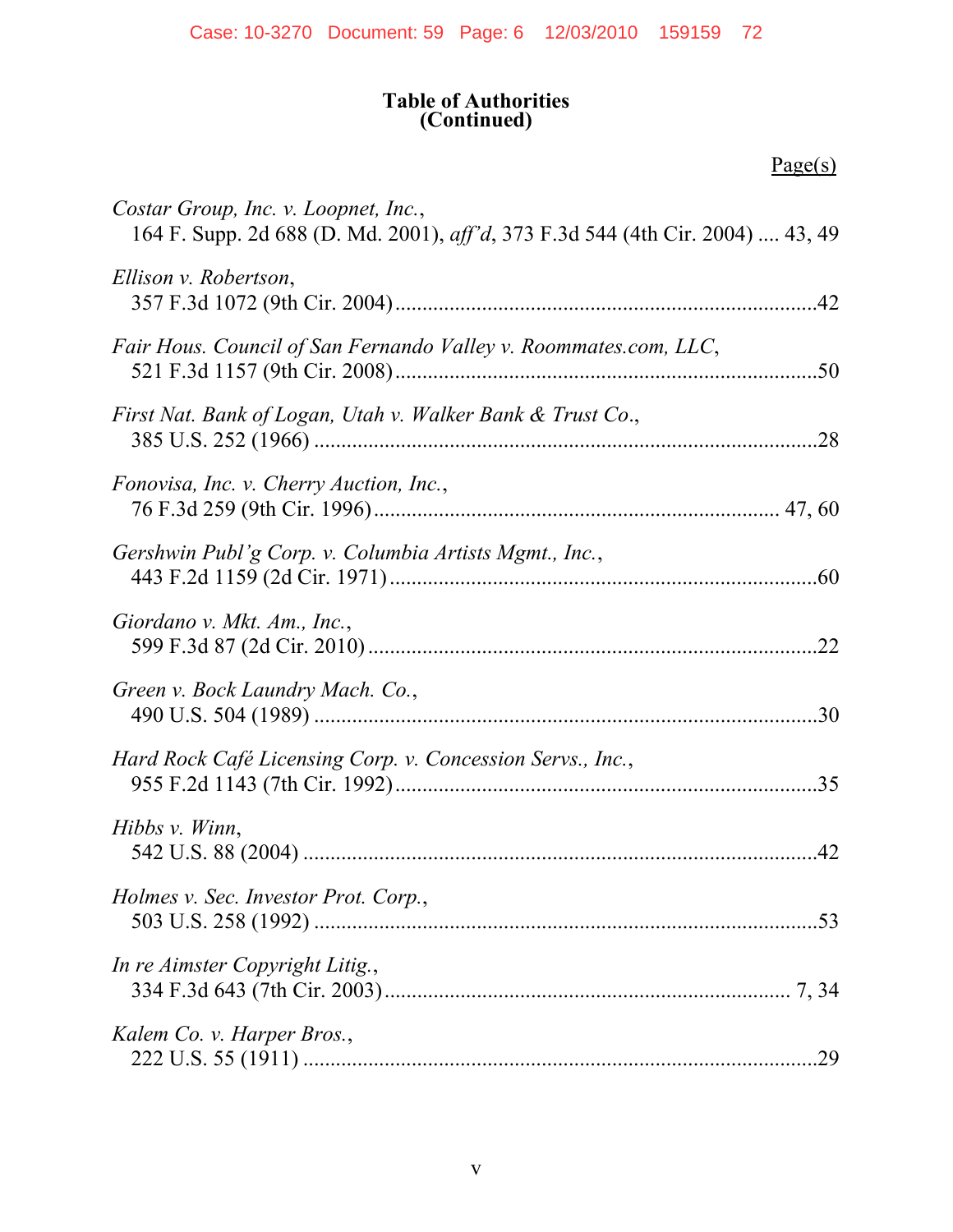**Table of Authorities**
**(Continued)**

Page(s)

*Costar Group, Inc. v. Loopnet, Inc.*,
164 F. Supp. 2d 688 (D. Md. 2001), *aff'd*, 373 F.3d 544 (4th Cir. 2004) .... 43, 49

*Ellison v. Robertson*,
357 F.3d 1072 (9th Cir. 2004)..............................................................................42

*Fair Hous. Council of San Fernando Valley v. Roommates.com, LLC*,
521 F.3d 1157 (9th Cir. 2008)..............................................................................50

*First Nat. Bank of Logan, Utah v. Walker Bank & Trust Co.*,
385 U.S. 252 (1966) .............................................................................................28

*Fonovisa, Inc. v. Cherry Auction, Inc.*,
76 F.3d 259 (9th Cir. 1996).......................................................................... 47, 60

*Gershwin Publ'g Corp. v. Columbia Artists Mgmt., Inc.*,
443 F.2d 1159 (2d Cir. 1971)...............................................................................60

*Giordano v. Mkt. Am., Inc.*,
599 F.3d 87 (2d Cir. 2010)...................................................................................22

*Green v. Bock Laundry Mach. Co.*,
490 U.S. 504 (1989) .............................................................................................30

*Hard Rock Café Licensing Corp. v. Concession Servs., Inc.*,
955 F.2d 1143 (7th Cir. 1992)..............................................................................35

*Hibbs v. Winn*,
542 U.S. 88 (2004) ...............................................................................................42

*Holmes v. Sec. Investor Prot. Corp.*,
503 U.S. 258 (1992) .............................................................................................53

*In re Aimster Copyright Litig.*,
334 F.3d 643 (7th Cir. 2003)............................................................................ 7, 34

*Kalem Co. v. Harper Bros.*,
222 U.S. 55 (1911) ...............................................................................................29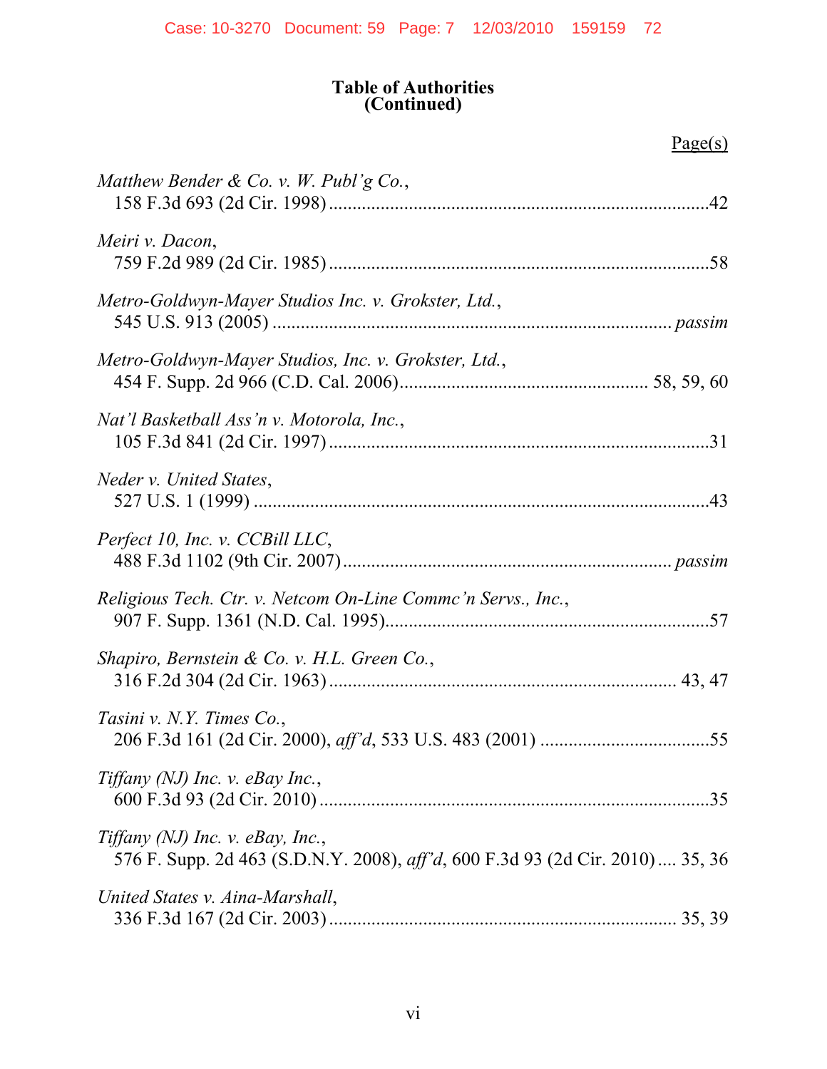**Table of Authorities (Continued)**

Page(s)

*Matthew Bender & Co. v. W. Publ'g Co.*,
158 F.3d 693 (2d Cir. 1998) ....................42

*Meiri v. Dacon*,
759 F.2d 989 (2d Cir. 1985) ....................58

*Metro-Goldwyn-Mayer Studios Inc. v. Grokster, Ltd.*,
545 U.S. 913 (2005) .................... *passim*

*Metro-Goldwyn-Mayer Studios, Inc. v. Grokster, Ltd.*,
454 F. Supp. 2d 966 (C.D. Cal. 2006).................... 58, 59, 60

*Nat'l Basketball Ass'n v. Motorola, Inc.*,
105 F.3d 841 (2d Cir. 1997) ....................31

*Neder v. United States*,
527 U.S. 1 (1999) ....................43

*Perfect 10, Inc. v. CCBill LLC*,
488 F.3d 1102 (9th Cir. 2007) .................... *passim*

*Religious Tech. Ctr. v. Netcom On-Line Commc'n Servs., Inc.*,
907 F. Supp. 1361 (N.D. Cal. 1995)....................57

*Shapiro, Bernstein & Co. v. H.L. Green Co.*,
316 F.2d 304 (2d Cir. 1963) .................... 43, 47

*Tasini v. N.Y. Times Co.*,
206 F.3d 161 (2d Cir. 2000), *aff'd*, 533 U.S. 483 (2001) ....................55

*Tiffany (NJ) Inc. v. eBay Inc.*,
600 F.3d 93 (2d Cir. 2010) ....................35

*Tiffany (NJ) Inc. v. eBay, Inc.*,
576 F. Supp. 2d 463 (S.D.N.Y. 2008), *aff'd*, 600 F.3d 93 (2d Cir. 2010) .... 35, 36

*United States v. Aina-Marshall*,
336 F.3d 167 (2d Cir. 2003) .................... 35, 39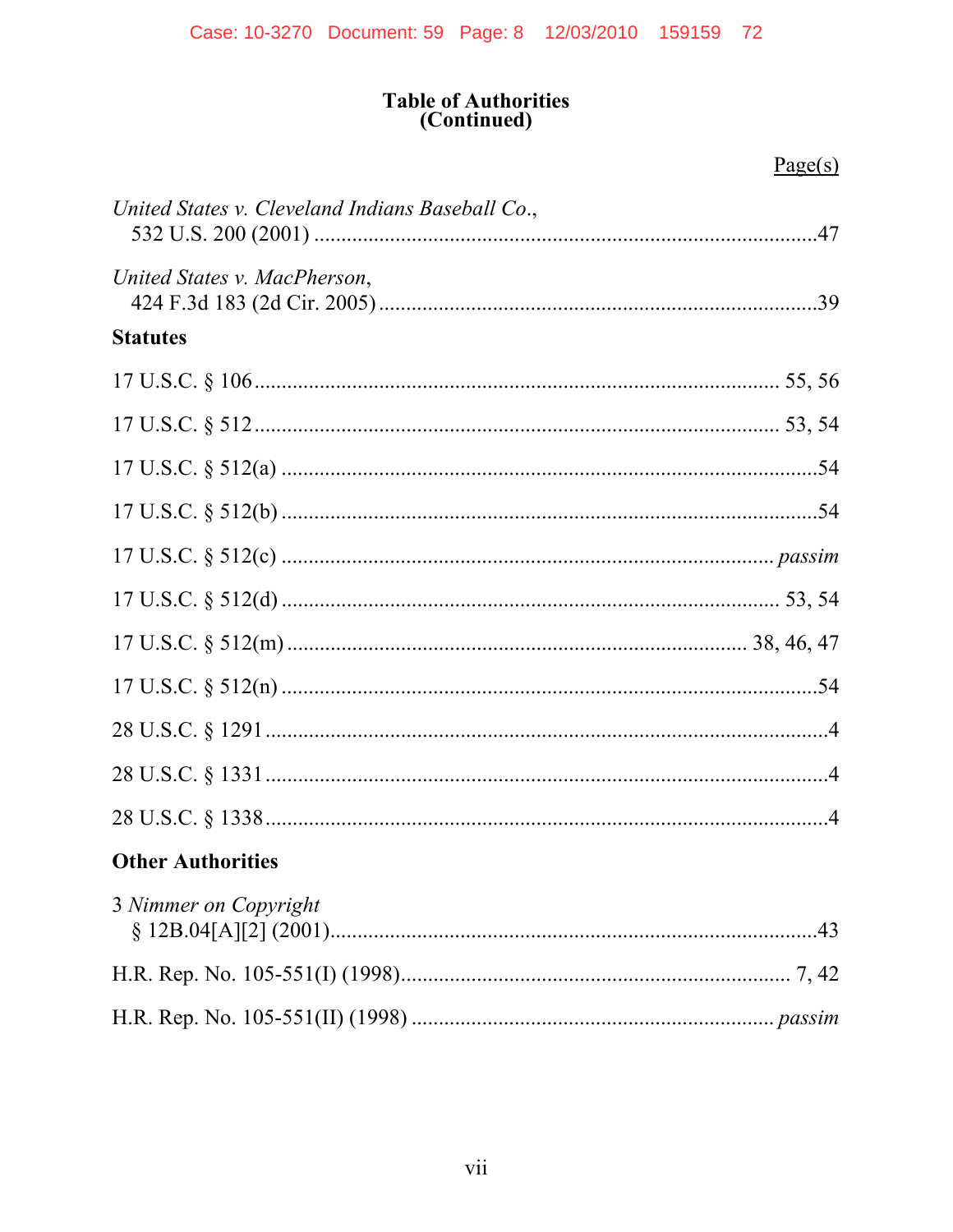# Table of Authorities (Continued)

Page(s)

*United States v. Cleveland Indians Baseball Co.*,
532 U.S. 200 (2001) ....................................................................................47

*United States v. MacPherson*,
424 F.3d 183 (2d Cir. 2005) ........................................................................39

**Statutes**

17 U.S.C. § 106 .......................................................................................... 55, 56

17 U.S.C. § 512 .......................................................................................... 53, 54

17 U.S.C. § 512(a) .............................................................................................54

17 U.S.C. § 512(b) .............................................................................................54

17 U.S.C. § 512(c) ...................................................................................... *passim*

17 U.S.C. § 512(d) ...................................................................................... 53, 54

17 U.S.C. § 512(m) ................................................................................ 38, 46, 47

17 U.S.C. § 512(n) .............................................................................................54

28 U.S.C. § 1291 ..................................................................................................4

28 U.S.C. § 1331 ..................................................................................................4

28 U.S.C. § 1338 ..................................................................................................4

**Other Authorities**

3 *Nimmer on Copyright*
§ 12B.04[A][2] (2001)..................................................................................43

H.R. Rep. No. 105-551(I) (1998)................................................................... 7, 42

H.R. Rep. No. 105-551(II) (1998) ............................................................... *passim*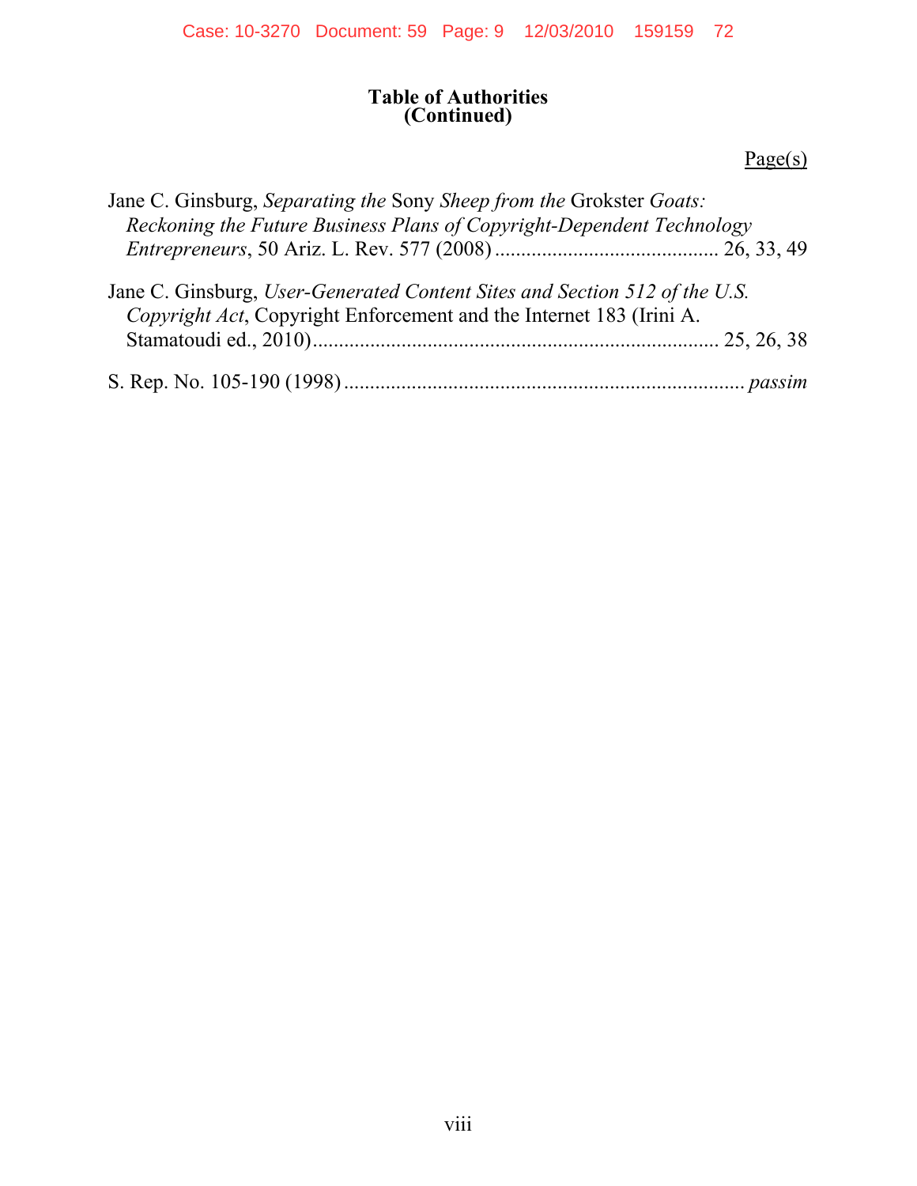**Table of Authorities**
**(Continued)**

Page(s)

Jane C. Ginsburg, *Separating the* Sony *Sheep from the* Grokster *Goats: Reckoning the Future Business Plans of Copyright-Dependent Technology Entrepreneurs*, 50 Ariz. L. Rev. 577 (2008) .......................................... 26, 33, 49

Jane C. Ginsburg, *User-Generated Content Sites and Section 512 of the U.S. Copyright Act*, Copyright Enforcement and the Internet 183 (Irini A. Stamatoudi ed., 2010)............................................................................ 25, 26, 38

S. Rep. No. 105-190 (1998) ............................................................................ *passim*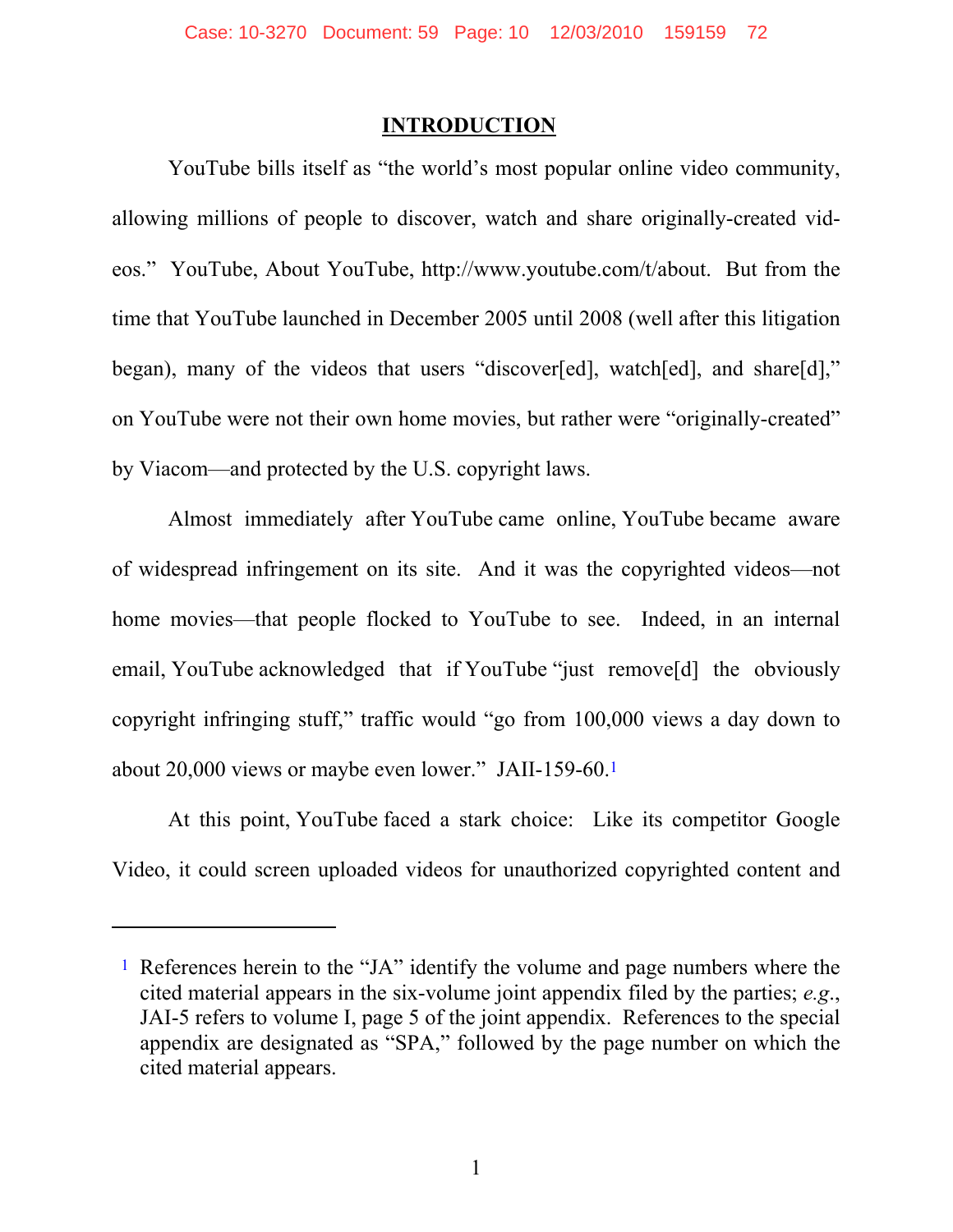## INTRODUCTION

YouTube bills itself as "the world's most popular online video community, allowing millions of people to discover, watch and share originally-created videos." YouTube, About YouTube, http://www.youtube.com/t/about. But from the time that YouTube launched in December 2005 until 2008 (well after this litigation began), many of the videos that users "discover[ed], watch[ed], and share[d]," on YouTube were not their own home movies, but rather were "originally-created" by Viacom—and protected by the U.S. copyright laws.

Almost immediately after YouTube came online, YouTube became aware of widespread infringement on its site. And it was the copyrighted videos—not home movies—that people flocked to YouTube to see. Indeed, in an internal email, YouTube acknowledged that if YouTube "just remove[d] the obviously copyright infringing stuff," traffic would "go from 100,000 views a day down to about 20,000 views or maybe even lower." JAII-159-60.[1]

At this point, YouTube faced a stark choice: Like its competitor Google Video, it could screen uploaded videos for unauthorized copyrighted content and

[1] References herein to the "JA" identify the volume and page numbers where the cited material appears in the six-volume joint appendix filed by the parties; *e.g.*, JAI-5 refers to volume I, page 5 of the joint appendix. References to the special appendix are designated as "SPA," followed by the page number on which the cited material appears.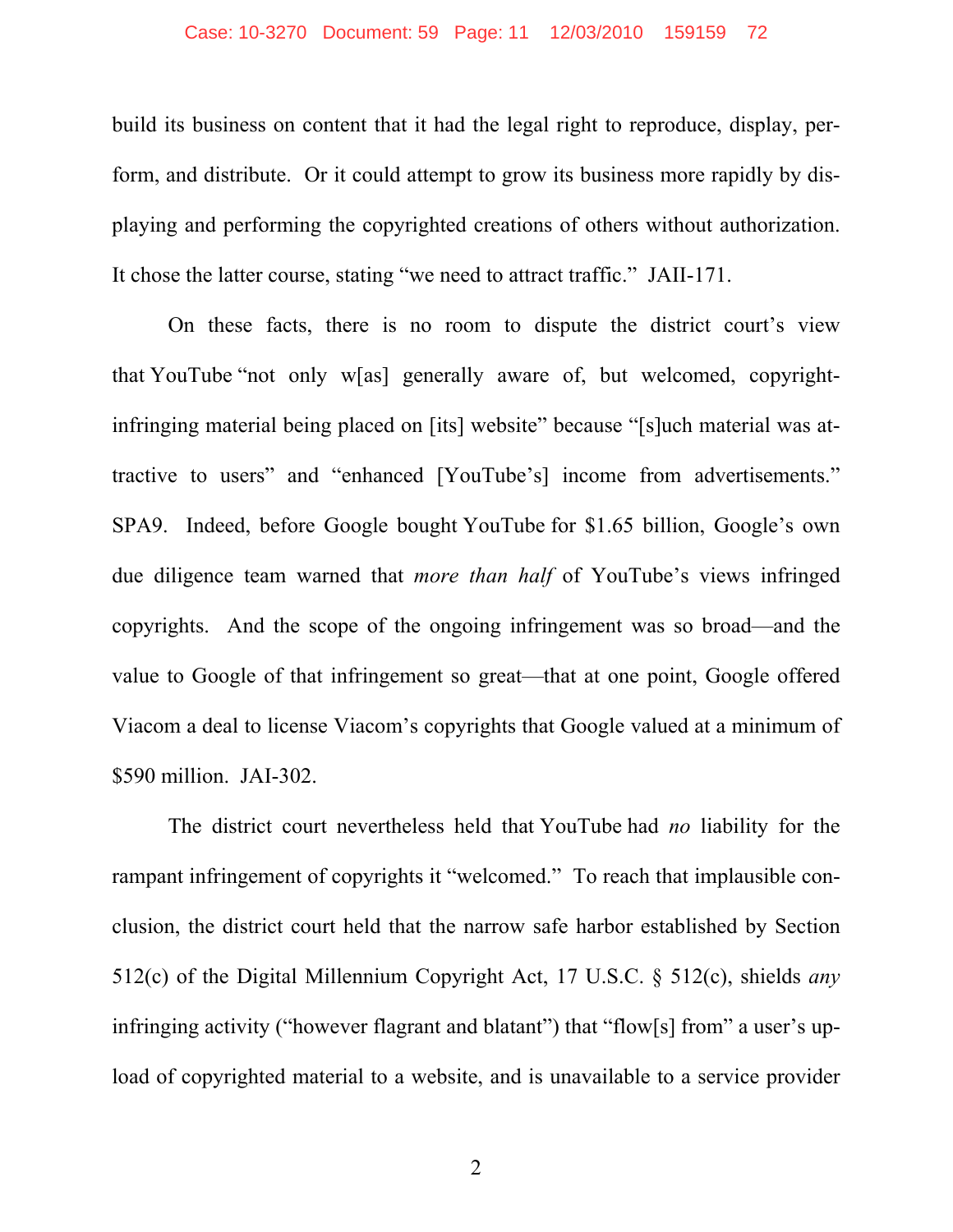build its business on content that it had the legal right to reproduce, display, perform, and distribute. Or it could attempt to grow its business more rapidly by displaying and performing the copyrighted creations of others without authorization. It chose the latter course, stating "we need to attract traffic." JAII-171.

On these facts, there is no room to dispute the district court's view that YouTube "not only w[as] generally aware of, but welcomed, copyright-infringing material being placed on [its] website" because "[s]uch material was attractive to users" and "enhanced [YouTube's] income from advertisements." SPA9. Indeed, before Google bought YouTube for $1.65 billion, Google's own due diligence team warned that *more than half* of YouTube's views infringed copyrights. And the scope of the ongoing infringement was so broad—and the value to Google of that infringement so great—that at one point, Google offered Viacom a deal to license Viacom's copyrights that Google valued at a minimum of $590 million. JAI-302.

The district court nevertheless held that YouTube had *no* liability for the rampant infringement of copyrights it "welcomed." To reach that implausible conclusion, the district court held that the narrow safe harbor established by Section 512(c) of the Digital Millennium Copyright Act, 17 U.S.C. § 512(c), shields *any* infringing activity ("however flagrant and blatant") that "flow[s] from" a user's upload of copyrighted material to a website, and is unavailable to a service provider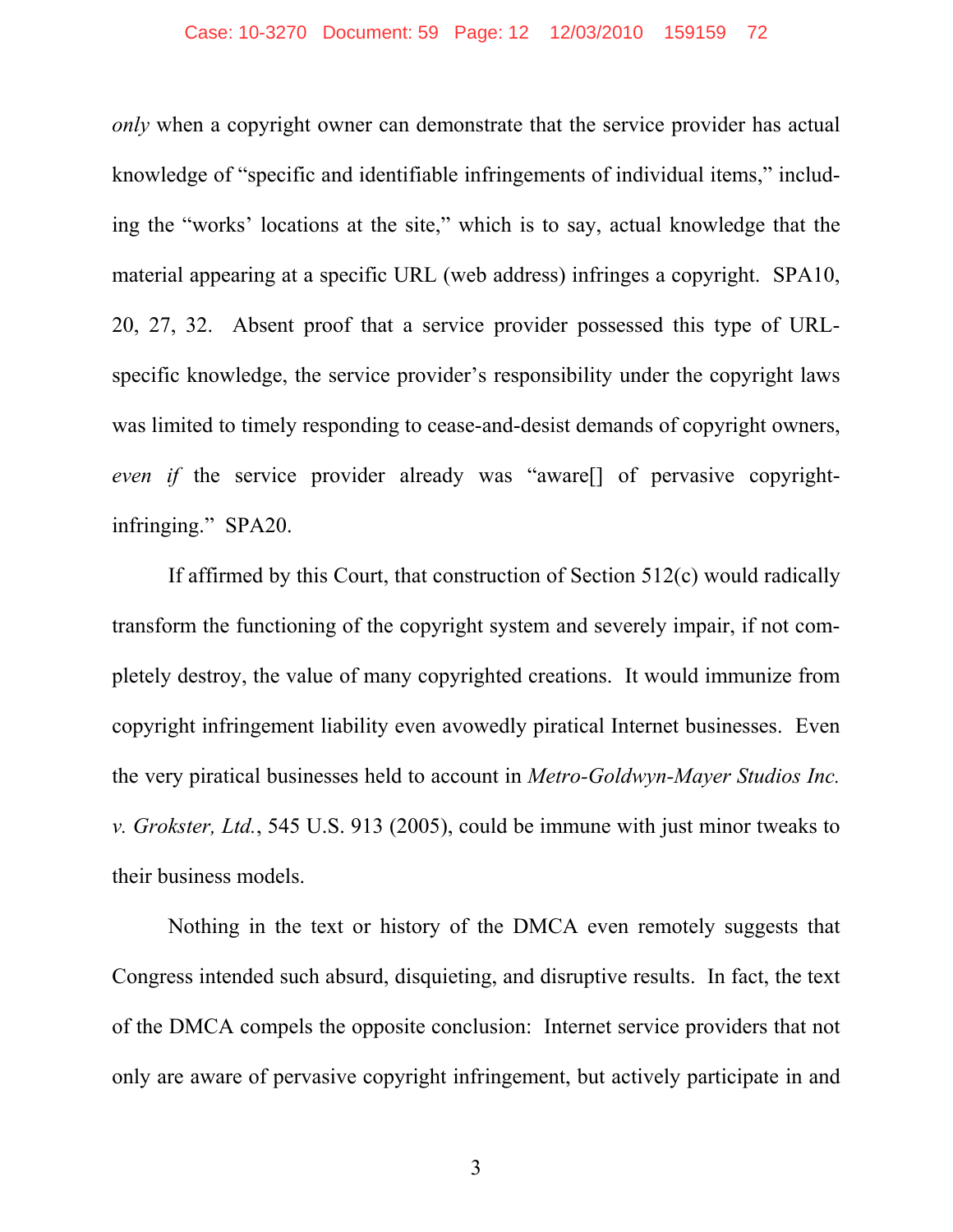*only* when a copyright owner can demonstrate that the service provider has actual knowledge of "specific and identifiable infringements of individual items," including the "works' locations at the site," which is to say, actual knowledge that the material appearing at a specific URL (web address) infringes a copyright. SPA10, 20, 27, 32. Absent proof that a service provider possessed this type of URL-specific knowledge, the service provider's responsibility under the copyright laws was limited to timely responding to cease-and-desist demands of copyright owners, *even if* the service provider already was "aware[] of pervasive copyright-infringing." SPA20.

If affirmed by this Court, that construction of Section 512(c) would radically transform the functioning of the copyright system and severely impair, if not completely destroy, the value of many copyrighted creations. It would immunize from copyright infringement liability even avowedly piratical Internet businesses. Even the very piratical businesses held to account in *Metro-Goldwyn-Mayer Studios Inc. v. Grokster, Ltd.*, 545 U.S. 913 (2005), could be immune with just minor tweaks to their business models.

Nothing in the text or history of the DMCA even remotely suggests that Congress intended such absurd, disquieting, and disruptive results. In fact, the text of the DMCA compels the opposite conclusion: Internet service providers that not only are aware of pervasive copyright infringement, but actively participate in and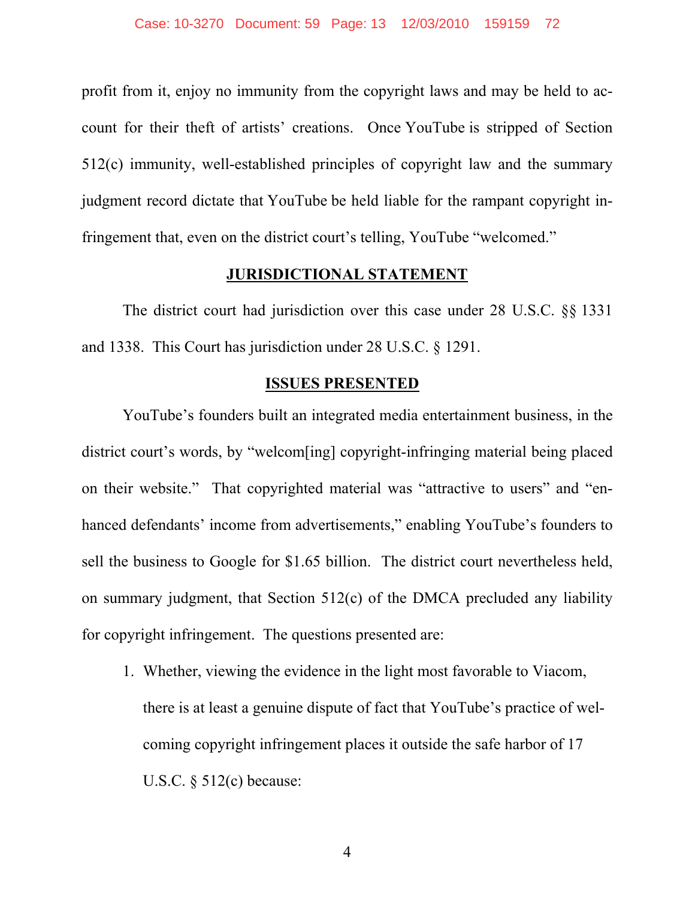profit from it, enjoy no immunity from the copyright laws and may be held to account for their theft of artists' creations. Once YouTube is stripped of Section 512(c) immunity, well-established principles of copyright law and the summary judgment record dictate that YouTube be held liable for the rampant copyright infringement that, even on the district court's telling, YouTube "welcomed."

## JURISDICTIONAL STATEMENT

The district court had jurisdiction over this case under 28 U.S.C. §§ 1331 and 1338. This Court has jurisdiction under 28 U.S.C. § 1291.

## ISSUES PRESENTED

YouTube's founders built an integrated media entertainment business, in the district court's words, by "welcom[ing] copyright-infringing material being placed on their website." That copyrighted material was "attractive to users" and "enhanced defendants' income from advertisements," enabling YouTube's founders to sell the business to Google for $1.65 billion. The district court nevertheless held, on summary judgment, that Section 512(c) of the DMCA precluded any liability for copyright infringement. The questions presented are:

1. Whether, viewing the evidence in the light most favorable to Viacom, there is at least a genuine dispute of fact that YouTube's practice of welcoming copyright infringement places it outside the safe harbor of 17 U.S.C. § 512(c) because: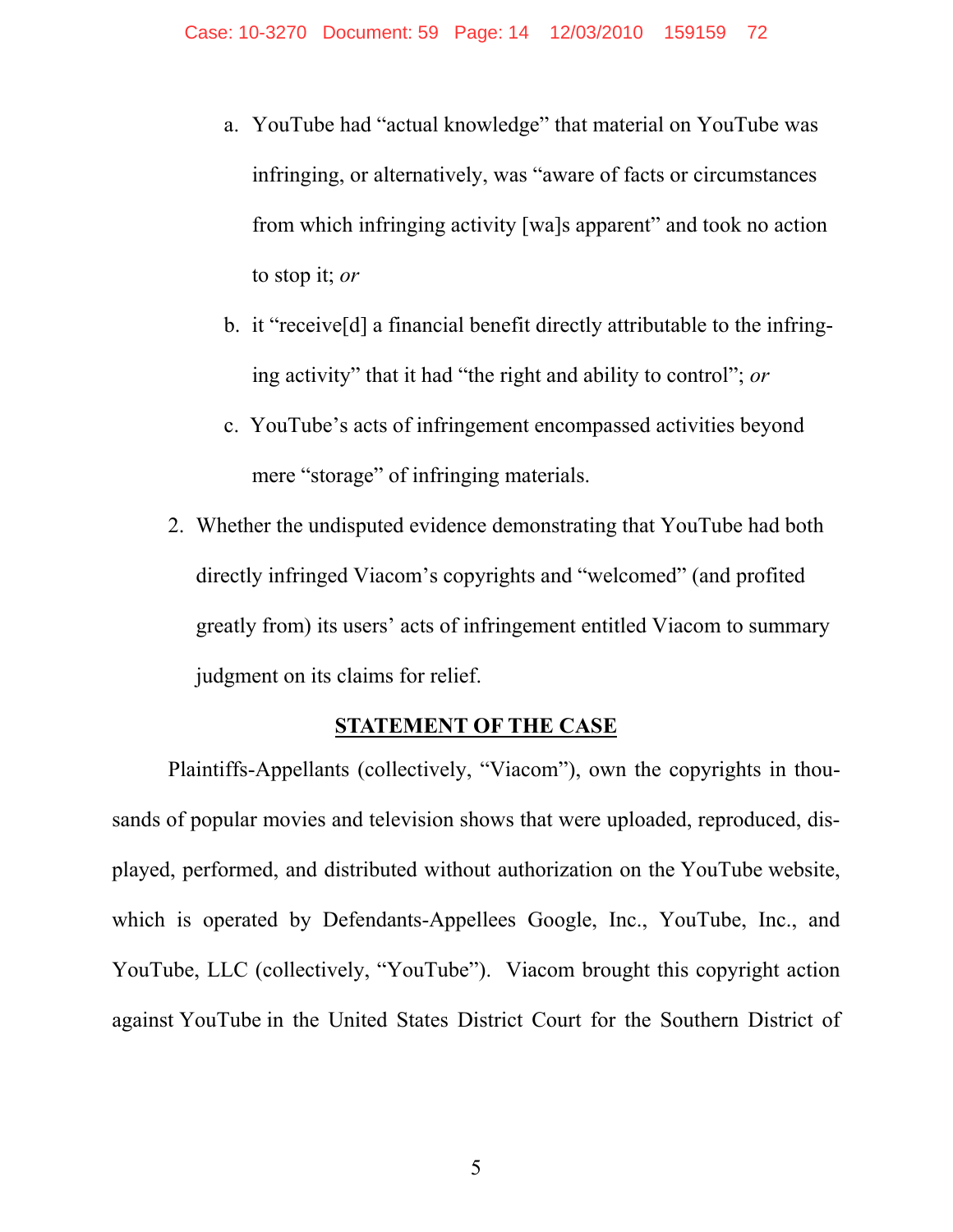a. YouTube had "actual knowledge" that material on YouTube was infringing, or alternatively, was "aware of facts or circumstances from which infringing activity [wa]s apparent" and took no action to stop it; *or*

b. it "receive[d] a financial benefit directly attributable to the infringing activity" that it had "the right and ability to control"; *or*

c. YouTube's acts of infringement encompassed activities beyond mere "storage" of infringing materials.

2. Whether the undisputed evidence demonstrating that YouTube had both directly infringed Viacom's copyrights and "welcomed" (and profited greatly from) its users' acts of infringement entitled Viacom to summary judgment on its claims for relief.

## STATEMENT OF THE CASE

Plaintiffs-Appellants (collectively, "Viacom"), own the copyrights in thousands of popular movies and television shows that were uploaded, reproduced, displayed, performed, and distributed without authorization on the YouTube website, which is operated by Defendants-Appellees Google, Inc., YouTube, Inc., and YouTube, LLC (collectively, "YouTube"). Viacom brought this copyright action against YouTube in the United States District Court for the Southern District of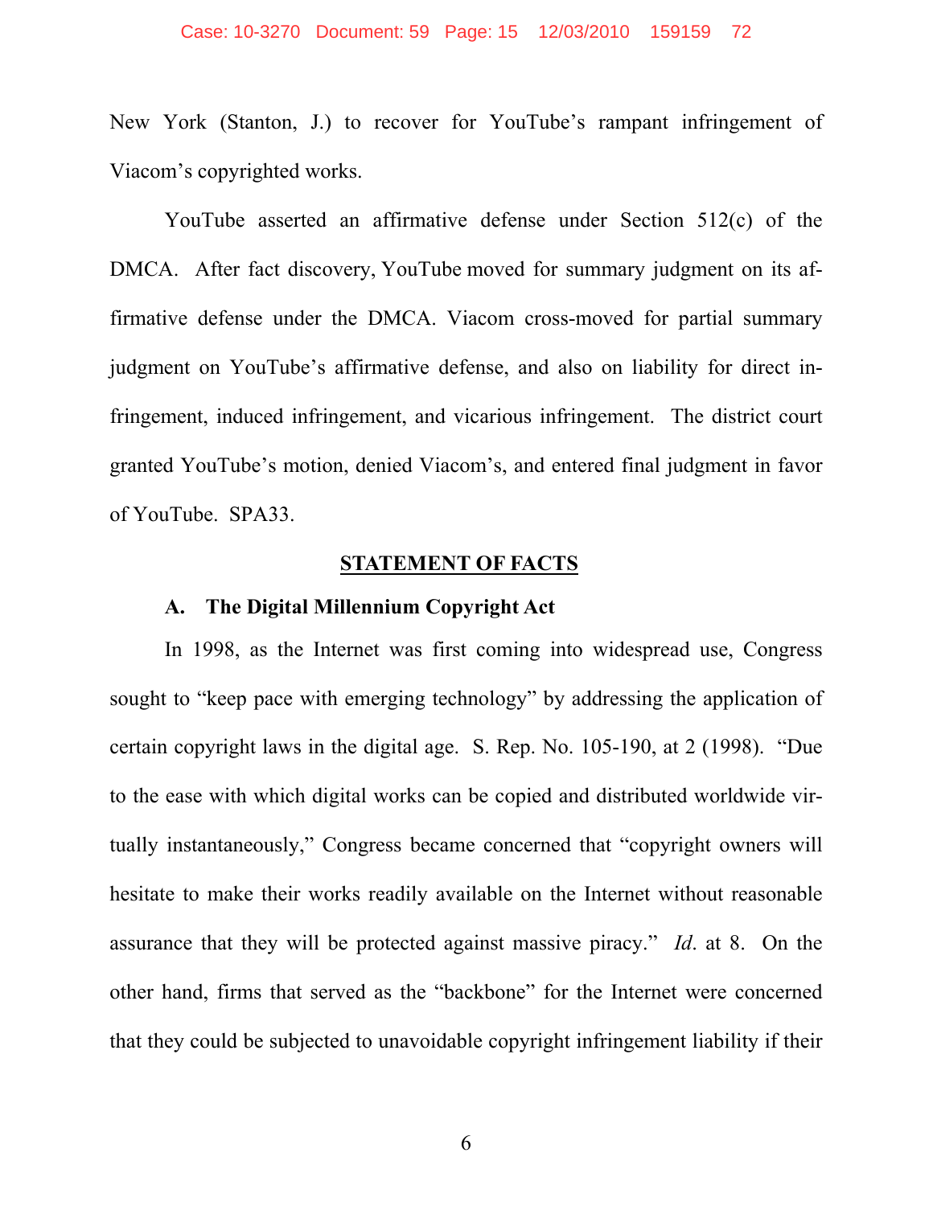New York (Stanton, J.) to recover for YouTube's rampant infringement of Viacom's copyrighted works.

YouTube asserted an affirmative defense under Section 512(c) of the DMCA. After fact discovery, YouTube moved for summary judgment on its affirmative defense under the DMCA. Viacom cross-moved for partial summary judgment on YouTube's affirmative defense, and also on liability for direct infringement, induced infringement, and vicarious infringement. The district court granted YouTube's motion, denied Viacom's, and entered final judgment in favor of YouTube. SPA33.

## STATEMENT OF FACTS

### A. The Digital Millennium Copyright Act

In 1998, as the Internet was first coming into widespread use, Congress sought to "keep pace with emerging technology" by addressing the application of certain copyright laws in the digital age. S. Rep. No. 105-190, at 2 (1998). "Due to the ease with which digital works can be copied and distributed worldwide virtually instantaneously," Congress became concerned that "copyright owners will hesitate to make their works readily available on the Internet without reasonable assurance that they will be protected against massive piracy." *Id*. at 8. On the other hand, firms that served as the "backbone" for the Internet were concerned that they could be subjected to unavoidable copyright infringement liability if their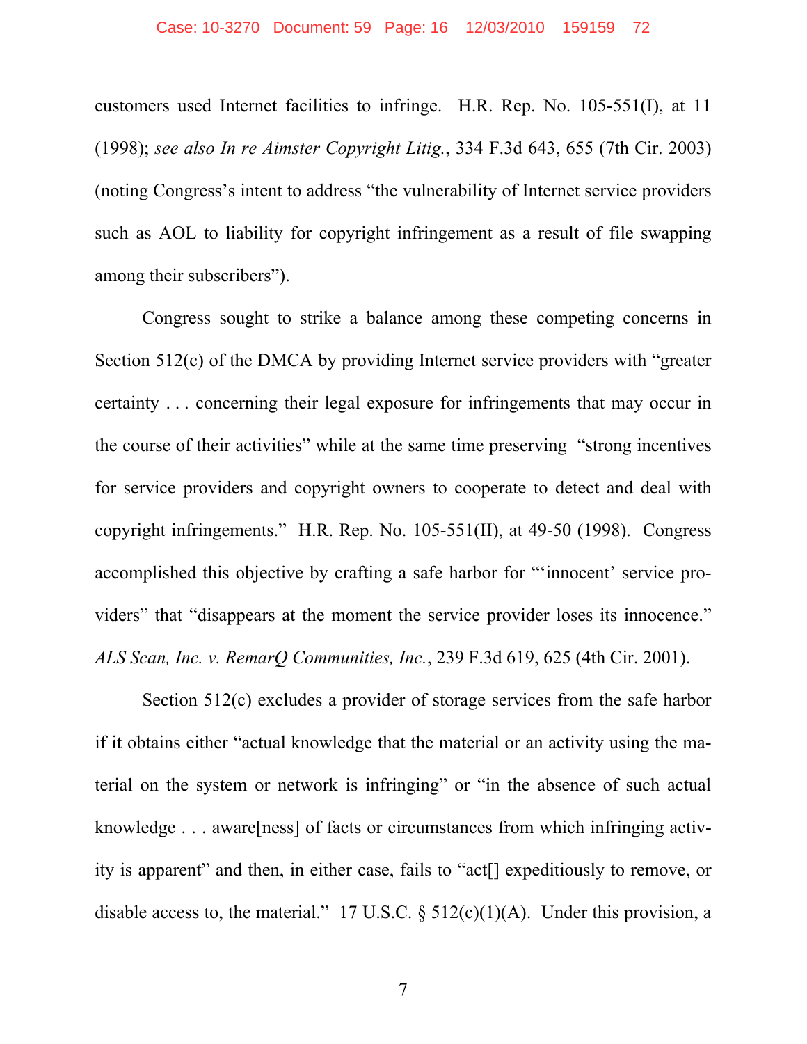customers used Internet facilities to infringe. H.R. Rep. No. 105-551(I), at 11 (1998); *see also In re Aimster Copyright Litig.*, 334 F.3d 643, 655 (7th Cir. 2003) (noting Congress's intent to address "the vulnerability of Internet service providers such as AOL to liability for copyright infringement as a result of file swapping among their subscribers").

Congress sought to strike a balance among these competing concerns in Section 512(c) of the DMCA by providing Internet service providers with "greater certainty . . . concerning their legal exposure for infringements that may occur in the course of their activities" while at the same time preserving "strong incentives for service providers and copyright owners to cooperate to detect and deal with copyright infringements." H.R. Rep. No. 105-551(II), at 49-50 (1998). Congress accomplished this objective by crafting a safe harbor for "'innocent' service providers" that "disappears at the moment the service provider loses its innocence." *ALS Scan, Inc. v. RemarQ Communities, Inc.*, 239 F.3d 619, 625 (4th Cir. 2001).

Section 512(c) excludes a provider of storage services from the safe harbor if it obtains either "actual knowledge that the material or an activity using the material on the system or network is infringing" or "in the absence of such actual knowledge . . . aware[ness] of facts or circumstances from which infringing activity is apparent" and then, in either case, fails to "act[] expeditiously to remove, or disable access to, the material." 17 U.S.C. § 512(c)(1)(A). Under this provision, a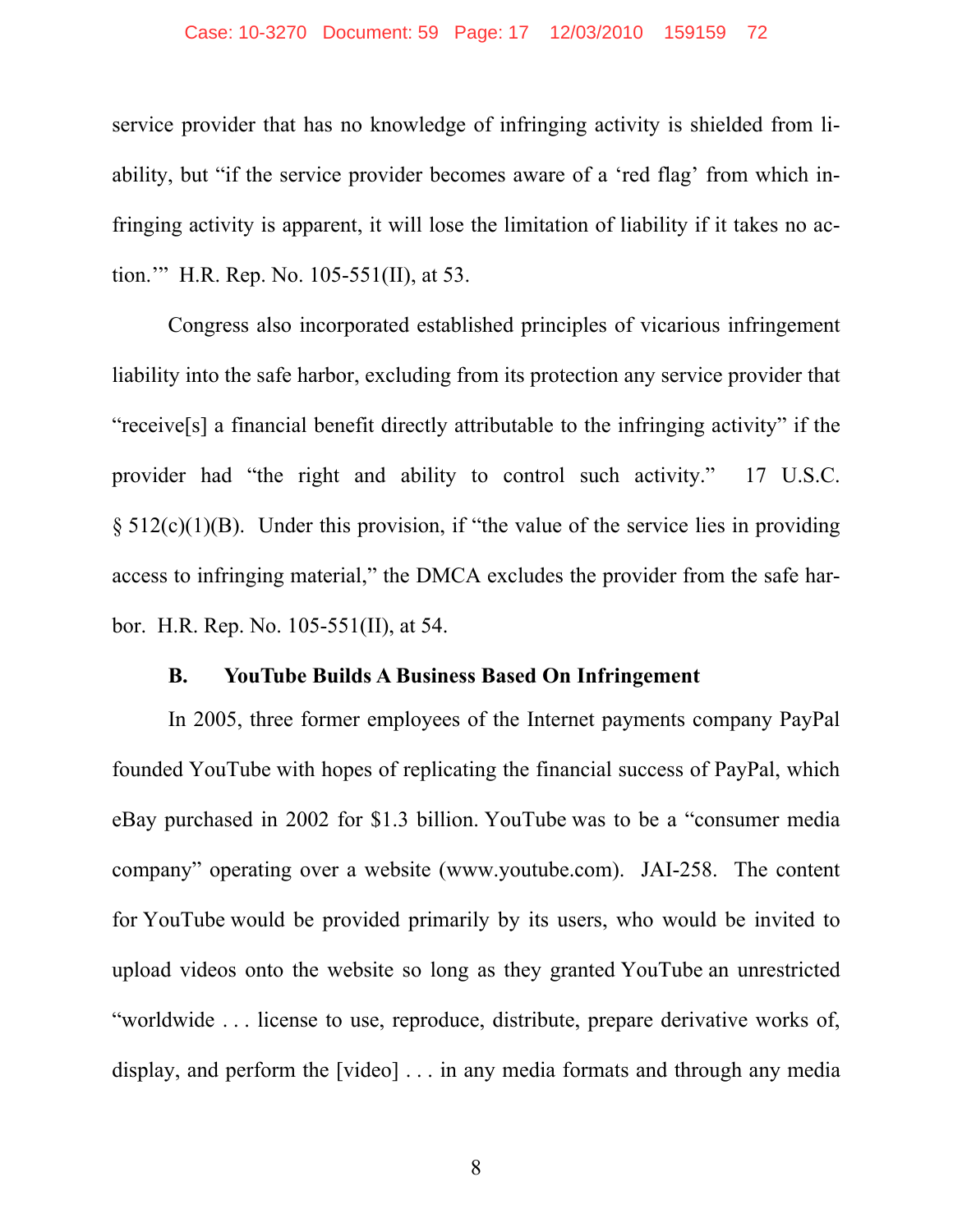service provider that has no knowledge of infringing activity is shielded from liability, but "if the service provider becomes aware of a 'red flag' from which infringing activity is apparent, it will lose the limitation of liability if it takes no action.'" H.R. Rep. No. 105-551(II), at 53.

Congress also incorporated established principles of vicarious infringement liability into the safe harbor, excluding from its protection any service provider that "receive[s] a financial benefit directly attributable to the infringing activity" if the provider had "the right and ability to control such activity." 17 U.S.C. § 512(c)(1)(B). Under this provision, if "the value of the service lies in providing access to infringing material," the DMCA excludes the provider from the safe harbor. H.R. Rep. No. 105-551(II), at 54.

### B. YouTube Builds A Business Based On Infringement

In 2005, three former employees of the Internet payments company PayPal founded YouTube with hopes of replicating the financial success of PayPal, which eBay purchased in 2002 for $1.3 billion. YouTube was to be a "consumer media company" operating over a website (www.youtube.com). JAI-258. The content for YouTube would be provided primarily by its users, who would be invited to upload videos onto the website so long as they granted YouTube an unrestricted "worldwide . . . license to use, reproduce, distribute, prepare derivative works of, display, and perform the [video] . . . in any media formats and through any media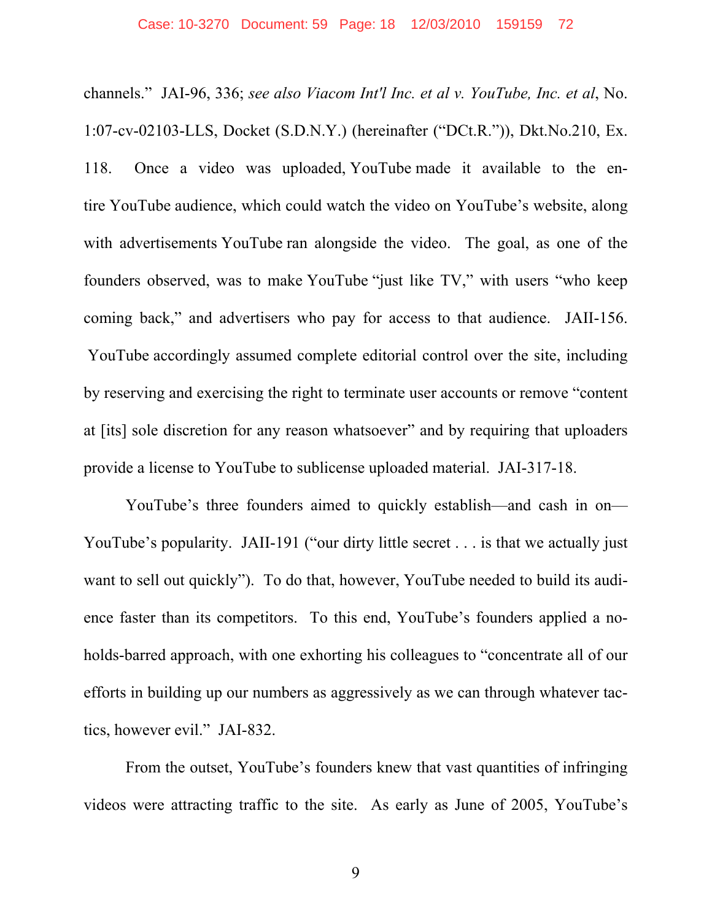channels." JAI-96, 336; *see also Viacom Int'l Inc. et al v. YouTube, Inc. et al*, No. 1:07-cv-02103-LLS, Docket (S.D.N.Y.) (hereinafter ("DCt.R.")), Dkt.No.210, Ex. 118. Once a video was uploaded, YouTube made it available to the entire YouTube audience, which could watch the video on YouTube's website, along with advertisements YouTube ran alongside the video. The goal, as one of the founders observed, was to make YouTube "just like TV," with users "who keep coming back," and advertisers who pay for access to that audience. JAII-156. YouTube accordingly assumed complete editorial control over the site, including by reserving and exercising the right to terminate user accounts or remove "content at [its] sole discretion for any reason whatsoever" and by requiring that uploaders provide a license to YouTube to sublicense uploaded material. JAI-317-18.

YouTube's three founders aimed to quickly establish—and cash in on—YouTube's popularity. JAII-191 ("our dirty little secret . . . is that we actually just want to sell out quickly"). To do that, however, YouTube needed to build its audience faster than its competitors. To this end, YouTube's founders applied a no-holds-barred approach, with one exhorting his colleagues to "concentrate all of our efforts in building up our numbers as aggressively as we can through whatever tactics, however evil." JAI-832.

From the outset, YouTube's founders knew that vast quantities of infringing videos were attracting traffic to the site. As early as June of 2005, YouTube's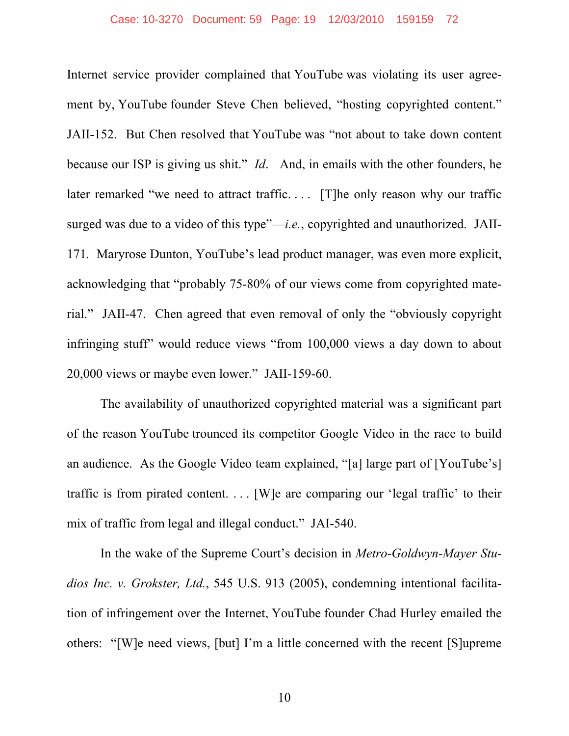Internet service provider complained that YouTube was violating its user agreement by, YouTube founder Steve Chen believed, "hosting copyrighted content." JAII-152. But Chen resolved that YouTube was "not about to take down content because our ISP is giving us shit." *Id*. And, in emails with the other founders, he later remarked "we need to attract traffic. . . . [T]he only reason why our traffic surged was due to a video of this type"—*i.e.*, copyrighted and unauthorized. JAII-171. Maryrose Dunton, YouTube's lead product manager, was even more explicit, acknowledging that "probably 75-80% of our views come from copyrighted material." JAII-47. Chen agreed that even removal of only the "obviously copyright infringing stuff" would reduce views "from 100,000 views a day down to about 20,000 views or maybe even lower." JAII-159-60.

The availability of unauthorized copyrighted material was a significant part of the reason YouTube trounced its competitor Google Video in the race to build an audience. As the Google Video team explained, "[a] large part of [YouTube's] traffic is from pirated content. . . . [W]e are comparing our 'legal traffic' to their mix of traffic from legal and illegal conduct." JAI-540.

In the wake of the Supreme Court's decision in *Metro-Goldwyn-Mayer Studios Inc. v. Grokster, Ltd.*, 545 U.S. 913 (2005), condemning intentional facilitation of infringement over the Internet, YouTube founder Chad Hurley emailed the others: "[W]e need views, [but] I'm a little concerned with the recent [S]upreme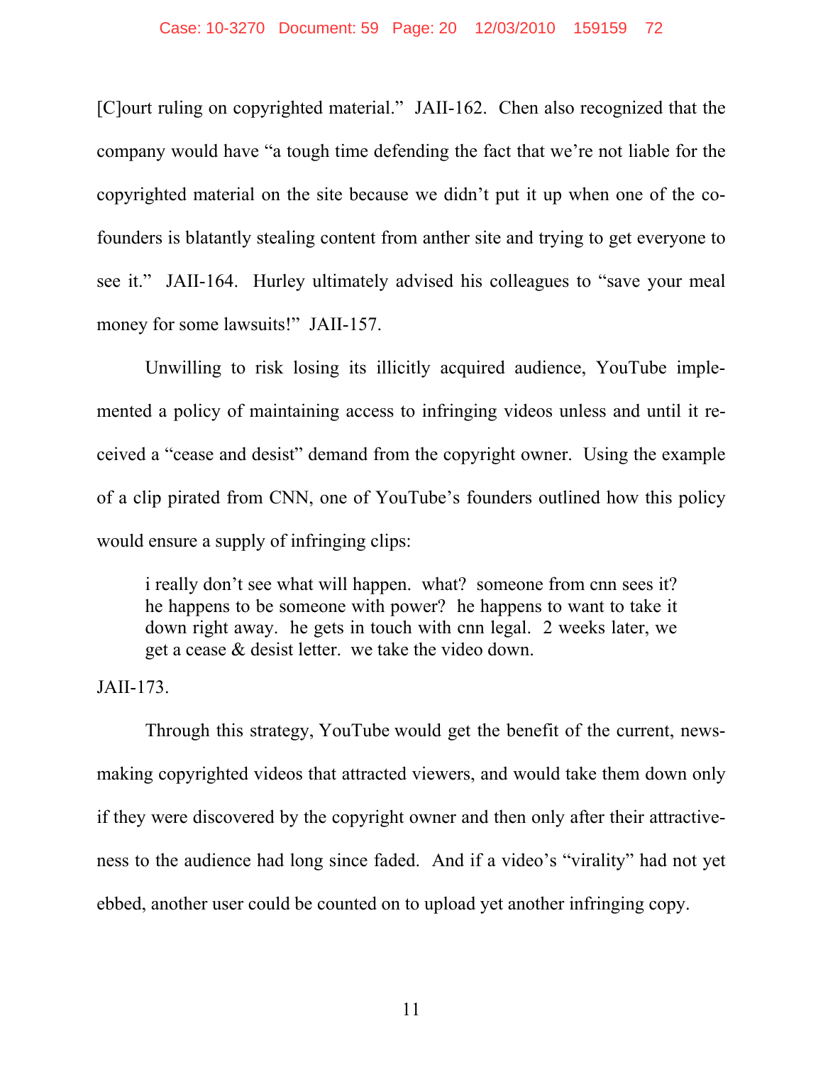[C]ourt ruling on copyrighted material." JAII-162. Chen also recognized that the company would have "a tough time defending the fact that we're not liable for the copyrighted material on the site because we didn't put it up when one of the co-founders is blatantly stealing content from anther site and trying to get everyone to see it." JAII-164. Hurley ultimately advised his colleagues to "save your meal money for some lawsuits!" JAII-157.

Unwilling to risk losing its illicitly acquired audience, YouTube implemented a policy of maintaining access to infringing videos unless and until it received a "cease and desist" demand from the copyright owner. Using the example of a clip pirated from CNN, one of YouTube's founders outlined how this policy would ensure a supply of infringing clips:

> i really don't see what will happen. what? someone from cnn sees it? he happens to be someone with power? he happens to want to take it down right away. he gets in touch with cnn legal. 2 weeks later, we get a cease & desist letter. we take the video down.

JAII-173.

Through this strategy, YouTube would get the benefit of the current, news-making copyrighted videos that attracted viewers, and would take them down only if they were discovered by the copyright owner and then only after their attractiveness to the audience had long since faded. And if a video's "virality" had not yet ebbed, another user could be counted on to upload yet another infringing copy.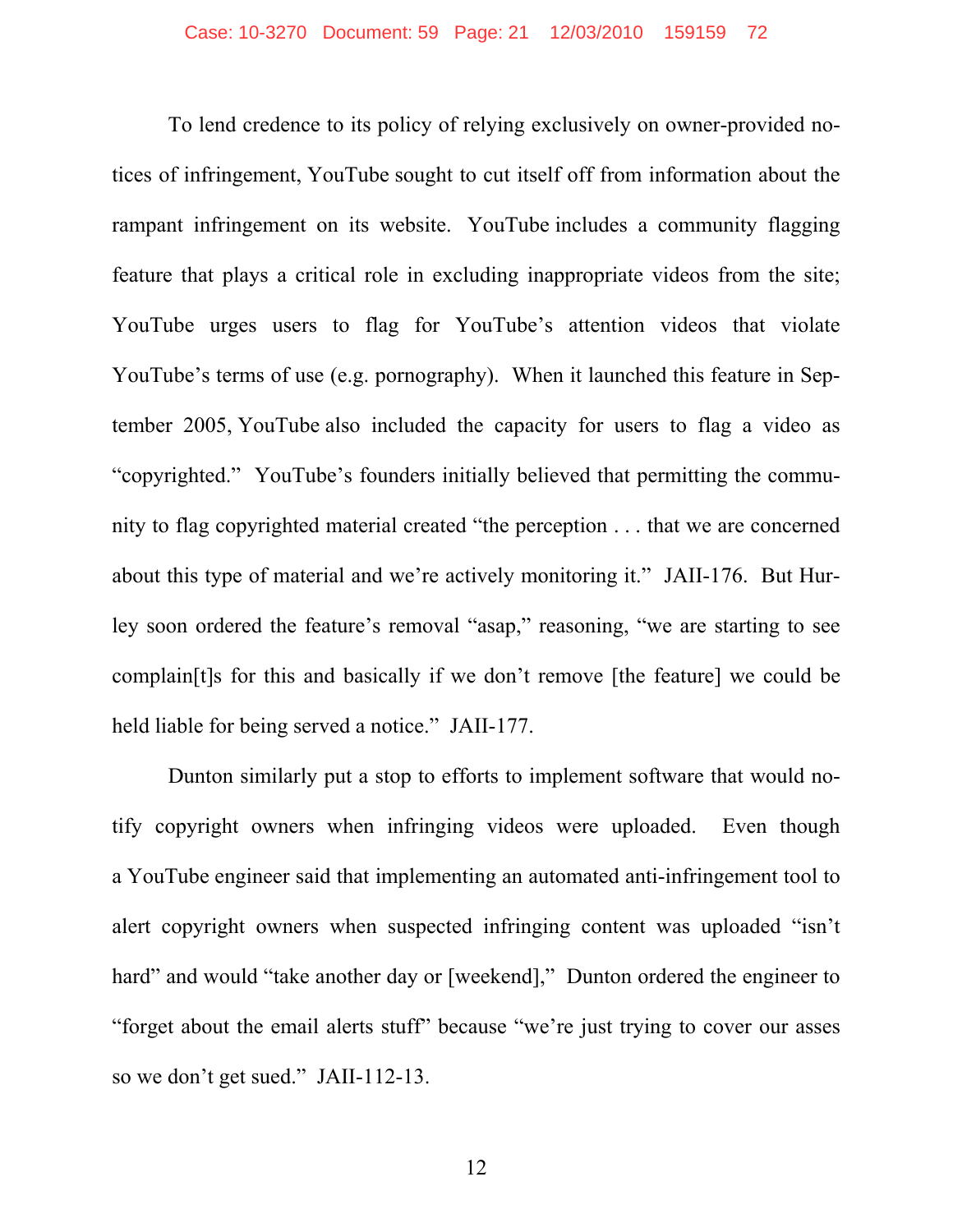To lend credence to its policy of relying exclusively on owner-provided notices of infringement, YouTube sought to cut itself off from information about the rampant infringement on its website. YouTube includes a community flagging feature that plays a critical role in excluding inappropriate videos from the site; YouTube urges users to flag for YouTube's attention videos that violate YouTube's terms of use (e.g. pornography). When it launched this feature in September 2005, YouTube also included the capacity for users to flag a video as "copyrighted." YouTube's founders initially believed that permitting the community to flag copyrighted material created "the perception . . . that we are concerned about this type of material and we're actively monitoring it." JAII-176. But Hurley soon ordered the feature's removal "asap," reasoning, "we are starting to see complain[t]s for this and basically if we don't remove [the feature] we could be held liable for being served a notice." JAII-177.

Dunton similarly put a stop to efforts to implement software that would notify copyright owners when infringing videos were uploaded. Even though a YouTube engineer said that implementing an automated anti-infringement tool to alert copyright owners when suspected infringing content was uploaded "isn't hard" and would "take another day or [weekend]," Dunton ordered the engineer to "forget about the email alerts stuff" because "we're just trying to cover our asses so we don't get sued." JAII-112-13.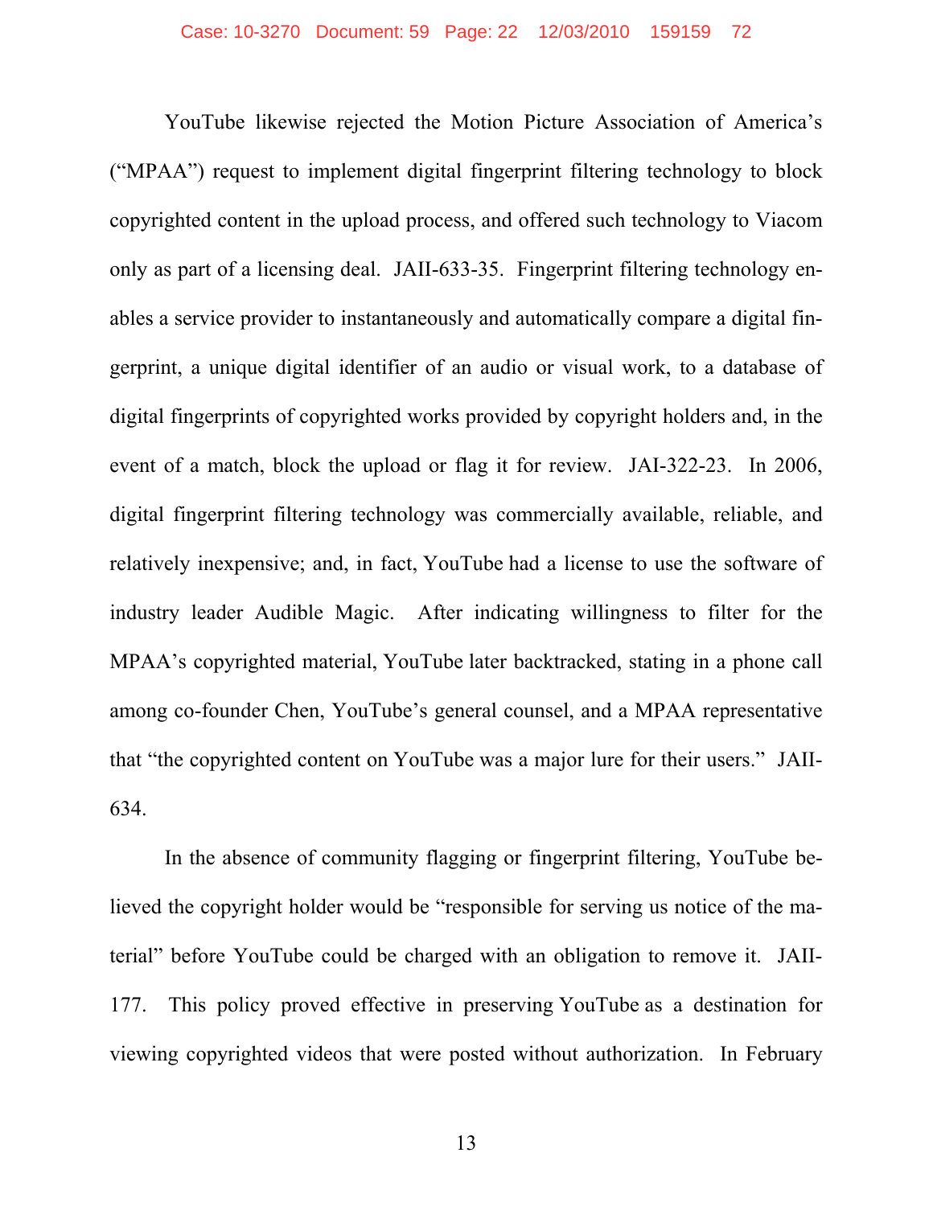YouTube likewise rejected the Motion Picture Association of America's ("MPAA") request to implement digital fingerprint filtering technology to block copyrighted content in the upload process, and offered such technology to Viacom only as part of a licensing deal. JAII-633-35. Fingerprint filtering technology enables a service provider to instantaneously and automatically compare a digital fingerprint, a unique digital identifier of an audio or visual work, to a database of digital fingerprints of copyrighted works provided by copyright holders and, in the event of a match, block the upload or flag it for review. JAI-322-23. In 2006, digital fingerprint filtering technology was commercially available, reliable, and relatively inexpensive; and, in fact, YouTube had a license to use the software of industry leader Audible Magic. After indicating willingness to filter for the MPAA's copyrighted material, YouTube later backtracked, stating in a phone call among co-founder Chen, YouTube's general counsel, and a MPAA representative that "the copyrighted content on YouTube was a major lure for their users." JAII-634.

In the absence of community flagging or fingerprint filtering, YouTube believed the copyright holder would be "responsible for serving us notice of the material" before YouTube could be charged with an obligation to remove it. JAII-177. This policy proved effective in preserving YouTube as a destination for viewing copyrighted videos that were posted without authorization. In February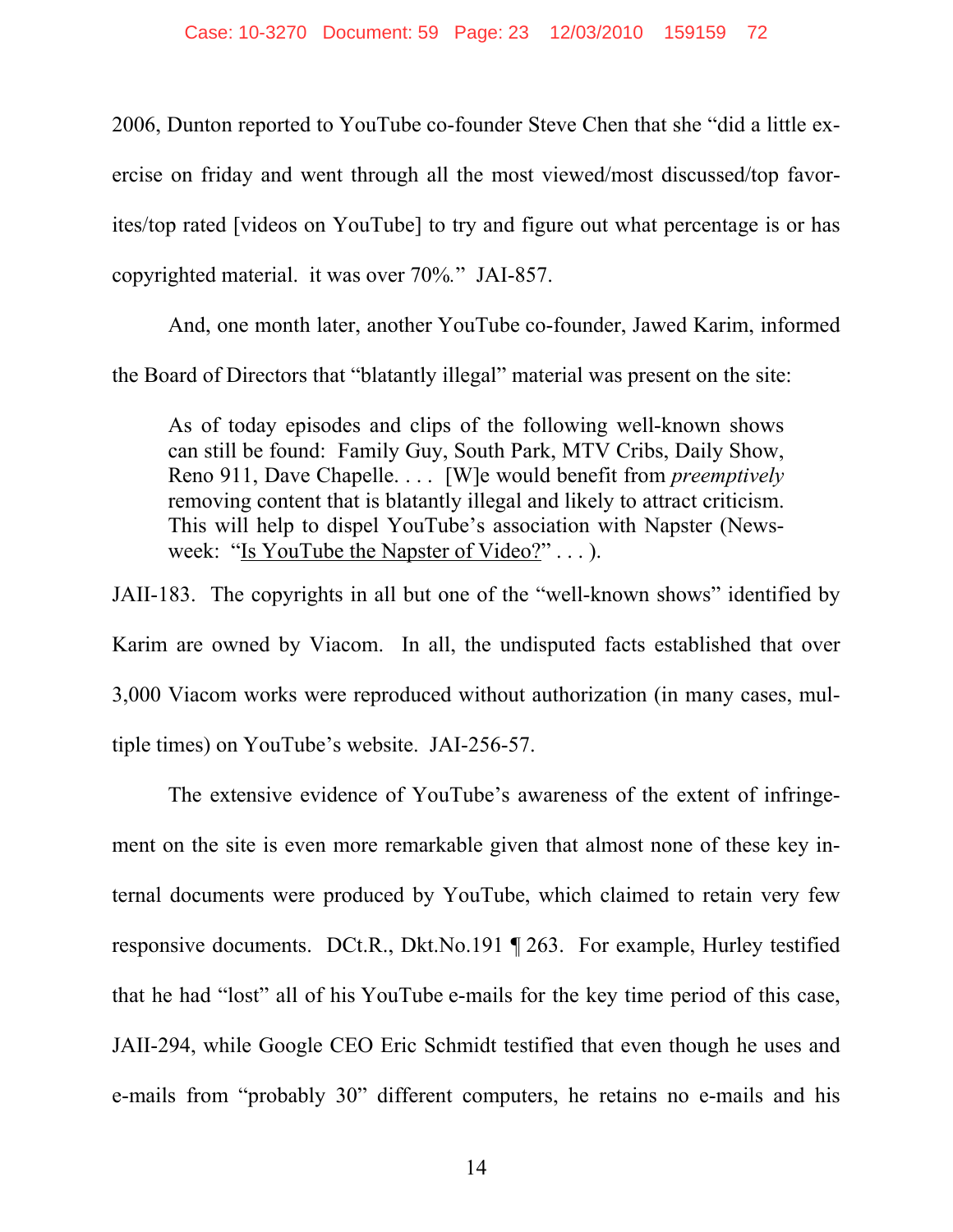2006, Dunton reported to YouTube co-founder Steve Chen that she "did a little exercise on friday and went through all the most viewed/most discussed/top favorites/top rated [videos on YouTube] to try and figure out what percentage is or has copyrighted material. it was over 70%." JAI-857.

And, one month later, another YouTube co-founder, Jawed Karim, informed the Board of Directors that "blatantly illegal" material was present on the site:

> As of today episodes and clips of the following well-known shows can still be found: Family Guy, South Park, MTV Cribs, Daily Show, Reno 911, Dave Chapelle. . . . [W]e would benefit from *preemptively* removing content that is blatantly illegal and likely to attract criticism. This will help to dispel YouTube's association with Napster (Newsweek: "Is YouTube the Napster of Video?" . . . ).

JAII-183. The copyrights in all but one of the "well-known shows" identified by Karim are owned by Viacom. In all, the undisputed facts established that over 3,000 Viacom works were reproduced without authorization (in many cases, multiple times) on YouTube's website. JAI-256-57.

The extensive evidence of YouTube's awareness of the extent of infringement on the site is even more remarkable given that almost none of these key internal documents were produced by YouTube, which claimed to retain very few responsive documents. DCt.R., Dkt.No.191 ¶ 263. For example, Hurley testified that he had "lost" all of his YouTube e-mails for the key time period of this case, JAII-294, while Google CEO Eric Schmidt testified that even though he uses and e-mails from "probably 30" different computers, he retains no e-mails and his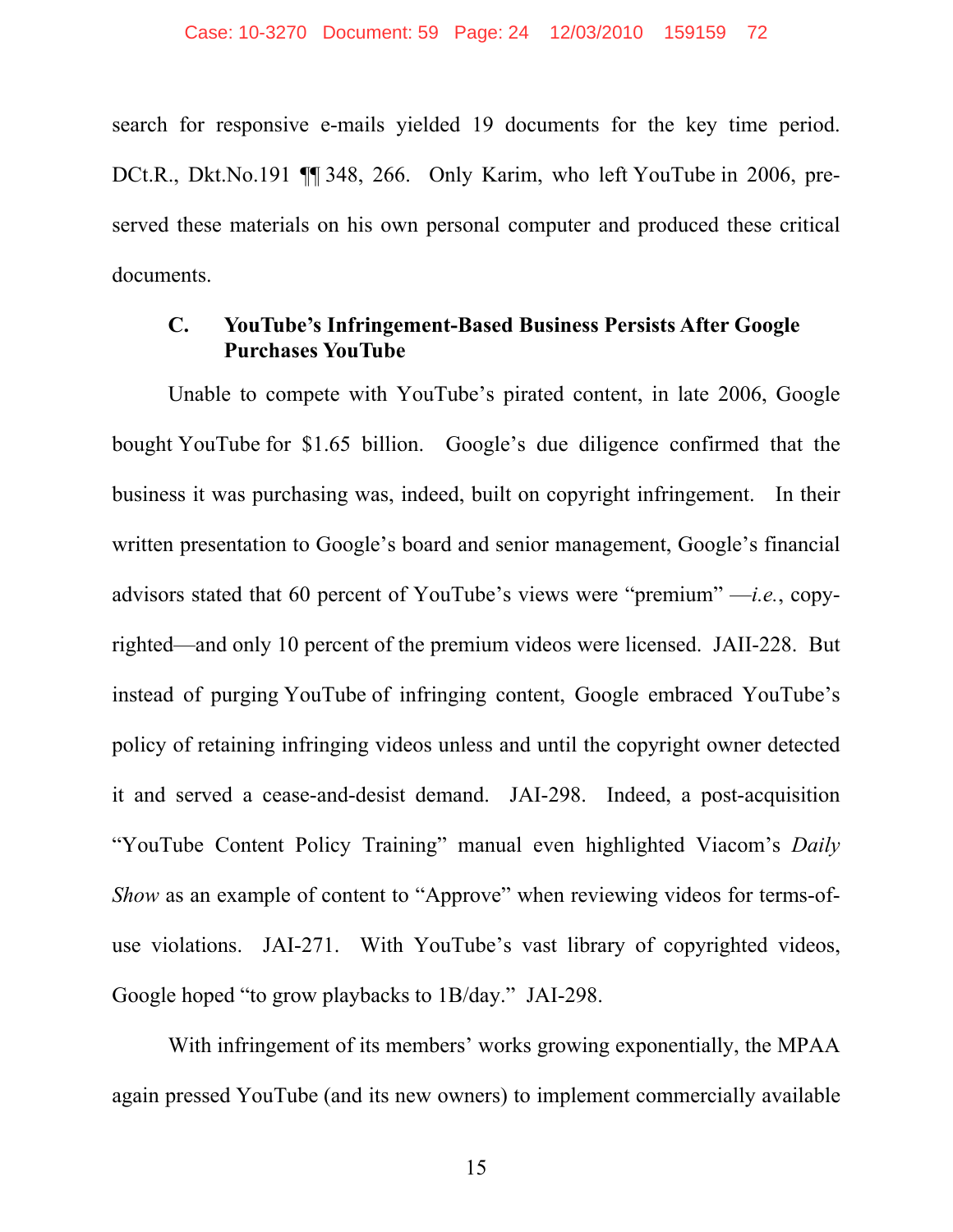search for responsive e-mails yielded 19 documents for the key time period. DCt.R., Dkt.No.191 ¶¶ 348, 266. Only Karim, who left YouTube in 2006, preserved these materials on his own personal computer and produced these critical documents.

### C. YouTube's Infringement-Based Business Persists After Google Purchases YouTube

Unable to compete with YouTube's pirated content, in late 2006, Google bought YouTube for $1.65 billion. Google's due diligence confirmed that the business it was purchasing was, indeed, built on copyright infringement. In their written presentation to Google's board and senior management, Google's financial advisors stated that 60 percent of YouTube's views were "premium" —*i.e.*, copyrighted—and only 10 percent of the premium videos were licensed. JAII-228. But instead of purging YouTube of infringing content, Google embraced YouTube's policy of retaining infringing videos unless and until the copyright owner detected it and served a cease-and-desist demand. JAI-298. Indeed, a post-acquisition "YouTube Content Policy Training" manual even highlighted Viacom's *Daily Show* as an example of content to "Approve" when reviewing videos for terms-of-use violations. JAI-271. With YouTube's vast library of copyrighted videos, Google hoped "to grow playbacks to 1B/day." JAI-298.

With infringement of its members' works growing exponentially, the MPAA again pressed YouTube (and its new owners) to implement commercially available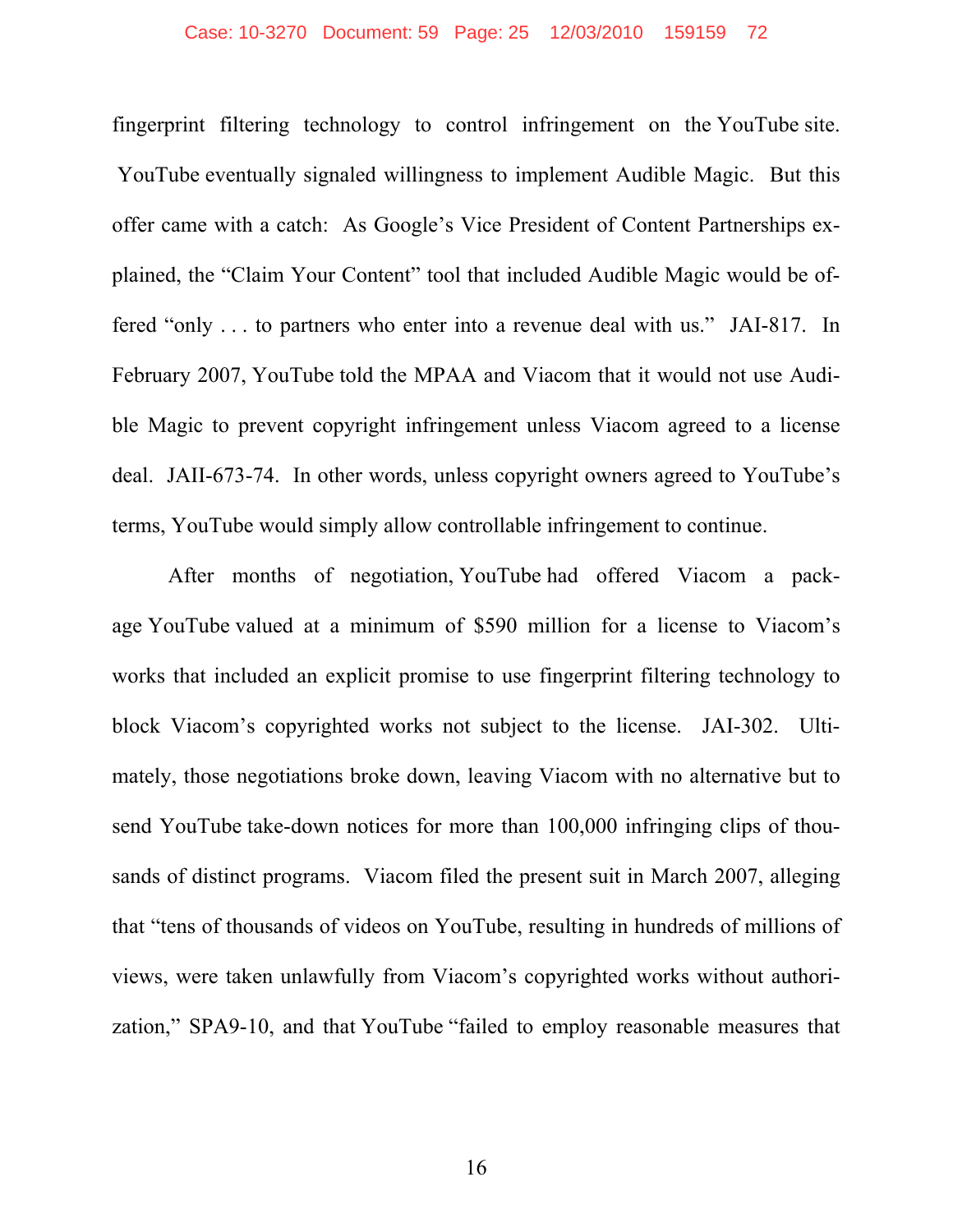fingerprint filtering technology to control infringement on the YouTube site. YouTube eventually signaled willingness to implement Audible Magic. But this offer came with a catch: As Google's Vice President of Content Partnerships explained, the "Claim Your Content" tool that included Audible Magic would be offered "only . . . to partners who enter into a revenue deal with us." JAI-817. In February 2007, YouTube told the MPAA and Viacom that it would not use Audible Magic to prevent copyright infringement unless Viacom agreed to a license deal. JAII-673-74. In other words, unless copyright owners agreed to YouTube's terms, YouTube would simply allow controllable infringement to continue.

After months of negotiation, YouTube had offered Viacom a package YouTube valued at a minimum of $590 million for a license to Viacom's works that included an explicit promise to use fingerprint filtering technology to block Viacom's copyrighted works not subject to the license. JAI-302. Ultimately, those negotiations broke down, leaving Viacom with no alternative but to send YouTube take-down notices for more than 100,000 infringing clips of thousands of distinct programs. Viacom filed the present suit in March 2007, alleging that "tens of thousands of videos on YouTube, resulting in hundreds of millions of views, were taken unlawfully from Viacom's copyrighted works without authorization," SPA9-10, and that YouTube "failed to employ reasonable measures that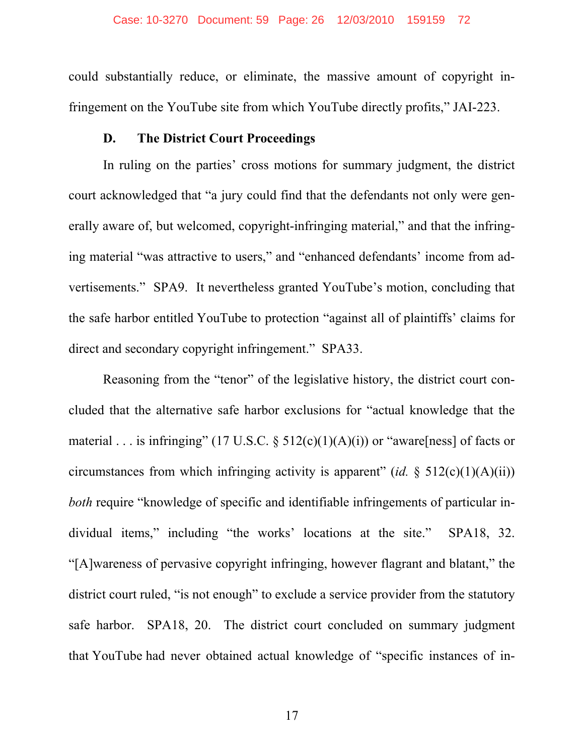could substantially reduce, or eliminate, the massive amount of copyright infringement on the YouTube site from which YouTube directly profits," JAI-223.

### D. The District Court Proceedings

In ruling on the parties' cross motions for summary judgment, the district court acknowledged that "a jury could find that the defendants not only were generally aware of, but welcomed, copyright-infringing material," and that the infringing material "was attractive to users," and "enhanced defendants' income from advertisements." SPA9. It nevertheless granted YouTube's motion, concluding that the safe harbor entitled YouTube to protection "against all of plaintiffs' claims for direct and secondary copyright infringement." SPA33.

Reasoning from the "tenor" of the legislative history, the district court concluded that the alternative safe harbor exclusions for "actual knowledge that the material . . . is infringing" (17 U.S.C. § 512(c)(1)(A)(i)) or "aware[ness] of facts or circumstances from which infringing activity is apparent" (*id.* § 512(c)(1)(A)(ii)) *both* require "knowledge of specific and identifiable infringements of particular individual items," including "the works' locations at the site." SPA18, 32. "[A]wareness of pervasive copyright infringing, however flagrant and blatant," the district court ruled, "is not enough" to exclude a service provider from the statutory safe harbor. SPA18, 20. The district court concluded on summary judgment that YouTube had never obtained actual knowledge of "specific instances of in-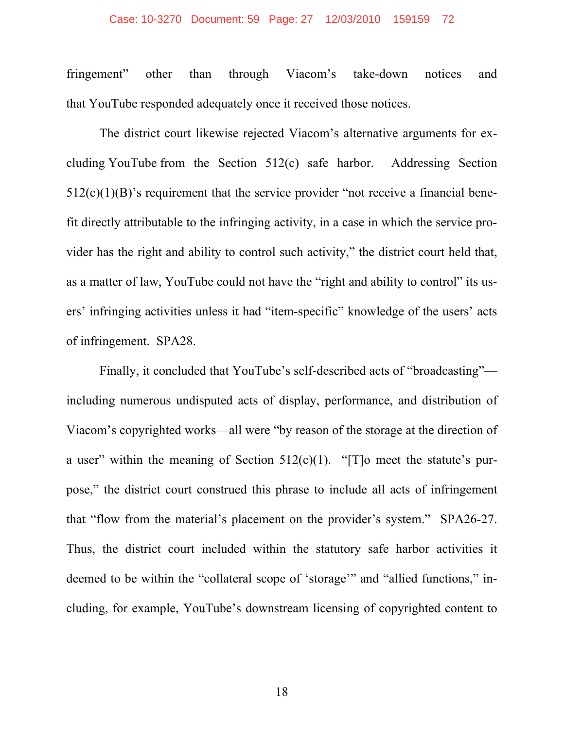fringement" other than through Viacom's take-down notices and that YouTube responded adequately once it received those notices.

The district court likewise rejected Viacom's alternative arguments for excluding YouTube from the Section 512(c) safe harbor. Addressing Section 512(c)(1)(B)'s requirement that the service provider "not receive a financial benefit directly attributable to the infringing activity, in a case in which the service provider has the right and ability to control such activity," the district court held that, as a matter of law, YouTube could not have the "right and ability to control" its users' infringing activities unless it had "item-specific" knowledge of the users' acts of infringement. SPA28.

Finally, it concluded that YouTube's self-described acts of "broadcasting"—including numerous undisputed acts of display, performance, and distribution of Viacom's copyrighted works—all were "by reason of the storage at the direction of a user" within the meaning of Section 512(c)(1). "[T]o meet the statute's purpose," the district court construed this phrase to include all acts of infringement that "flow from the material's placement on the provider's system." SPA26-27. Thus, the district court included within the statutory safe harbor activities it deemed to be within the "collateral scope of 'storage'" and "allied functions," including, for example, YouTube's downstream licensing of copyrighted content to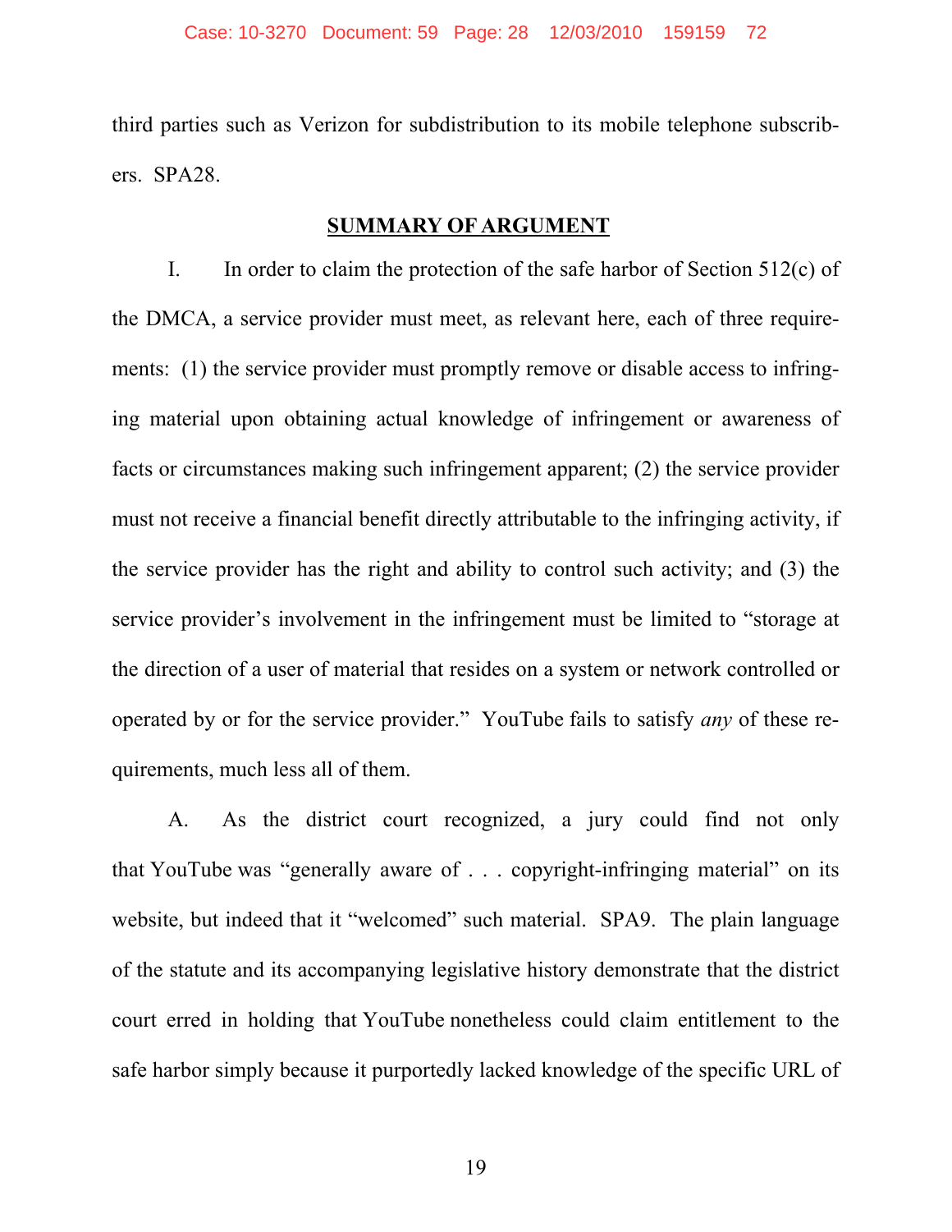third parties such as Verizon for subdistribution to its mobile telephone subscribers. SPA28.

## SUMMARY OF ARGUMENT

I. In order to claim the protection of the safe harbor of Section 512(c) of the DMCA, a service provider must meet, as relevant here, each of three requirements: (1) the service provider must promptly remove or disable access to infringing material upon obtaining actual knowledge of infringement or awareness of facts or circumstances making such infringement apparent; (2) the service provider must not receive a financial benefit directly attributable to the infringing activity, if the service provider has the right and ability to control such activity; and (3) the service provider's involvement in the infringement must be limited to "storage at the direction of a user of material that resides on a system or network controlled or operated by or for the service provider." YouTube fails to satisfy *any* of these requirements, much less all of them.

A. As the district court recognized, a jury could find not only that YouTube was "generally aware of . . . copyright-infringing material" on its website, but indeed that it "welcomed" such material. SPA9. The plain language of the statute and its accompanying legislative history demonstrate that the district court erred in holding that YouTube nonetheless could claim entitlement to the safe harbor simply because it purportedly lacked knowledge of the specific URL of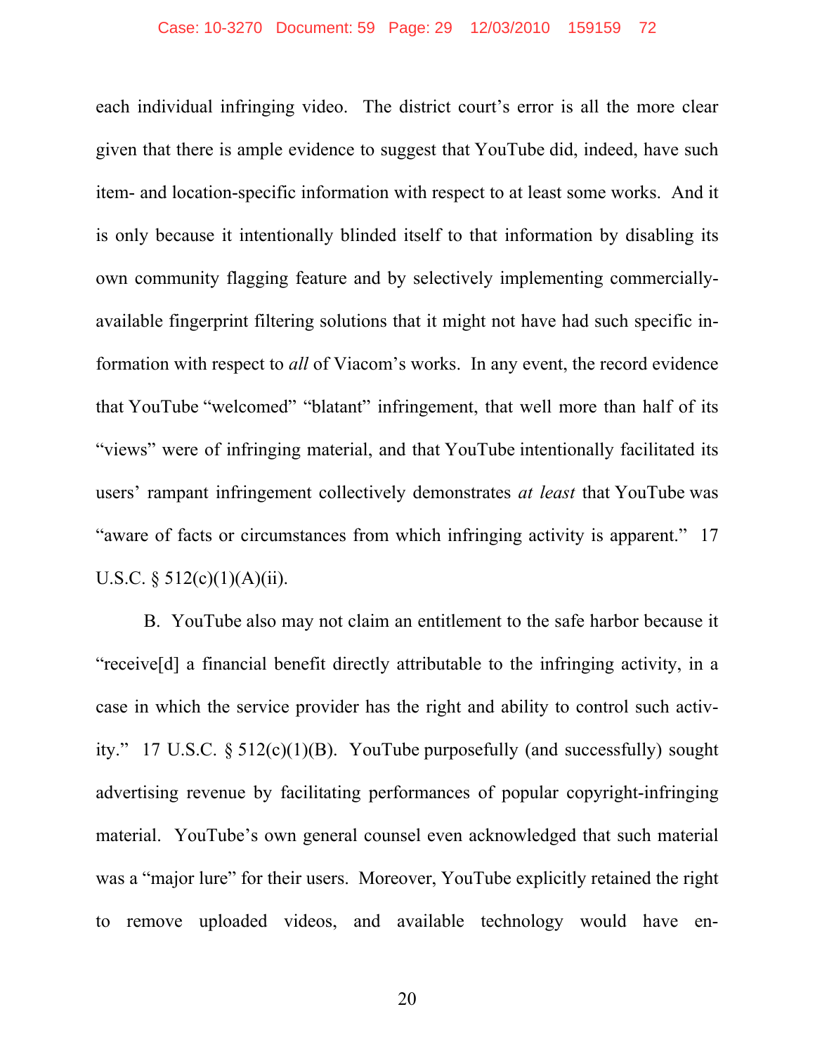each individual infringing video. The district court's error is all the more clear given that there is ample evidence to suggest that YouTube did, indeed, have such item- and location-specific information with respect to at least some works. And it is only because it intentionally blinded itself to that information by disabling its own community flagging feature and by selectively implementing commercially-available fingerprint filtering solutions that it might not have had such specific information with respect to *all* of Viacom's works. In any event, the record evidence that YouTube "welcomed" "blatant" infringement, that well more than half of its "views" were of infringing material, and that YouTube intentionally facilitated its users' rampant infringement collectively demonstrates *at least* that YouTube was "aware of facts or circumstances from which infringing activity is apparent." 17 U.S.C. § 512(c)(1)(A)(ii).

B. YouTube also may not claim an entitlement to the safe harbor because it "receive[d] a financial benefit directly attributable to the infringing activity, in a case in which the service provider has the right and ability to control such activity." 17 U.S.C. § 512(c)(1)(B). YouTube purposefully (and successfully) sought advertising revenue by facilitating performances of popular copyright-infringing material. YouTube's own general counsel even acknowledged that such material was a "major lure" for their users. Moreover, YouTube explicitly retained the right to remove uploaded videos, and available technology would have en-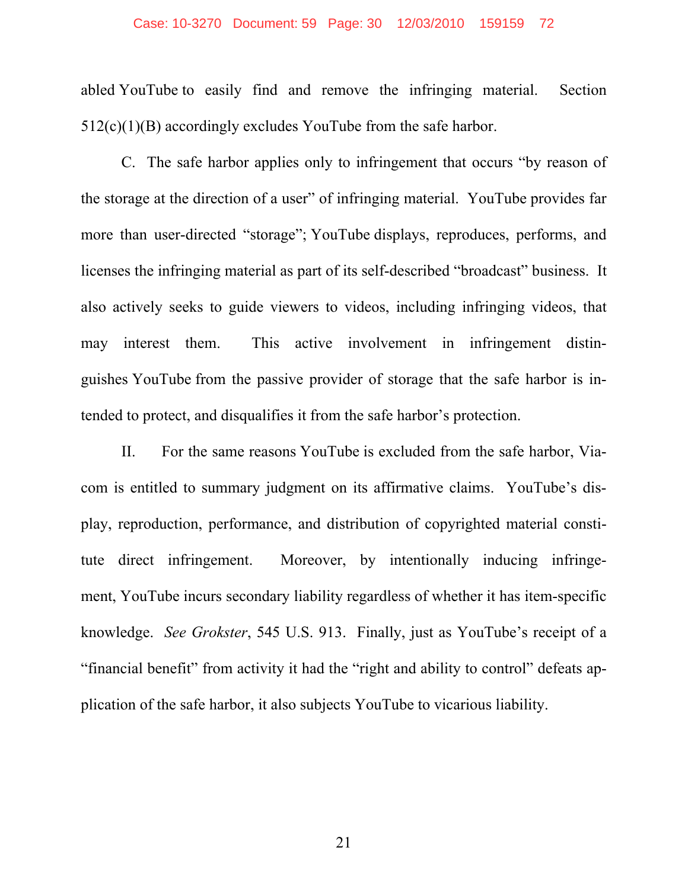abled YouTube to easily find and remove the infringing material. Section 512(c)(1)(B) accordingly excludes YouTube from the safe harbor.

C. The safe harbor applies only to infringement that occurs "by reason of the storage at the direction of a user" of infringing material. YouTube provides far more than user-directed "storage"; YouTube displays, reproduces, performs, and licenses the infringing material as part of its self-described "broadcast" business. It also actively seeks to guide viewers to videos, including infringing videos, that may interest them. This active involvement in infringement distinguishes YouTube from the passive provider of storage that the safe harbor is intended to protect, and disqualifies it from the safe harbor's protection.

II. For the same reasons YouTube is excluded from the safe harbor, Viacom is entitled to summary judgment on its affirmative claims. YouTube's display, reproduction, performance, and distribution of copyrighted material constitute direct infringement. Moreover, by intentionally inducing infringement, YouTube incurs secondary liability regardless of whether it has item-specific knowledge. *See Grokster*, 545 U.S. 913. Finally, just as YouTube's receipt of a "financial benefit" from activity it had the "right and ability to control" defeats application of the safe harbor, it also subjects YouTube to vicarious liability.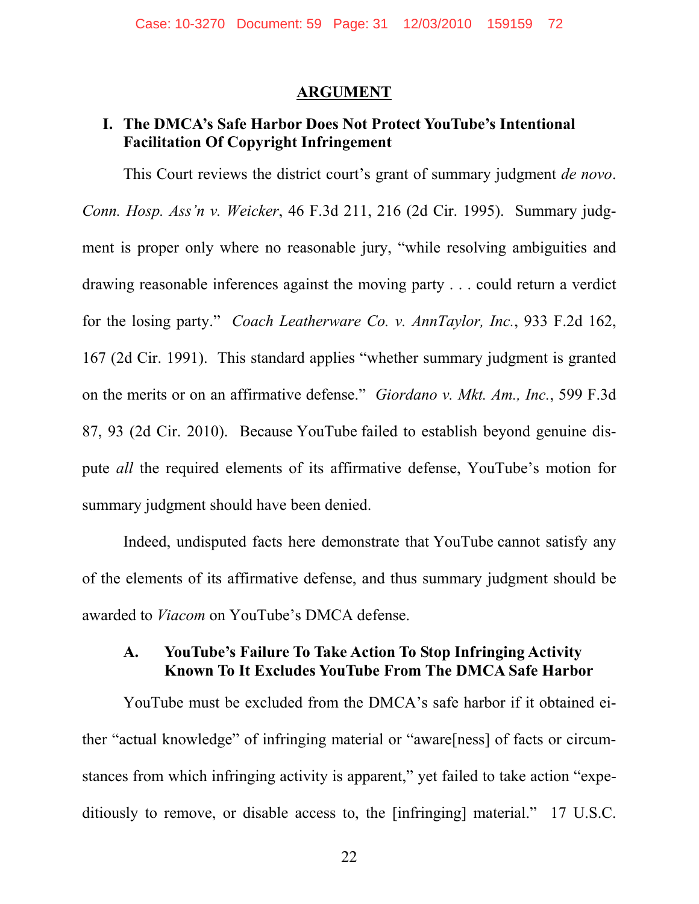## ARGUMENT

### I. The DMCA's Safe Harbor Does Not Protect YouTube's Intentional Facilitation Of Copyright Infringement

This Court reviews the district court's grant of summary judgment *de novo*. *Conn. Hosp. Ass'n v. Weicker*, 46 F.3d 211, 216 (2d Cir. 1995). Summary judgment is proper only where no reasonable jury, "while resolving ambiguities and drawing reasonable inferences against the moving party . . . could return a verdict for the losing party." *Coach Leatherware Co. v. AnnTaylor, Inc.*, 933 F.2d 162, 167 (2d Cir. 1991). This standard applies "whether summary judgment is granted on the merits or on an affirmative defense." *Giordano v. Mkt. Am., Inc.*, 599 F.3d 87, 93 (2d Cir. 2010). Because YouTube failed to establish beyond genuine dispute *all* the required elements of its affirmative defense, YouTube's motion for summary judgment should have been denied.

Indeed, undisputed facts here demonstrate that YouTube cannot satisfy any of the elements of its affirmative defense, and thus summary judgment should be awarded to *Viacom* on YouTube's DMCA defense.

#### A. YouTube's Failure To Take Action To Stop Infringing Activity Known To It Excludes YouTube From The DMCA Safe Harbor

YouTube must be excluded from the DMCA's safe harbor if it obtained either "actual knowledge" of infringing material or "aware[ness] of facts or circumstances from which infringing activity is apparent," yet failed to take action "expeditiously to remove, or disable access to, the [infringing] material." 17 U.S.C.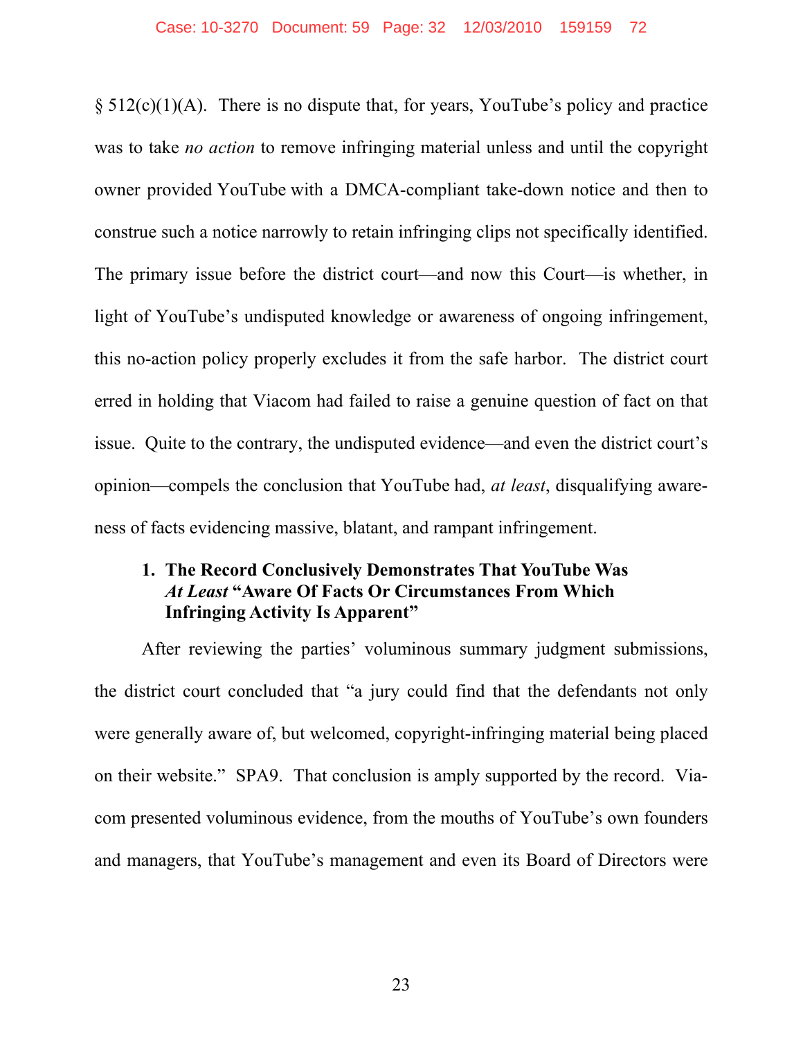§ 512(c)(1)(A). There is no dispute that, for years, YouTube's policy and practice was to take *no action* to remove infringing material unless and until the copyright owner provided YouTube with a DMCA-compliant take-down notice and then to construe such a notice narrowly to retain infringing clips not specifically identified. The primary issue before the district court—and now this Court—is whether, in light of YouTube's undisputed knowledge or awareness of ongoing infringement, this no-action policy properly excludes it from the safe harbor. The district court erred in holding that Viacom had failed to raise a genuine question of fact on that issue. Quite to the contrary, the undisputed evidence—and even the district court's opinion—compels the conclusion that YouTube had, *at least*, disqualifying awareness of facts evidencing massive, blatant, and rampant infringement.

### 1. The Record Conclusively Demonstrates That YouTube Was *At Least* "Aware Of Facts Or Circumstances From Which Infringing Activity Is Apparent"

After reviewing the parties' voluminous summary judgment submissions, the district court concluded that "a jury could find that the defendants not only were generally aware of, but welcomed, copyright-infringing material being placed on their website." SPA9. That conclusion is amply supported by the record. Viacom presented voluminous evidence, from the mouths of YouTube's own founders and managers, that YouTube's management and even its Board of Directors were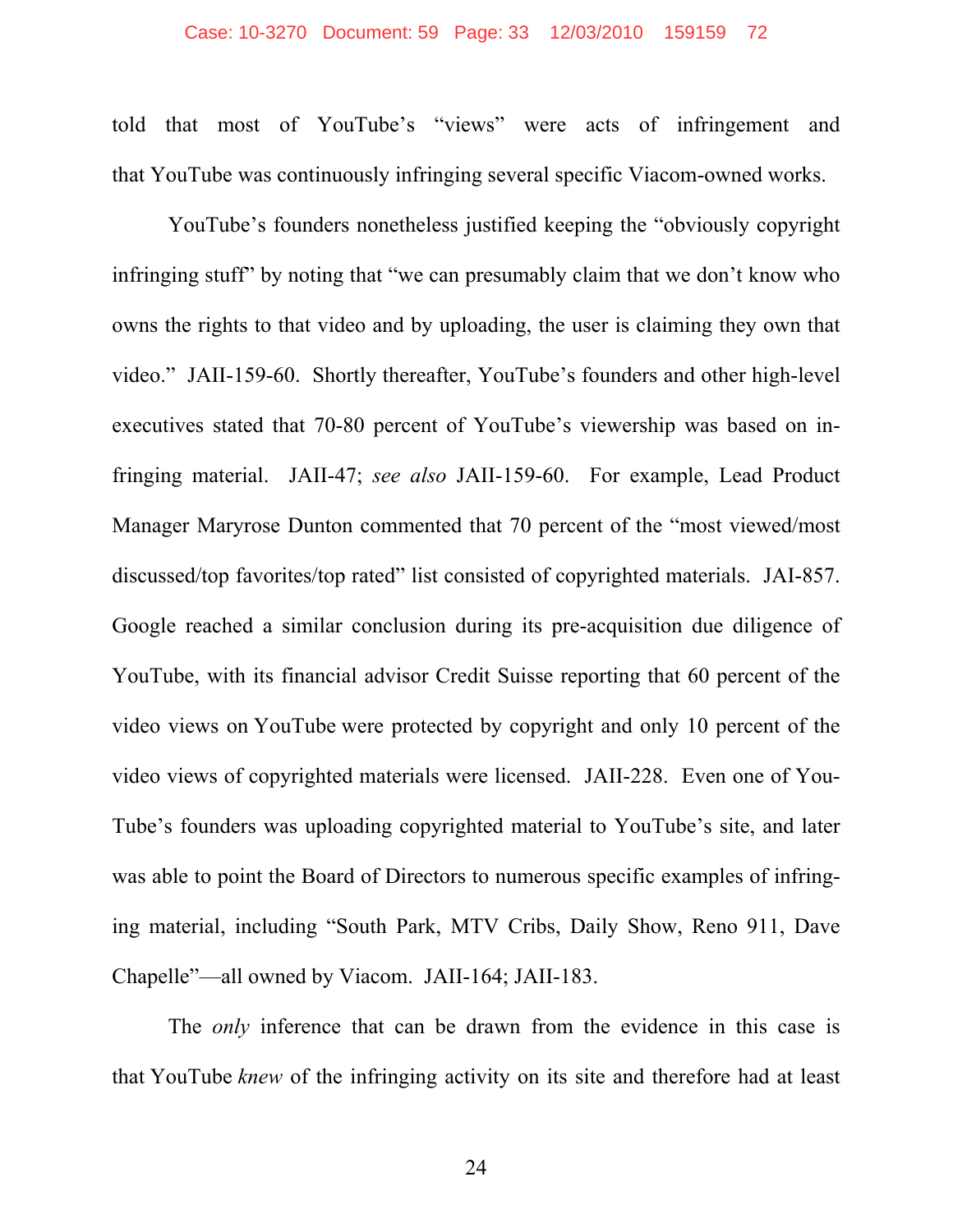told that most of YouTube's "views" were acts of infringement and that YouTube was continuously infringing several specific Viacom-owned works.

YouTube's founders nonetheless justified keeping the "obviously copyright infringing stuff" by noting that "we can presumably claim that we don't know who owns the rights to that video and by uploading, the user is claiming they own that video." JAII-159-60. Shortly thereafter, YouTube's founders and other high-level executives stated that 70-80 percent of YouTube's viewership was based on infringing material. JAII-47; *see also* JAII-159-60. For example, Lead Product Manager Maryrose Dunton commented that 70 percent of the "most viewed/most discussed/top favorites/top rated" list consisted of copyrighted materials. JAI-857. Google reached a similar conclusion during its pre-acquisition due diligence of YouTube, with its financial advisor Credit Suisse reporting that 60 percent of the video views on YouTube were protected by copyright and only 10 percent of the video views of copyrighted materials were licensed. JAII-228. Even one of YouTube's founders was uploading copyrighted material to YouTube's site, and later was able to point the Board of Directors to numerous specific examples of infringing material, including "South Park, MTV Cribs, Daily Show, Reno 911, Dave Chapelle"—all owned by Viacom. JAII-164; JAII-183.

The *only* inference that can be drawn from the evidence in this case is that YouTube *knew* of the infringing activity on its site and therefore had at least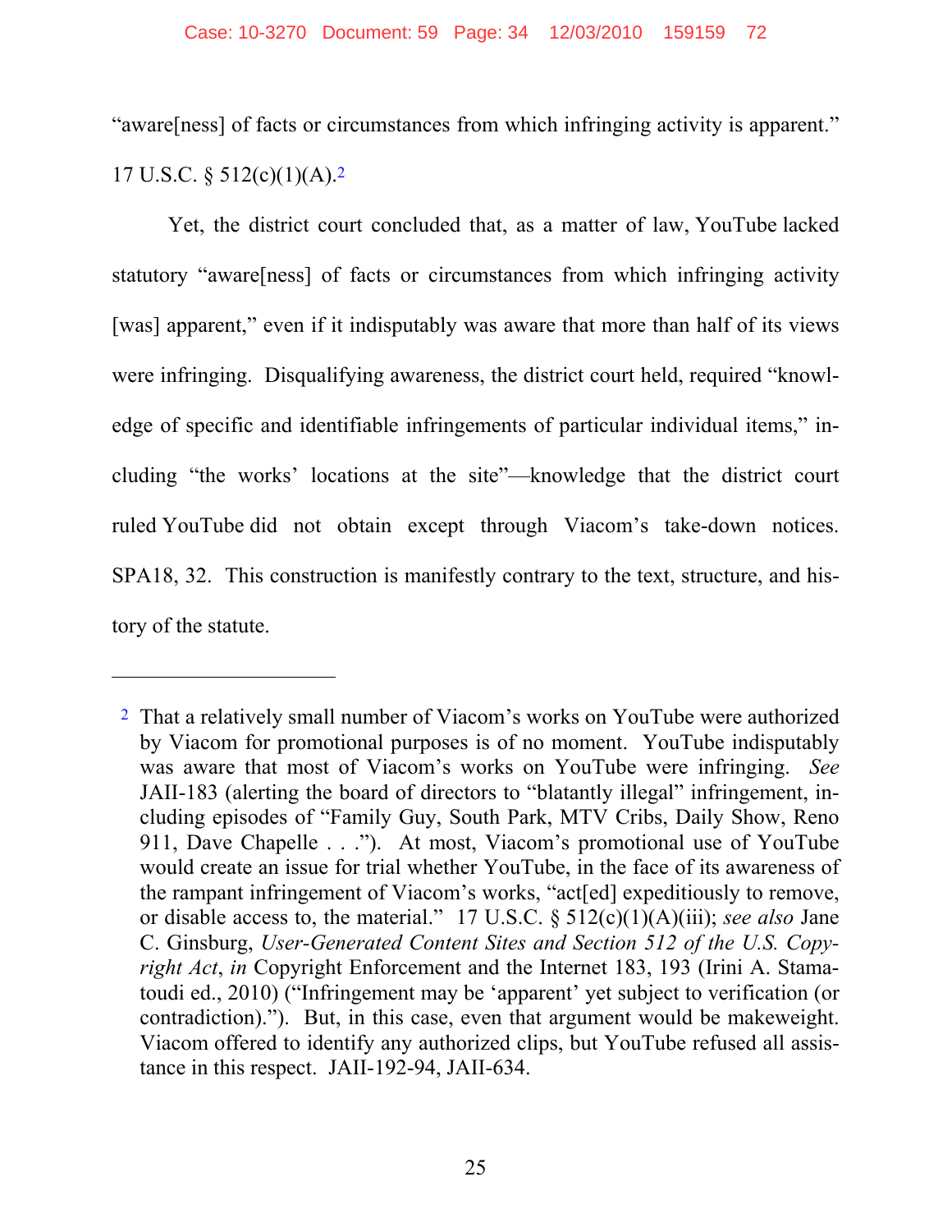"aware[ness] of facts or circumstances from which infringing activity is apparent." 17 U.S.C. § 512(c)(1)(A).[2]

Yet, the district court concluded that, as a matter of law, YouTube lacked statutory "aware[ness] of facts or circumstances from which infringing activity [was] apparent," even if it indisputably was aware that more than half of its views were infringing. Disqualifying awareness, the district court held, required "knowledge of specific and identifiable infringements of particular individual items," including "the works' locations at the site"—knowledge that the district court ruled YouTube did not obtain except through Viacom's take-down notices. SPA18, 32. This construction is manifestly contrary to the text, structure, and history of the statute.

---

[2] That a relatively small number of Viacom's works on YouTube were authorized by Viacom for promotional purposes is of no moment. YouTube indisputably was aware that most of Viacom's works on YouTube were infringing. *See* JAII-183 (alerting the board of directors to "blatantly illegal" infringement, including episodes of "Family Guy, South Park, MTV Cribs, Daily Show, Reno 911, Dave Chapelle . . ."). At most, Viacom's promotional use of YouTube would create an issue for trial whether YouTube, in the face of its awareness of the rampant infringement of Viacom's works, "act[ed] expeditiously to remove, or disable access to, the material." 17 U.S.C. § 512(c)(1)(A)(iii); *see also* Jane C. Ginsburg, *User-Generated Content Sites and Section 512 of the U.S. Copyright Act*, *in* Copyright Enforcement and the Internet 183, 193 (Irini A. Stamatoudi ed., 2010) ("Infringement may be 'apparent' yet subject to verification (or contradiction)."). But, in this case, even that argument would be makeweight. Viacom offered to identify any authorized clips, but YouTube refused all assistance in this respect. JAII-192-94, JAII-634.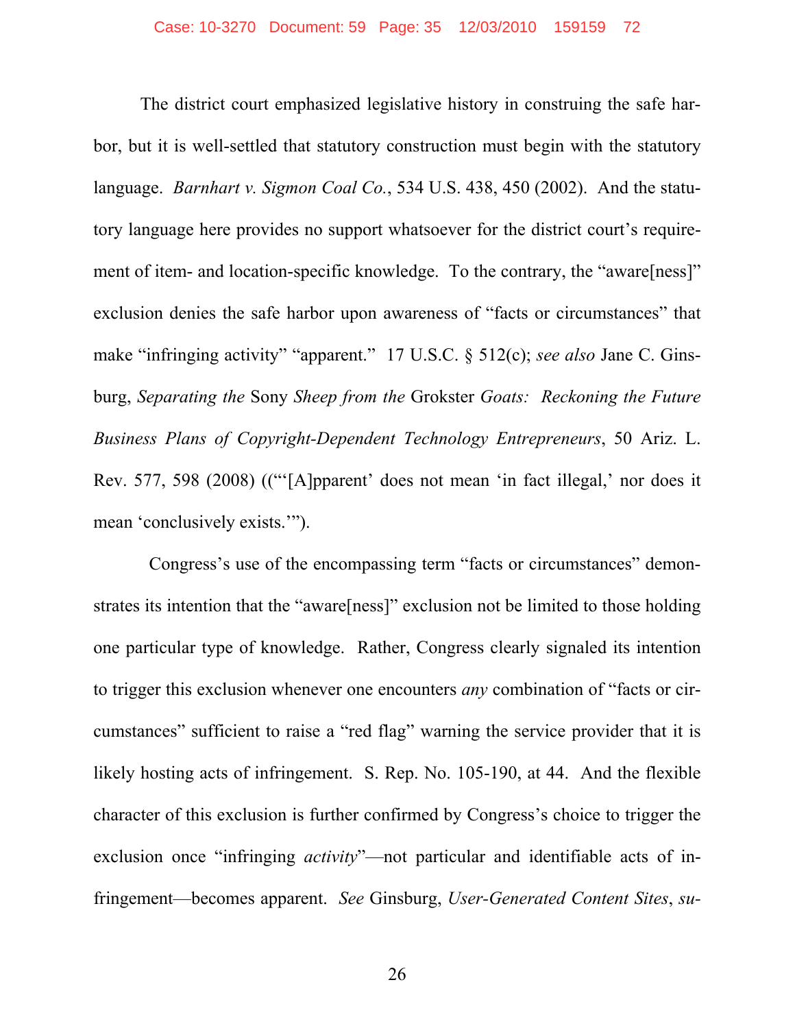The district court emphasized legislative history in construing the safe harbor, but it is well-settled that statutory construction must begin with the statutory language. *Barnhart v. Sigmon Coal Co.*, 534 U.S. 438, 450 (2002). And the statutory language here provides no support whatsoever for the district court's requirement of item- and location-specific knowledge. To the contrary, the "aware[ness]" exclusion denies the safe harbor upon awareness of "facts or circumstances" that make "infringing activity" "apparent." 17 U.S.C. § 512(c); *see also* Jane C. Ginsburg, *Separating the* Sony *Sheep from the* Grokster *Goats: Reckoning the Future Business Plans of Copyright-Dependent Technology Entrepreneurs*, 50 Ariz. L. Rev. 577, 598 (2008) ((""[A]pparent' does not mean 'in fact illegal,' nor does it mean 'conclusively exists.'").

Congress's use of the encompassing term "facts or circumstances" demonstrates its intention that the "aware[ness]" exclusion not be limited to those holding one particular type of knowledge. Rather, Congress clearly signaled its intention to trigger this exclusion whenever one encounters *any* combination of "facts or circumstances" sufficient to raise a "red flag" warning the service provider that it is likely hosting acts of infringement. S. Rep. No. 105-190, at 44. And the flexible character of this exclusion is further confirmed by Congress's choice to trigger the exclusion once "infringing *activity*"—not particular and identifiable acts of infringement—becomes apparent. *See* Ginsburg, *User-Generated Content Sites*, *su-*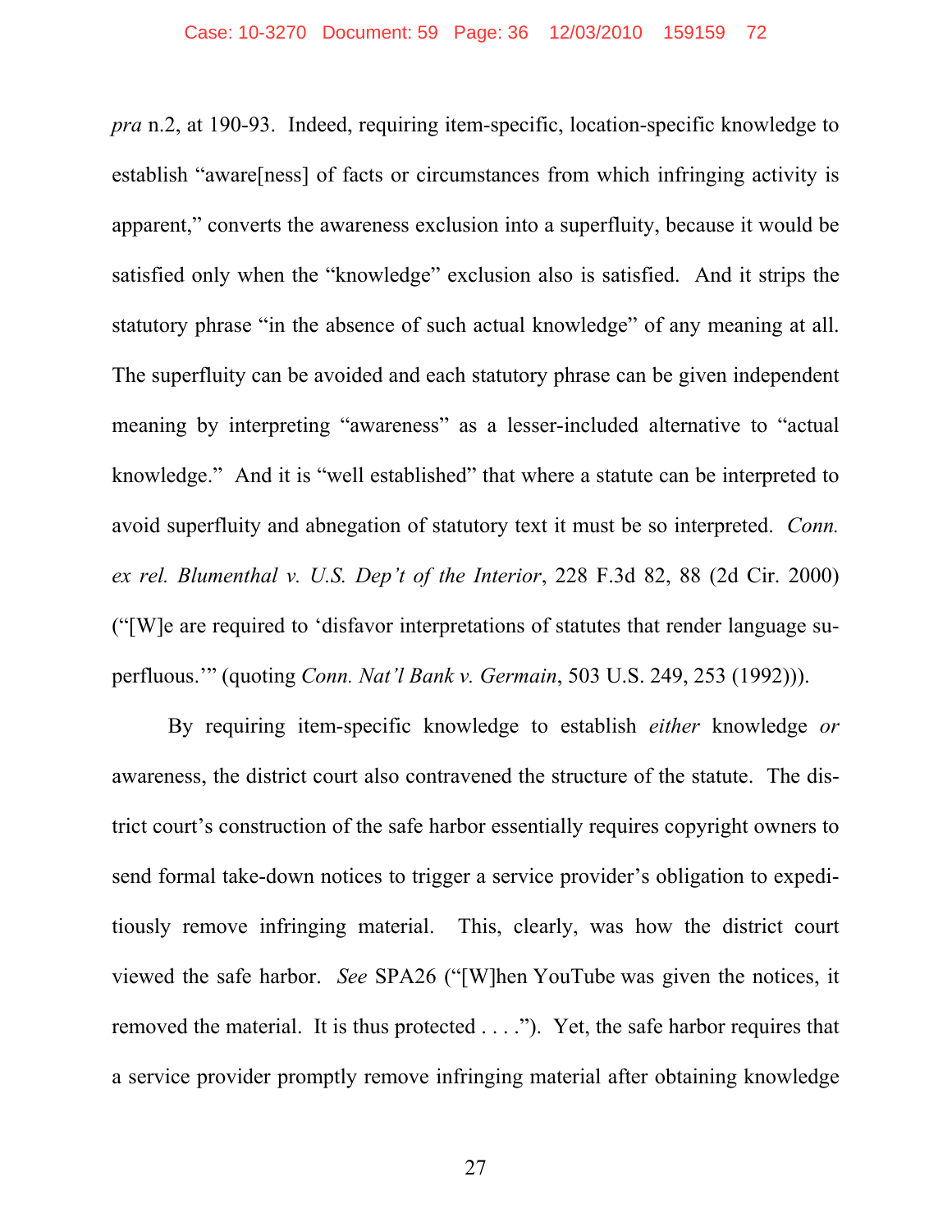*pra* n.2, at 190-93. Indeed, requiring item-specific, location-specific knowledge to establish "aware[ness] of facts or circumstances from which infringing activity is apparent," converts the awareness exclusion into a superfluity, because it would be satisfied only when the "knowledge" exclusion also is satisfied. And it strips the statutory phrase "in the absence of such actual knowledge" of any meaning at all. The superfluity can be avoided and each statutory phrase can be given independent meaning by interpreting "awareness" as a lesser-included alternative to "actual knowledge." And it is "well established" that where a statute can be interpreted to avoid superfluity and abnegation of statutory text it must be so interpreted. *Conn. ex rel. Blumenthal v. U.S. Dep't of the Interior*, 228 F.3d 82, 88 (2d Cir. 2000) ("[W]e are required to 'disfavor interpretations of statutes that render language superfluous.'" (quoting *Conn. Nat'l Bank v. Germain*, 503 U.S. 249, 253 (1992))).

By requiring item-specific knowledge to establish *either* knowledge *or* awareness, the district court also contravened the structure of the statute. The district court's construction of the safe harbor essentially requires copyright owners to send formal take-down notices to trigger a service provider's obligation to expeditiously remove infringing material. This, clearly, was how the district court viewed the safe harbor. *See* SPA26 ("[W]hen YouTube was given the notices, it removed the material. It is thus protected . . . ."). Yet, the safe harbor requires that a service provider promptly remove infringing material after obtaining knowledge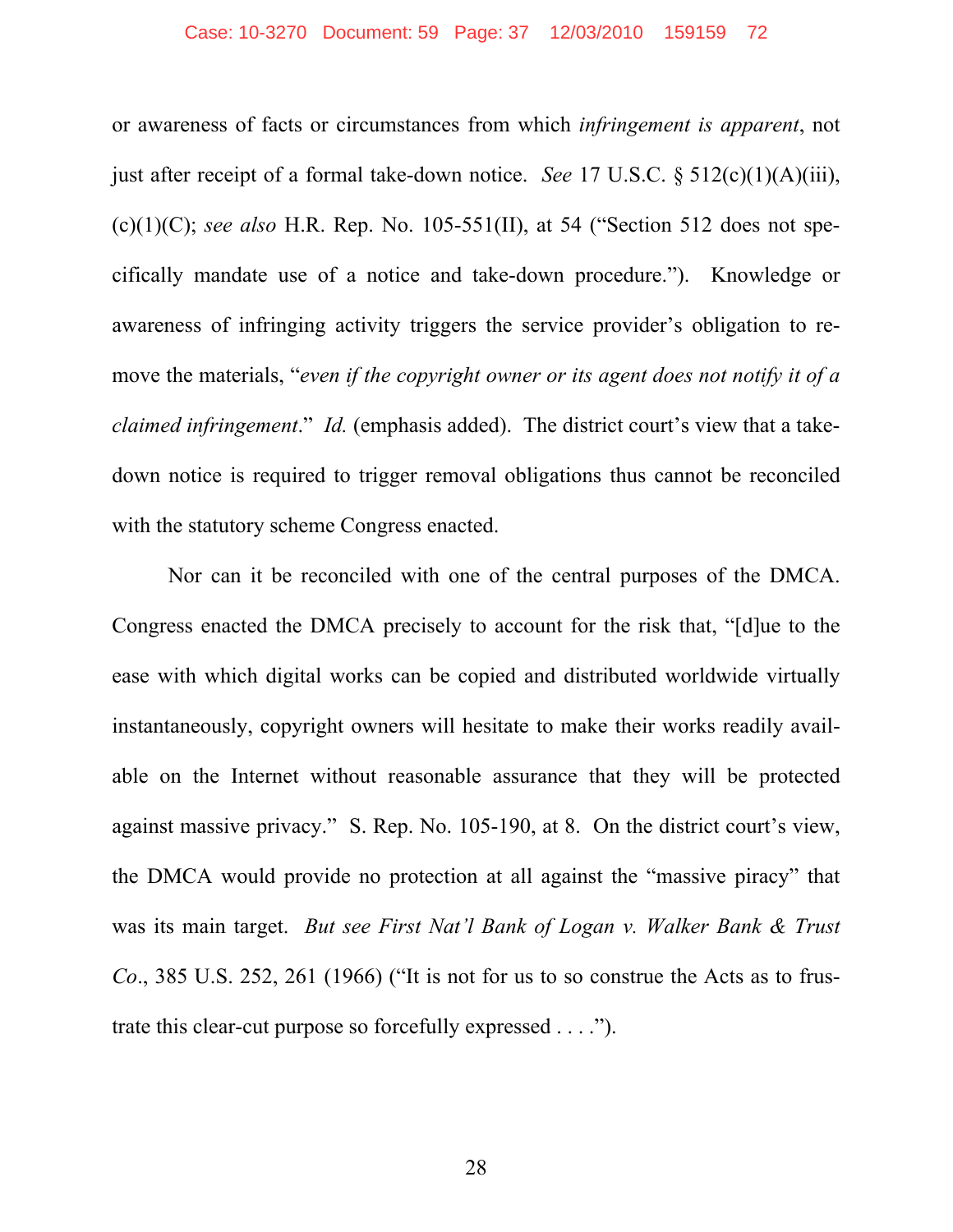or awareness of facts or circumstances from which *infringement is apparent*, not just after receipt of a formal take-down notice. *See* 17 U.S.C. § 512(c)(1)(A)(iii), (c)(1)(C); *see also* H.R. Rep. No. 105-551(II), at 54 ("Section 512 does not specifically mandate use of a notice and take-down procedure."). Knowledge or awareness of infringing activity triggers the service provider's obligation to remove the materials, "*even if the copyright owner or its agent does not notify it of a claimed infringement*." *Id.* (emphasis added). The district court's view that a take-down notice is required to trigger removal obligations thus cannot be reconciled with the statutory scheme Congress enacted.

Nor can it be reconciled with one of the central purposes of the DMCA. Congress enacted the DMCA precisely to account for the risk that, "[d]ue to the ease with which digital works can be copied and distributed worldwide virtually instantaneously, copyright owners will hesitate to make their works readily available on the Internet without reasonable assurance that they will be protected against massive privacy." S. Rep. No. 105-190, at 8. On the district court's view, the DMCA would provide no protection at all against the "massive piracy" that was its main target. *But see First Nat'l Bank of Logan v. Walker Bank & Trust Co*., 385 U.S. 252, 261 (1966) ("It is not for us to so construe the Acts as to frustrate this clear-cut purpose so forcefully expressed . . . .").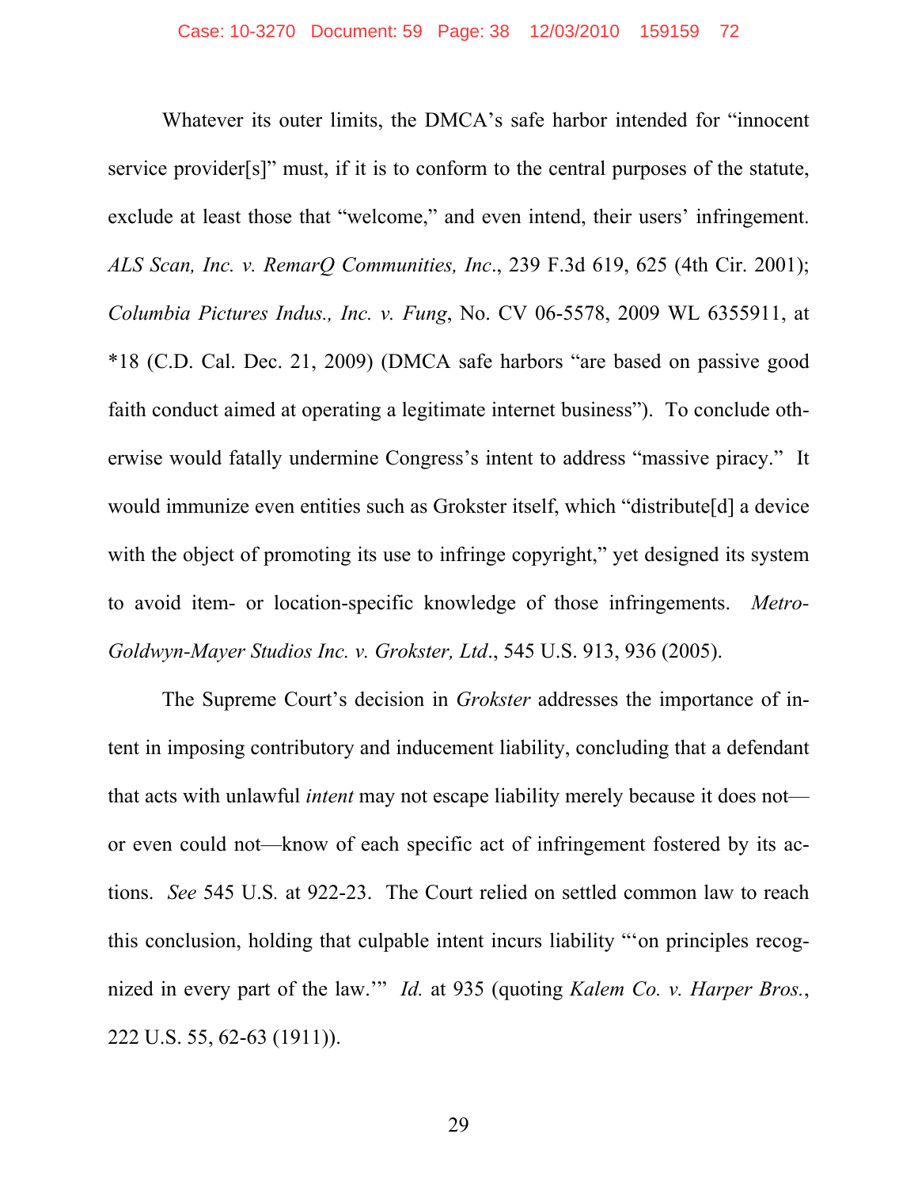Whatever its outer limits, the DMCA's safe harbor intended for "innocent service provider[s]" must, if it is to conform to the central purposes of the statute, exclude at least those that "welcome," and even intend, their users' infringement. *ALS Scan, Inc. v. RemarQ Communities, Inc*., 239 F.3d 619, 625 (4th Cir. 2001); *Columbia Pictures Indus., Inc. v. Fung*, No. CV 06-5578, 2009 WL 6355911, at *18 (C.D. Cal. Dec. 21, 2009) (DMCA safe harbors "are based on passive good faith conduct aimed at operating a legitimate internet business"). To conclude otherwise would fatally undermine Congress's intent to address "massive piracy." It would immunize even entities such as Grokster itself, which "distribute[d] a device with the object of promoting its use to infringe copyright," yet designed its system to avoid item- or location-specific knowledge of those infringements. *Metro-Goldwyn-Mayer Studios Inc. v. Grokster, Ltd*., 545 U.S. 913, 936 (2005).

The Supreme Court's decision in *Grokster* addresses the importance of intent in imposing contributory and inducement liability, concluding that a defendant that acts with unlawful *intent* may not escape liability merely because it does not—or even could not—know of each specific act of infringement fostered by its actions. *See* 545 U.S. at 922-23. The Court relied on settled common law to reach this conclusion, holding that culpable intent incurs liability "'on principles recognized in every part of the law.'" *Id.* at 935 (quoting *Kalem Co. v. Harper Bros.*, 222 U.S. 55, 62-63 (1911)).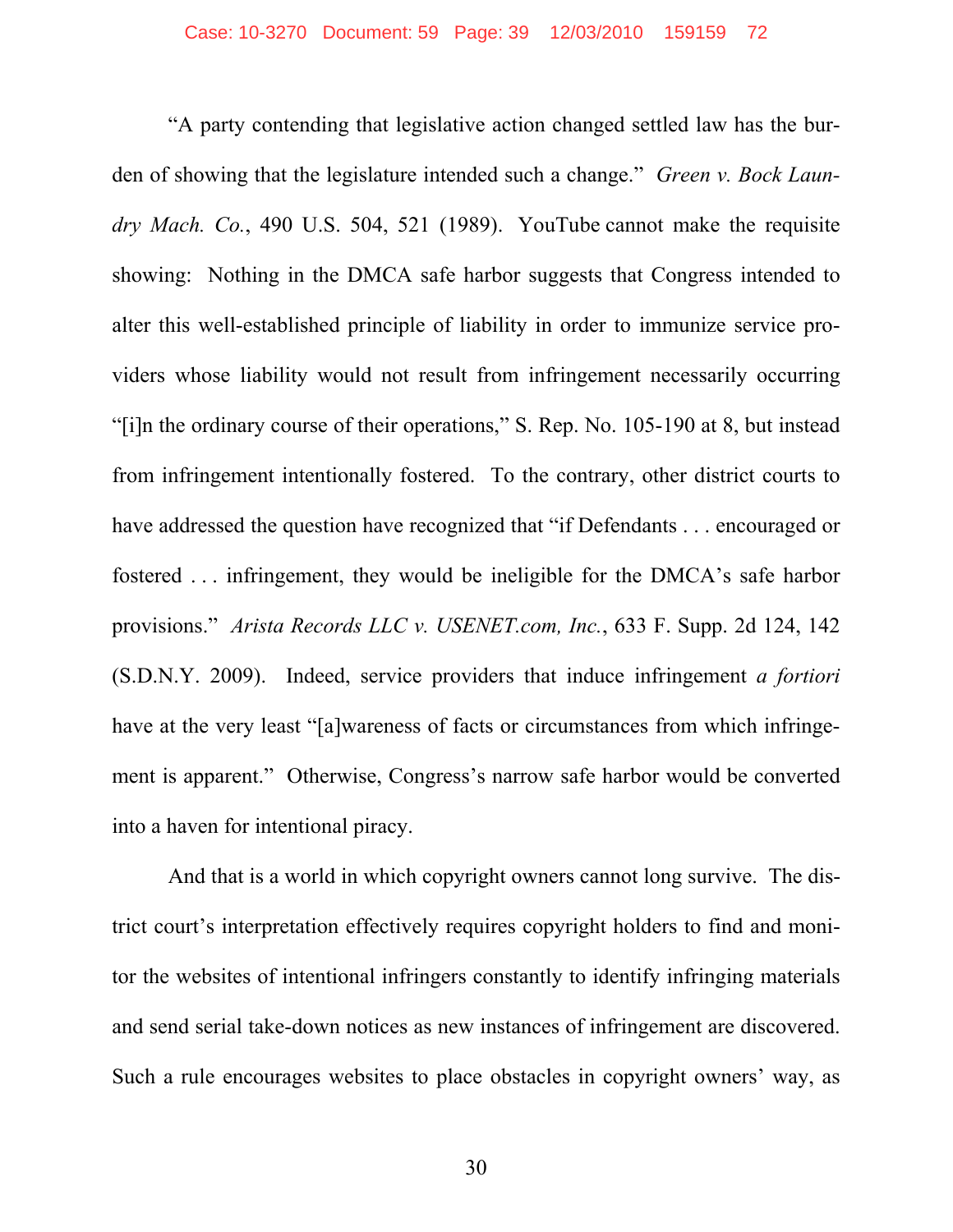"A party contending that legislative action changed settled law has the burden of showing that the legislature intended such a change." *Green v. Bock Laundry Mach. Co.*, 490 U.S. 504, 521 (1989). YouTube cannot make the requisite showing: Nothing in the DMCA safe harbor suggests that Congress intended to alter this well-established principle of liability in order to immunize service providers whose liability would not result from infringement necessarily occurring "[i]n the ordinary course of their operations," S. Rep. No. 105-190 at 8, but instead from infringement intentionally fostered. To the contrary, other district courts to have addressed the question have recognized that "if Defendants . . . encouraged or fostered . . . infringement, they would be ineligible for the DMCA's safe harbor provisions." *Arista Records LLC v. USENET.com, Inc.*, 633 F. Supp. 2d 124, 142 (S.D.N.Y. 2009). Indeed, service providers that induce infringement *a fortiori* have at the very least "[a]wareness of facts or circumstances from which infringement is apparent." Otherwise, Congress's narrow safe harbor would be converted into a haven for intentional piracy.

And that is a world in which copyright owners cannot long survive. The district court's interpretation effectively requires copyright holders to find and monitor the websites of intentional infringers constantly to identify infringing materials and send serial take-down notices as new instances of infringement are discovered. Such a rule encourages websites to place obstacles in copyright owners' way, as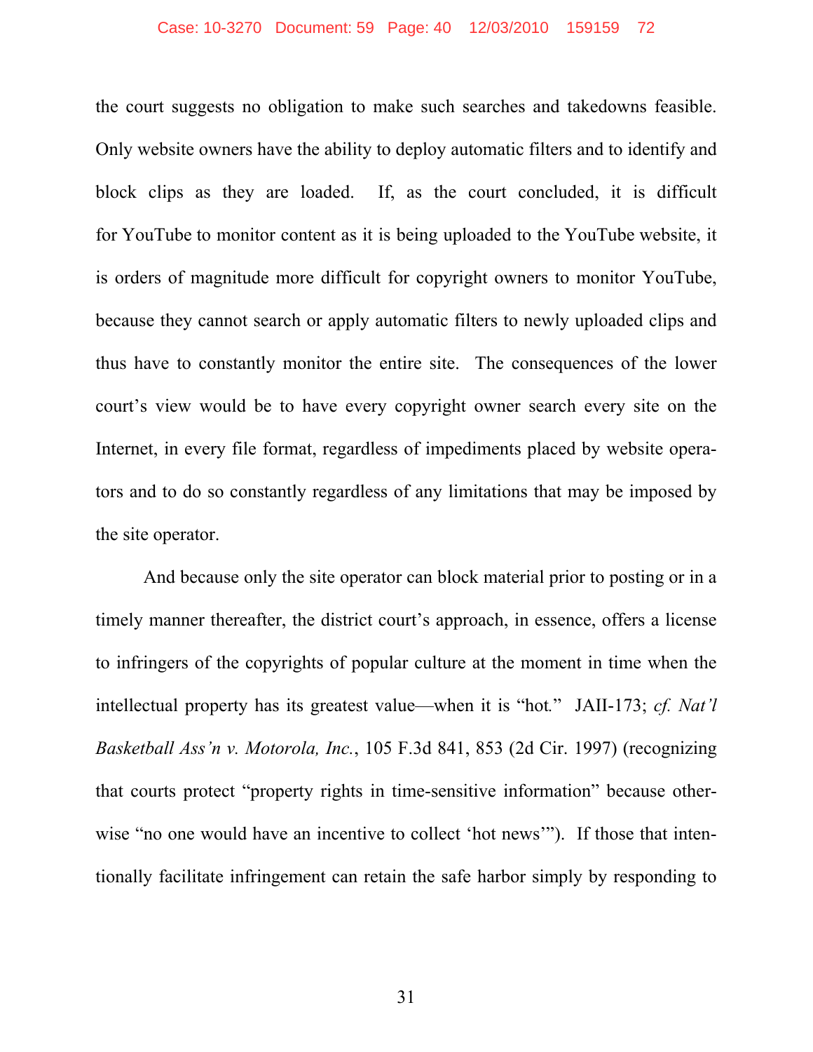the court suggests no obligation to make such searches and takedowns feasible. Only website owners have the ability to deploy automatic filters and to identify and block clips as they are loaded. If, as the court concluded, it is difficult for YouTube to monitor content as it is being uploaded to the YouTube website, it is orders of magnitude more difficult for copyright owners to monitor YouTube, because they cannot search or apply automatic filters to newly uploaded clips and thus have to constantly monitor the entire site. The consequences of the lower court's view would be to have every copyright owner search every site on the Internet, in every file format, regardless of impediments placed by website operators and to do so constantly regardless of any limitations that may be imposed by the site operator.

And because only the site operator can block material prior to posting or in a timely manner thereafter, the district court's approach, in essence, offers a license to infringers of the copyrights of popular culture at the moment in time when the intellectual property has its greatest value—when it is "hot." JAII-173; *cf. Nat'l Basketball Ass'n v. Motorola, Inc.*, 105 F.3d 841, 853 (2d Cir. 1997) (recognizing that courts protect "property rights in time-sensitive information" because otherwise "no one would have an incentive to collect 'hot news'"). If those that intentionally facilitate infringement can retain the safe harbor simply by responding to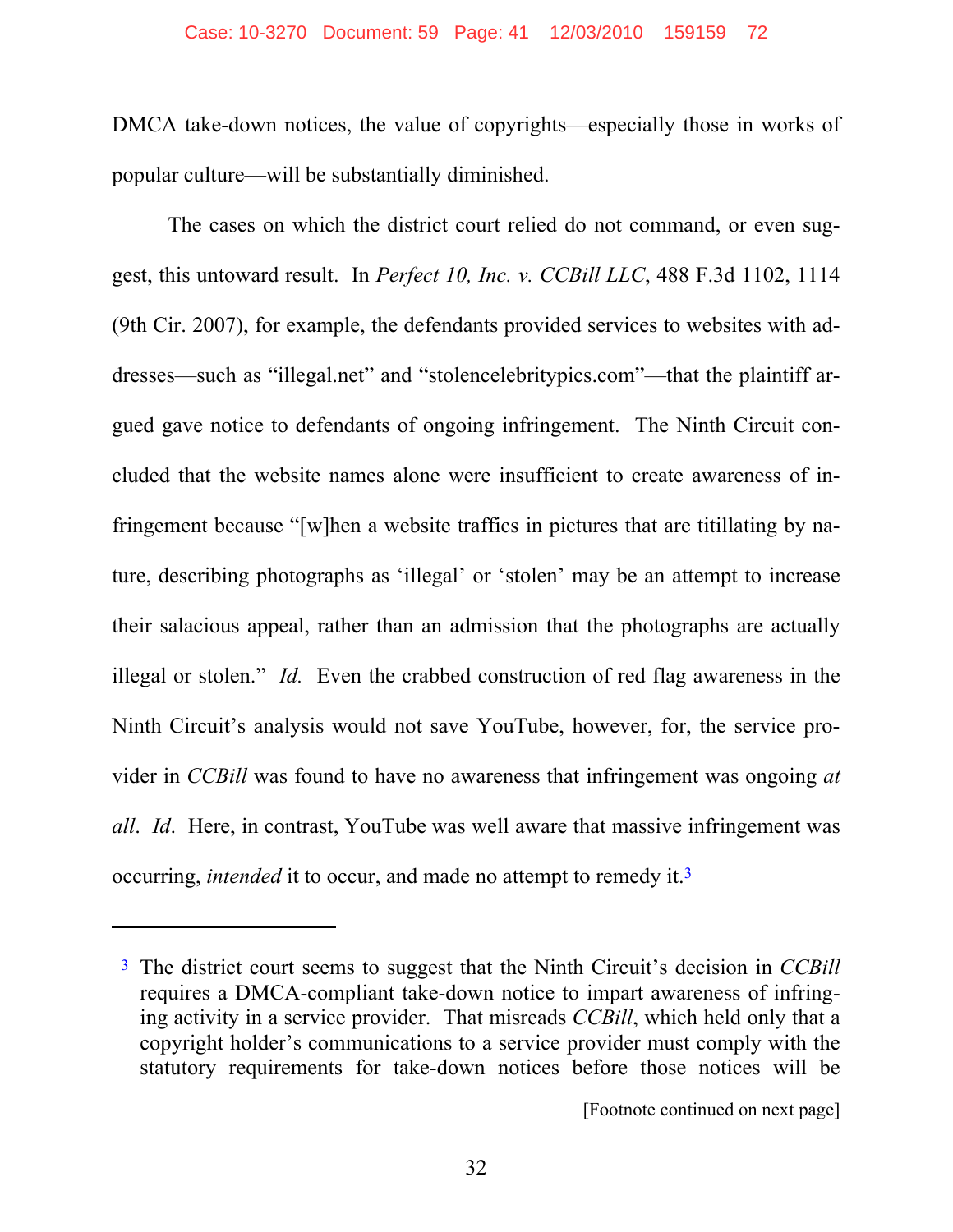DMCA take-down notices, the value of copyrights—especially those in works of popular culture—will be substantially diminished.

The cases on which the district court relied do not command, or even suggest, this untoward result. In *Perfect 10, Inc. v. CCBill LLC*, 488 F.3d 1102, 1114 (9th Cir. 2007), for example, the defendants provided services to websites with addresses—such as "illegal.net" and "stolencelebritypics.com"—that the plaintiff argued gave notice to defendants of ongoing infringement. The Ninth Circuit concluded that the website names alone were insufficient to create awareness of infringement because "[w]hen a website traffics in pictures that are titillating by nature, describing photographs as 'illegal' or 'stolen' may be an attempt to increase their salacious appeal, rather than an admission that the photographs are actually illegal or stolen." *Id.* Even the crabbed construction of red flag awareness in the Ninth Circuit's analysis would not save YouTube, however, for, the service provider in *CCBill* was found to have no awareness that infringement was ongoing *at all*. *Id*. Here, in contrast, YouTube was well aware that massive infringement was occurring, *intended* it to occur, and made no attempt to remedy it.[3]

---

[3] The district court seems to suggest that the Ninth Circuit's decision in *CCBill* requires a DMCA-compliant take-down notice to impart awareness of infringing activity in a service provider. That misreads *CCBill*, which held only that a copyright holder's communications to a service provider must comply with the statutory requirements for take-down notices before those notices will be

[Footnote continued on next page]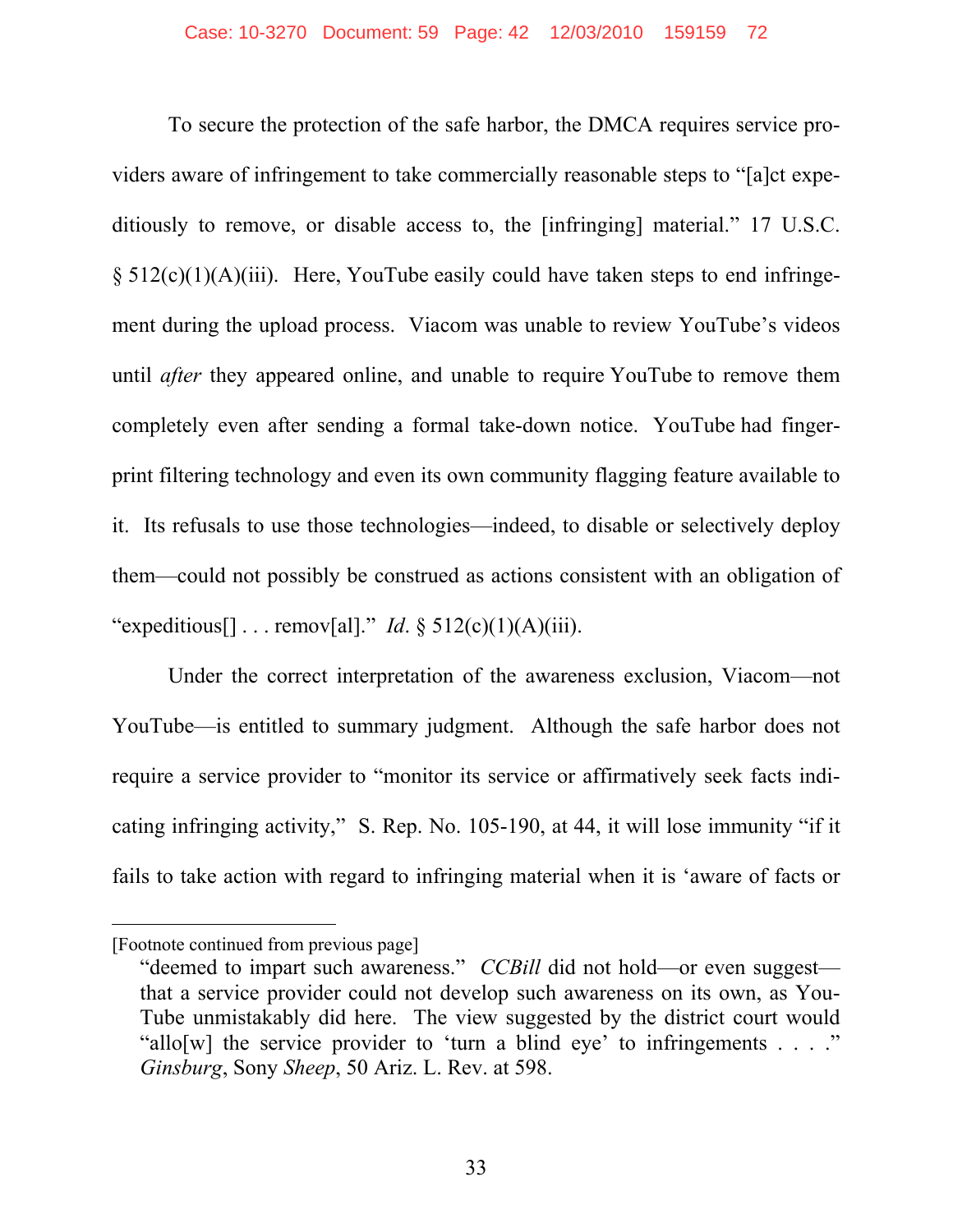To secure the protection of the safe harbor, the DMCA requires service providers aware of infringement to take commercially reasonable steps to "[a]ct expeditiously to remove, or disable access to, the [infringing] material." 17 U.S.C. § 512(c)(1)(A)(iii). Here, YouTube easily could have taken steps to end infringement during the upload process. Viacom was unable to review YouTube's videos until *after* they appeared online, and unable to require YouTube to remove them completely even after sending a formal take-down notice. YouTube had fingerprint filtering technology and even its own community flagging feature available to it. Its refusals to use those technologies—indeed, to disable or selectively deploy them—could not possibly be construed as actions consistent with an obligation of "expeditious[] . . . remov[al]." *Id*. § 512(c)(1)(A)(iii).

Under the correct interpretation of the awareness exclusion, Viacom—not YouTube—is entitled to summary judgment. Although the safe harbor does not require a service provider to "monitor its service or affirmatively seek facts indicating infringing activity," S. Rep. No. 105-190, at 44, it will lose immunity "if it fails to take action with regard to infringing material when it is 'aware of facts or

---

[Footnote continued from previous page]

"deemed to impart such awareness." *CCBill* did not hold—or even suggest—that a service provider could not develop such awareness on its own, as YouTube unmistakably did here. The view suggested by the district court would "allo[w] the service provider to 'turn a blind eye' to infringements . . . ." *Ginsburg*, Sony *Sheep*, 50 Ariz. L. Rev. at 598.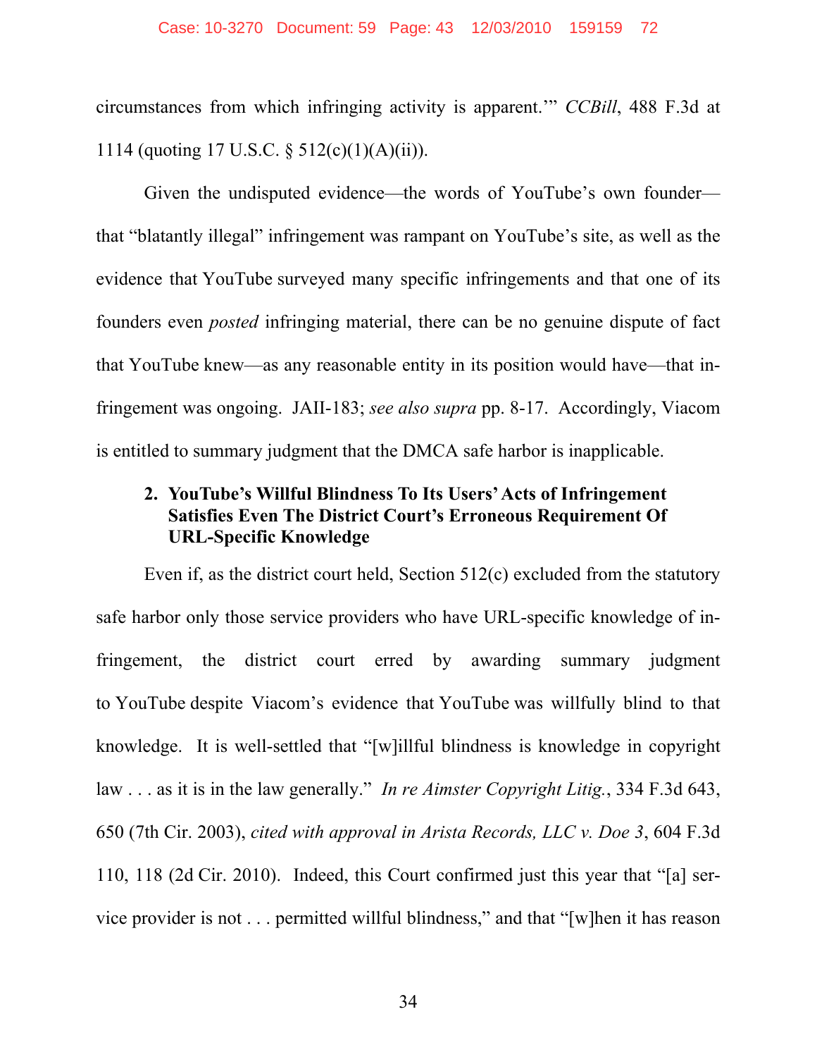circumstances from which infringing activity is apparent.'" *CCBill*, 488 F.3d at 1114 (quoting 17 U.S.C. § 512(c)(1)(A)(ii)).

Given the undisputed evidence—the words of YouTube's own founder—that "blatantly illegal" infringement was rampant on YouTube's site, as well as the evidence that YouTube surveyed many specific infringements and that one of its founders even *posted* infringing material, there can be no genuine dispute of fact that YouTube knew—as any reasonable entity in its position would have—that infringement was ongoing. JAII-183; *see also supra* pp. 8-17. Accordingly, Viacom is entitled to summary judgment that the DMCA safe harbor is inapplicable.

### 2. YouTube's Willful Blindness To Its Users' Acts of Infringement Satisfies Even The District Court's Erroneous Requirement Of URL-Specific Knowledge

Even if, as the district court held, Section 512(c) excluded from the statutory safe harbor only those service providers who have URL-specific knowledge of infringement, the district court erred by awarding summary judgment to YouTube despite Viacom's evidence that YouTube was willfully blind to that knowledge. It is well-settled that "[w]illful blindness is knowledge in copyright law . . . as it is in the law generally." *In re Aimster Copyright Litig.*, 334 F.3d 643, 650 (7th Cir. 2003), *cited with approval in Arista Records, LLC v. Doe 3*, 604 F.3d 110, 118 (2d Cir. 2010). Indeed, this Court confirmed just this year that "[a] service provider is not . . . permitted willful blindness," and that "[w]hen it has reason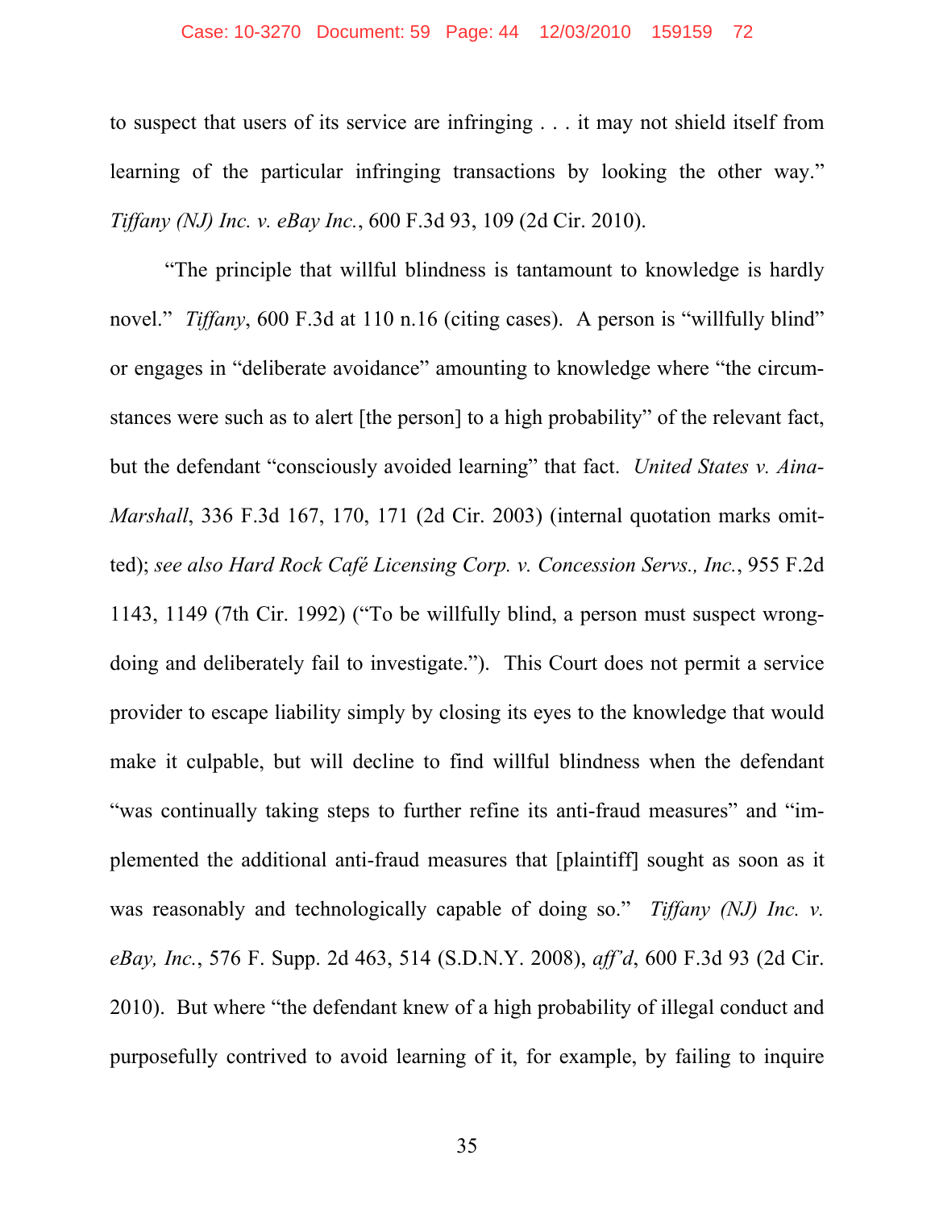to suspect that users of its service are infringing . . . it may not shield itself from learning of the particular infringing transactions by looking the other way." *Tiffany (NJ) Inc. v. eBay Inc.*, 600 F.3d 93, 109 (2d Cir. 2010).

"The principle that willful blindness is tantamount to knowledge is hardly novel." *Tiffany*, 600 F.3d at 110 n.16 (citing cases). A person is "willfully blind" or engages in "deliberate avoidance" amounting to knowledge where "the circumstances were such as to alert [the person] to a high probability" of the relevant fact, but the defendant "consciously avoided learning" that fact. *United States v. Aina-Marshall*, 336 F.3d 167, 170, 171 (2d Cir. 2003) (internal quotation marks omitted); *see also Hard Rock Café Licensing Corp. v. Concession Servs., Inc.*, 955 F.2d 1143, 1149 (7th Cir. 1992) ("To be willfully blind, a person must suspect wrongdoing and deliberately fail to investigate."). This Court does not permit a service provider to escape liability simply by closing its eyes to the knowledge that would make it culpable, but will decline to find willful blindness when the defendant "was continually taking steps to further refine its anti-fraud measures" and "implemented the additional anti-fraud measures that [plaintiff] sought as soon as it was reasonably and technologically capable of doing so." *Tiffany (NJ) Inc. v. eBay, Inc.*, 576 F. Supp. 2d 463, 514 (S.D.N.Y. 2008), *aff'd*, 600 F.3d 93 (2d Cir. 2010). But where "the defendant knew of a high probability of illegal conduct and purposefully contrived to avoid learning of it, for example, by failing to inquire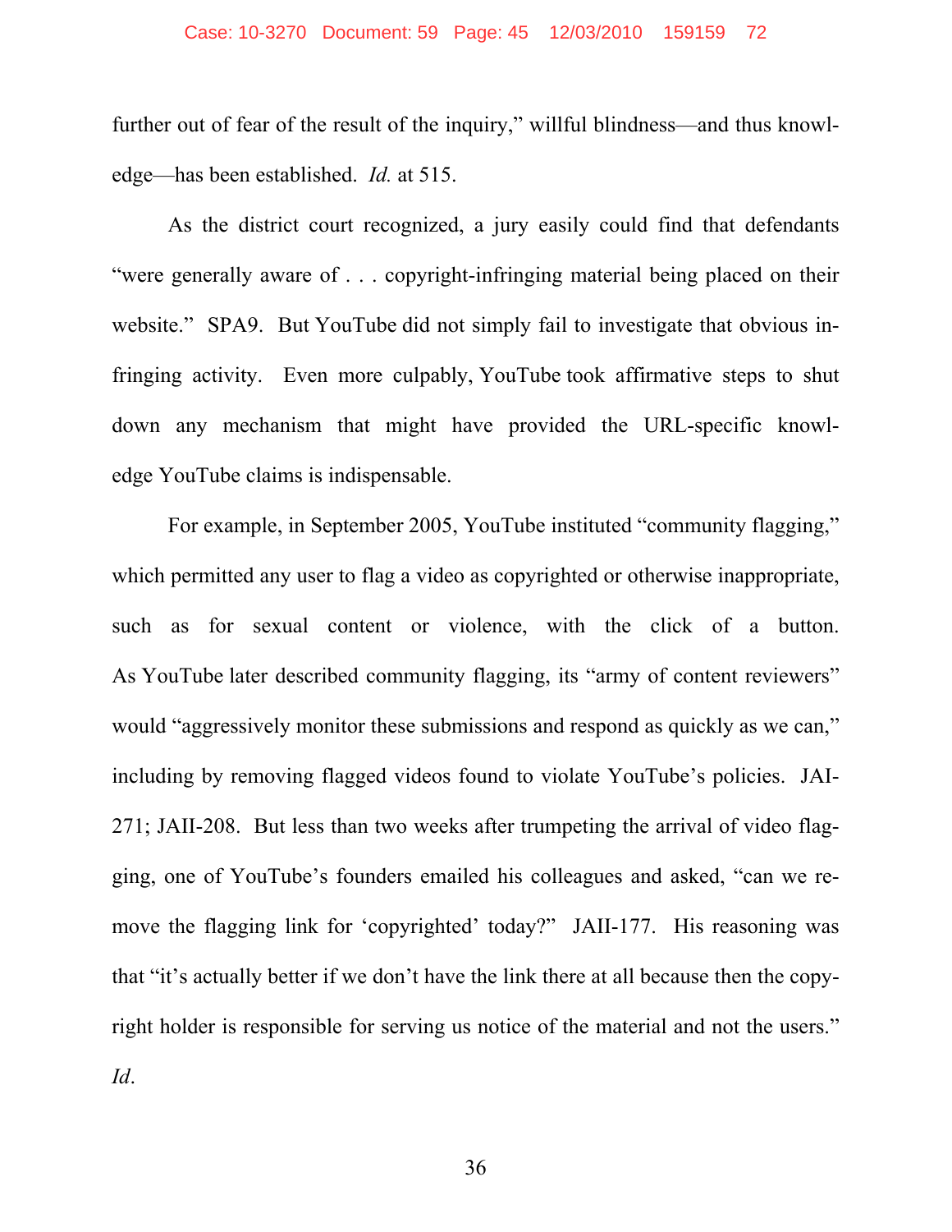further out of fear of the result of the inquiry," willful blindness—and thus knowledge—has been established. *Id.* at 515.

As the district court recognized, a jury easily could find that defendants "were generally aware of . . . copyright-infringing material being placed on their website." SPA9. But YouTube did not simply fail to investigate that obvious infringing activity. Even more culpably, YouTube took affirmative steps to shut down any mechanism that might have provided the URL-specific knowledge YouTube claims is indispensable.

For example, in September 2005, YouTube instituted "community flagging," which permitted any user to flag a video as copyrighted or otherwise inappropriate, such as for sexual content or violence, with the click of a button. As YouTube later described community flagging, its "army of content reviewers" would "aggressively monitor these submissions and respond as quickly as we can," including by removing flagged videos found to violate YouTube's policies. JAI-271; JAII-208. But less than two weeks after trumpeting the arrival of video flagging, one of YouTube's founders emailed his colleagues and asked, "can we remove the flagging link for 'copyrighted' today?" JAII-177. His reasoning was that "it's actually better if we don't have the link there at all because then the copyright holder is responsible for serving us notice of the material and not the users." *Id*.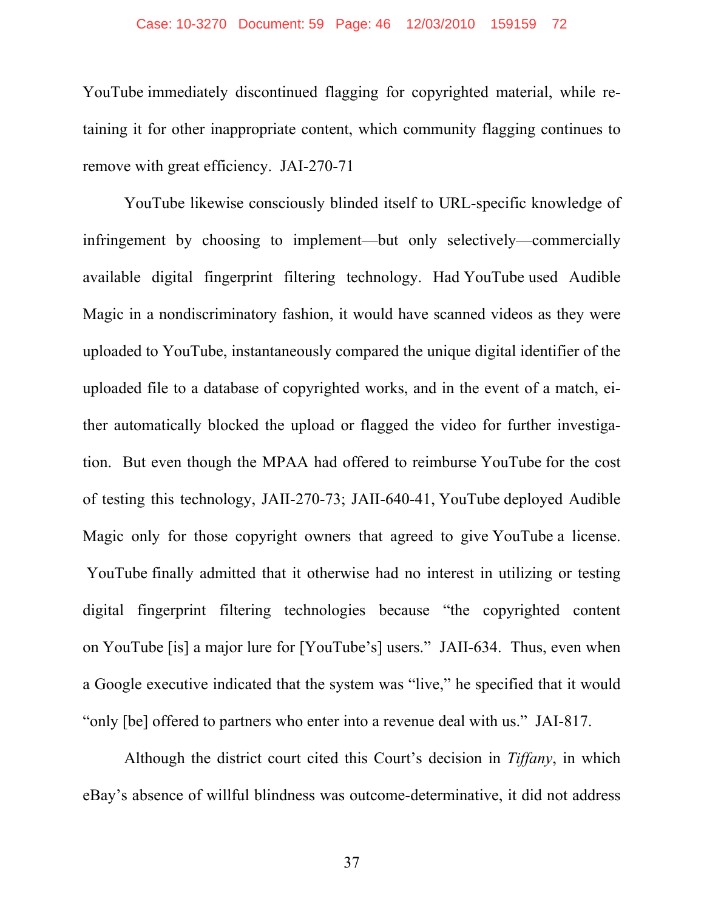YouTube immediately discontinued flagging for copyrighted material, while retaining it for other inappropriate content, which community flagging continues to remove with great efficiency. JAI-270-71

YouTube likewise consciously blinded itself to URL-specific knowledge of infringement by choosing to implement—but only selectively—commercially available digital fingerprint filtering technology. Had YouTube used Audible Magic in a nondiscriminatory fashion, it would have scanned videos as they were uploaded to YouTube, instantaneously compared the unique digital identifier of the uploaded file to a database of copyrighted works, and in the event of a match, either automatically blocked the upload or flagged the video for further investigation. But even though the MPAA had offered to reimburse YouTube for the cost of testing this technology, JAII-270-73; JAII-640-41, YouTube deployed Audible Magic only for those copyright owners that agreed to give YouTube a license. YouTube finally admitted that it otherwise had no interest in utilizing or testing digital fingerprint filtering technologies because "the copyrighted content on YouTube [is] a major lure for [YouTube's] users." JAII-634. Thus, even when a Google executive indicated that the system was "live," he specified that it would "only [be] offered to partners who enter into a revenue deal with us." JAI-817.

Although the district court cited this Court's decision in *Tiffany*, in which eBay's absence of willful blindness was outcome-determinative, it did not address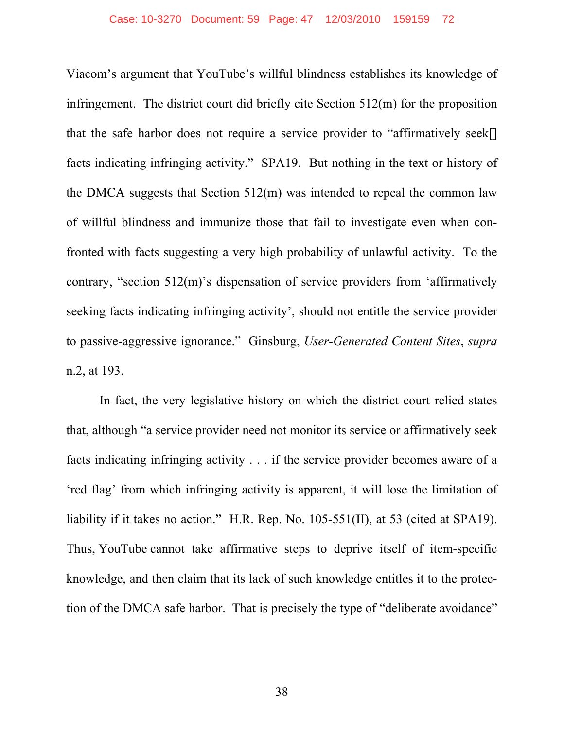Viacom's argument that YouTube's willful blindness establishes its knowledge of infringement. The district court did briefly cite Section 512(m) for the proposition that the safe harbor does not require a service provider to "affirmatively seek[] facts indicating infringing activity." SPA19. But nothing in the text or history of the DMCA suggests that Section 512(m) was intended to repeal the common law of willful blindness and immunize those that fail to investigate even when confronted with facts suggesting a very high probability of unlawful activity. To the contrary, "section 512(m)'s dispensation of service providers from 'affirmatively seeking facts indicating infringing activity', should not entitle the service provider to passive-aggressive ignorance." Ginsburg, *User-Generated Content Sites*, *supra* n.2, at 193.

In fact, the very legislative history on which the district court relied states that, although "a service provider need not monitor its service or affirmatively seek facts indicating infringing activity . . . if the service provider becomes aware of a 'red flag' from which infringing activity is apparent, it will lose the limitation of liability if it takes no action." H.R. Rep. No. 105-551(II), at 53 (cited at SPA19). Thus, YouTube cannot take affirmative steps to deprive itself of item-specific knowledge, and then claim that its lack of such knowledge entitles it to the protection of the DMCA safe harbor. That is precisely the type of "deliberate avoidance"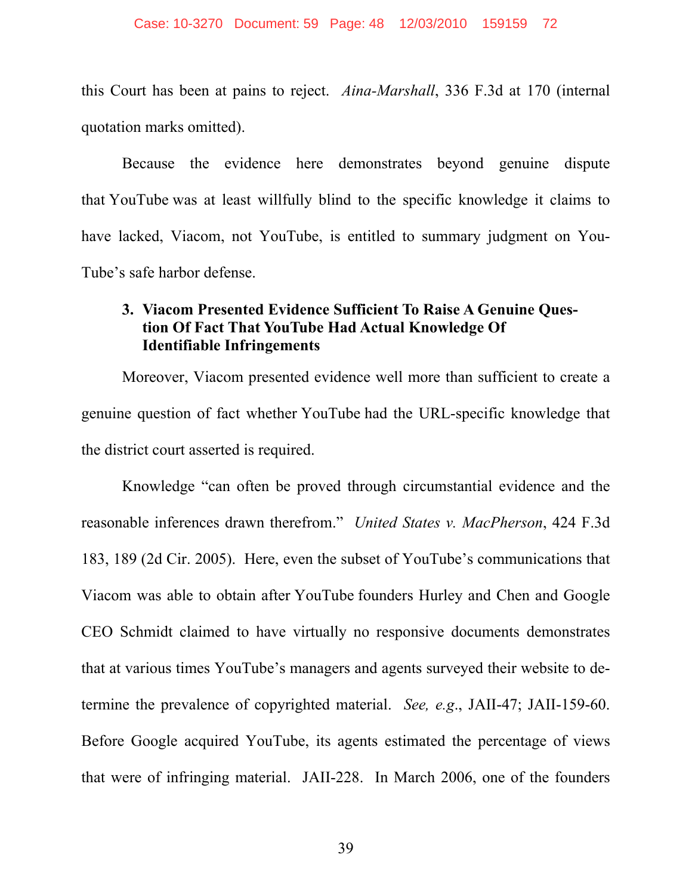this Court has been at pains to reject. *Aina-Marshall*, 336 F.3d at 170 (internal quotation marks omitted).

Because the evidence here demonstrates beyond genuine dispute that YouTube was at least willfully blind to the specific knowledge it claims to have lacked, Viacom, not YouTube, is entitled to summary judgment on YouTube's safe harbor defense.

### 3. Viacom Presented Evidence Sufficient To Raise A Genuine Question Of Fact That YouTube Had Actual Knowledge Of Identifiable Infringements

Moreover, Viacom presented evidence well more than sufficient to create a genuine question of fact whether YouTube had the URL-specific knowledge that the district court asserted is required.

Knowledge "can often be proved through circumstantial evidence and the reasonable inferences drawn therefrom." *United States v. MacPherson*, 424 F.3d 183, 189 (2d Cir. 2005). Here, even the subset of YouTube's communications that Viacom was able to obtain after YouTube founders Hurley and Chen and Google CEO Schmidt claimed to have virtually no responsive documents demonstrates that at various times YouTube's managers and agents surveyed their website to determine the prevalence of copyrighted material. *See, e.g.*, JAII-47; JAII-159-60. Before Google acquired YouTube, its agents estimated the percentage of views that were of infringing material. JAII-228. In March 2006, one of the founders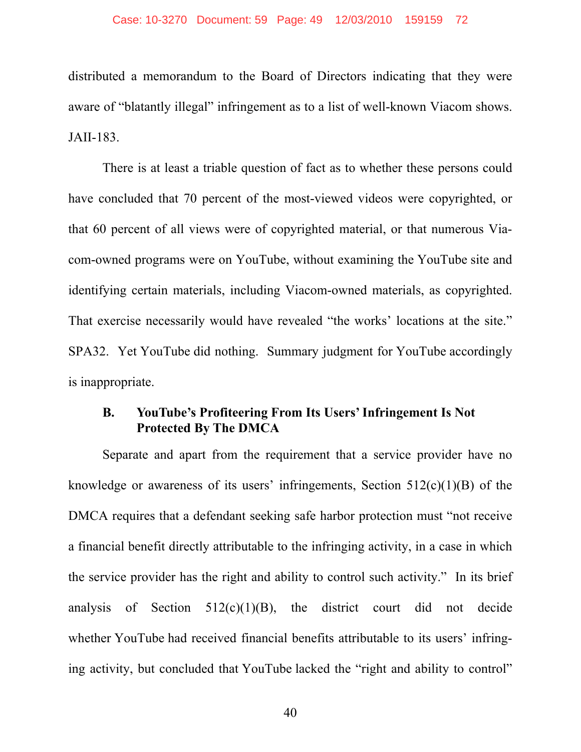distributed a memorandum to the Board of Directors indicating that they were aware of "blatantly illegal" infringement as to a list of well-known Viacom shows. JAII-183.

There is at least a triable question of fact as to whether these persons could have concluded that 70 percent of the most-viewed videos were copyrighted, or that 60 percent of all views were of copyrighted material, or that numerous Viacom-owned programs were on YouTube, without examining the YouTube site and identifying certain materials, including Viacom-owned materials, as copyrighted. That exercise necessarily would have revealed "the works' locations at the site." SPA32. Yet YouTube did nothing. Summary judgment for YouTube accordingly is inappropriate.

### B. YouTube's Profiteering From Its Users' Infringement Is Not Protected By The DMCA

Separate and apart from the requirement that a service provider have no knowledge or awareness of its users' infringements, Section 512(c)(1)(B) of the DMCA requires that a defendant seeking safe harbor protection must "not receive a financial benefit directly attributable to the infringing activity, in a case in which the service provider has the right and ability to control such activity." In its brief analysis of Section 512(c)(1)(B), the district court did not decide whether YouTube had received financial benefits attributable to its users' infringing activity, but concluded that YouTube lacked the "right and ability to control"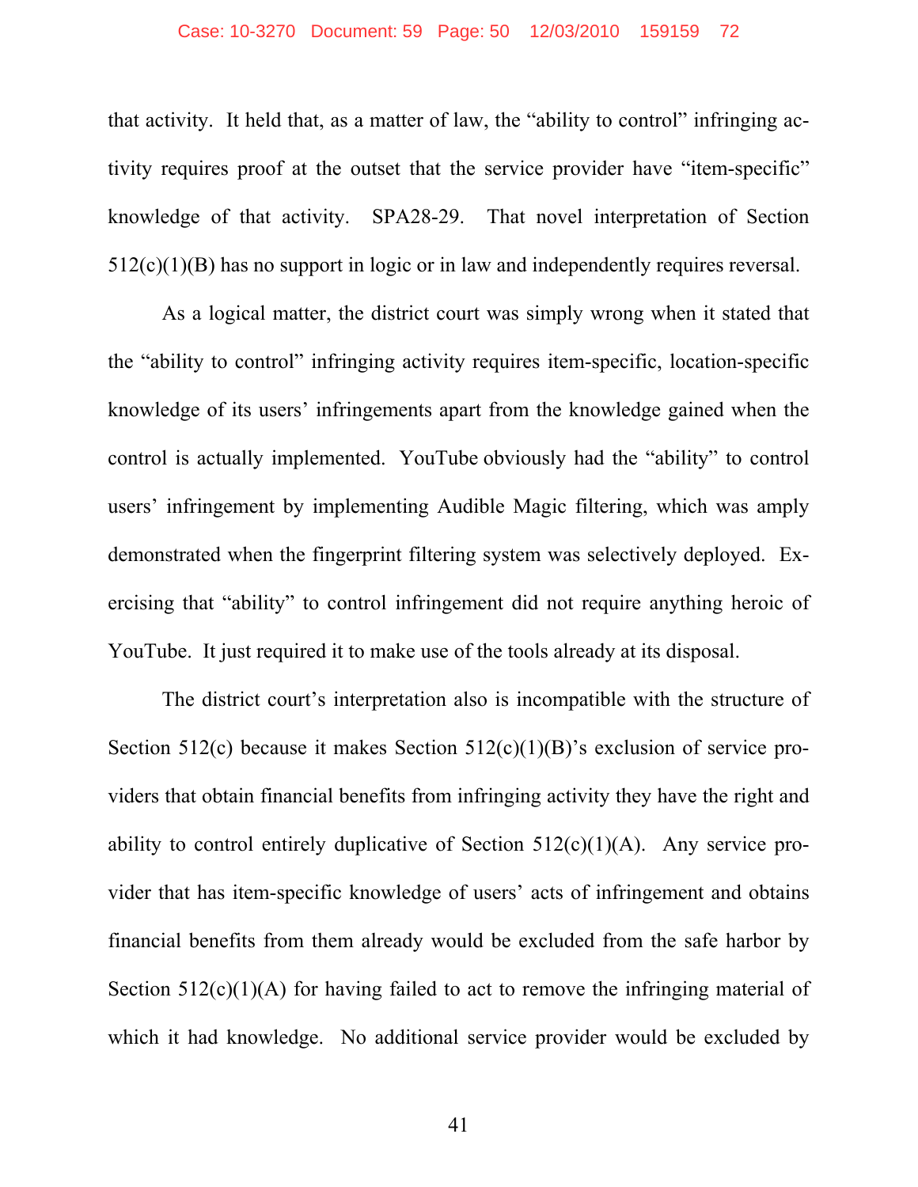that activity. It held that, as a matter of law, the "ability to control" infringing activity requires proof at the outset that the service provider have "item-specific" knowledge of that activity. SPA28-29. That novel interpretation of Section 512(c)(1)(B) has no support in logic or in law and independently requires reversal.

As a logical matter, the district court was simply wrong when it stated that the "ability to control" infringing activity requires item-specific, location-specific knowledge of its users' infringements apart from the knowledge gained when the control is actually implemented. YouTube obviously had the "ability" to control users' infringement by implementing Audible Magic filtering, which was amply demonstrated when the fingerprint filtering system was selectively deployed. Exercising that "ability" to control infringement did not require anything heroic of YouTube. It just required it to make use of the tools already at its disposal.

The district court's interpretation also is incompatible with the structure of Section 512(c) because it makes Section 512(c)(1)(B)'s exclusion of service providers that obtain financial benefits from infringing activity they have the right and ability to control entirely duplicative of Section 512(c)(1)(A). Any service provider that has item-specific knowledge of users' acts of infringement and obtains financial benefits from them already would be excluded from the safe harbor by Section 512(c)(1)(A) for having failed to act to remove the infringing material of which it had knowledge. No additional service provider would be excluded by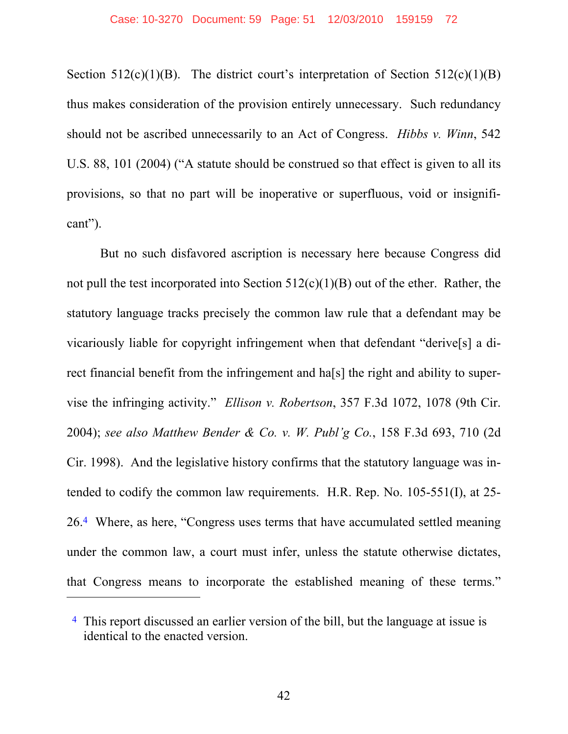Section 512(c)(1)(B). The district court's interpretation of Section 512(c)(1)(B) thus makes consideration of the provision entirely unnecessary. Such redundancy should not be ascribed unnecessarily to an Act of Congress. *Hibbs v. Winn*, 542 U.S. 88, 101 (2004) ("A statute should be construed so that effect is given to all its provisions, so that no part will be inoperative or superfluous, void or insignificant").

But no such disfavored ascription is necessary here because Congress did not pull the test incorporated into Section 512(c)(1)(B) out of the ether. Rather, the statutory language tracks precisely the common law rule that a defendant may be vicariously liable for copyright infringement when that defendant "derive[s] a direct financial benefit from the infringement and ha[s] the right and ability to supervise the infringing activity." *Ellison v. Robertson*, 357 F.3d 1072, 1078 (9th Cir. 2004); *see also Matthew Bender & Co. v. W. Publ'g Co.*, 158 F.3d 693, 710 (2d Cir. 1998). And the legislative history confirms that the statutory language was intended to codify the common law requirements. H.R. Rep. No. 105-551(I), at 25-26.[4] Where, as here, "Congress uses terms that have accumulated settled meaning under the common law, a court must infer, unless the statute otherwise dictates, that Congress means to incorporate the established meaning of these terms."

---

[4] This report discussed an earlier version of the bill, but the language at issue is identical to the enacted version.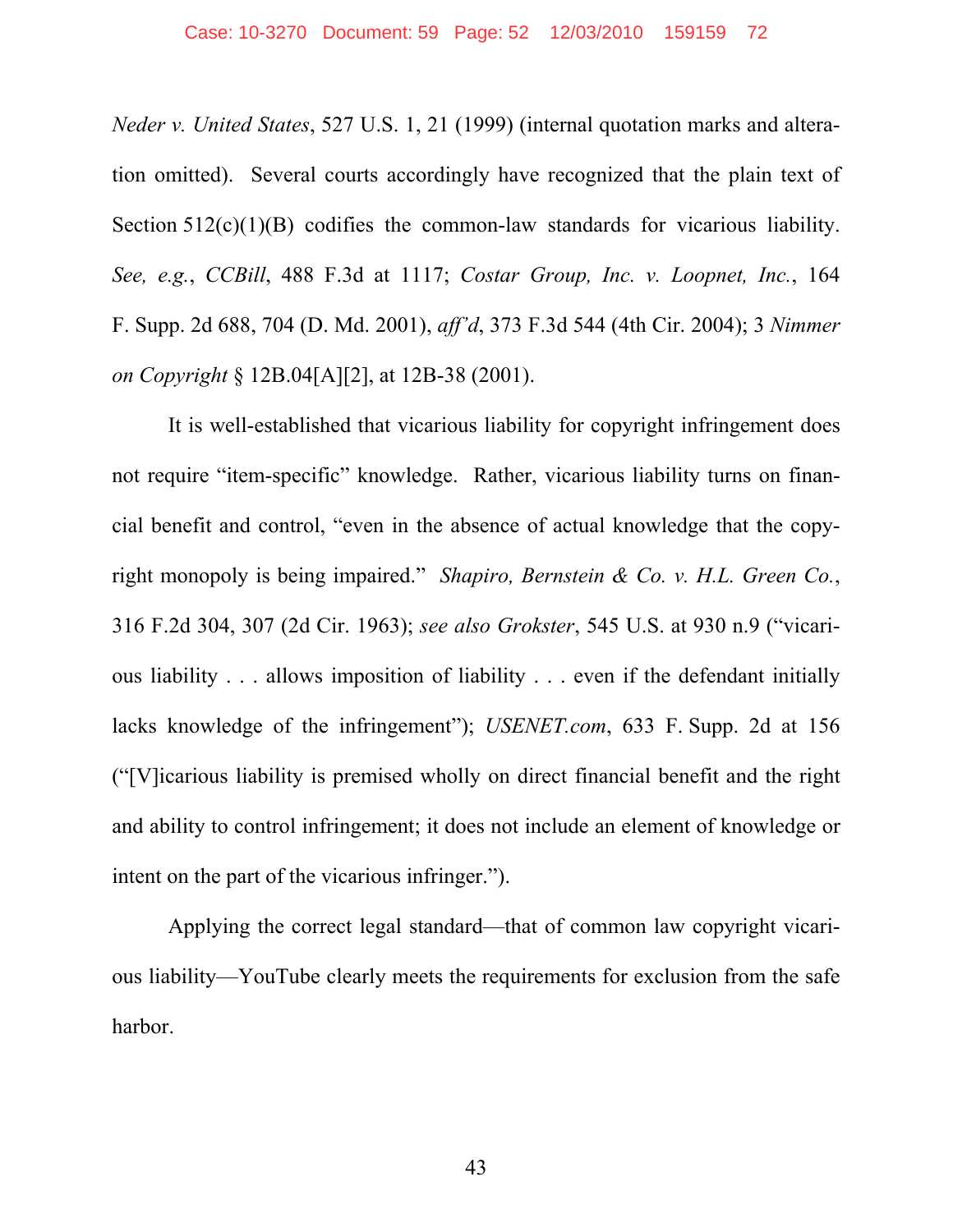*Neder v. United States*, 527 U.S. 1, 21 (1999) (internal quotation marks and alteration omitted). Several courts accordingly have recognized that the plain text of Section 512(c)(1)(B) codifies the common-law standards for vicarious liability. *See, e.g.*, *CCBill*, 488 F.3d at 1117; *Costar Group, Inc. v. Loopnet, Inc.*, 164 F. Supp. 2d 688, 704 (D. Md. 2001), *aff'd*, 373 F.3d 544 (4th Cir. 2004); 3 *Nimmer on Copyright* § 12B.04[A][2], at 12B-38 (2001).

It is well-established that vicarious liability for copyright infringement does not require "item-specific" knowledge. Rather, vicarious liability turns on financial benefit and control, "even in the absence of actual knowledge that the copyright monopoly is being impaired." *Shapiro, Bernstein & Co. v. H.L. Green Co.*, 316 F.2d 304, 307 (2d Cir. 1963); *see also Grokster*, 545 U.S. at 930 n.9 ("vicarious liability . . . allows imposition of liability . . . even if the defendant initially lacks knowledge of the infringement"); *USENET.com*, 633 F. Supp. 2d at 156 ("[V]icarious liability is premised wholly on direct financial benefit and the right and ability to control infringement; it does not include an element of knowledge or intent on the part of the vicarious infringer.").

Applying the correct legal standard—that of common law copyright vicarious liability—YouTube clearly meets the requirements for exclusion from the safe harbor.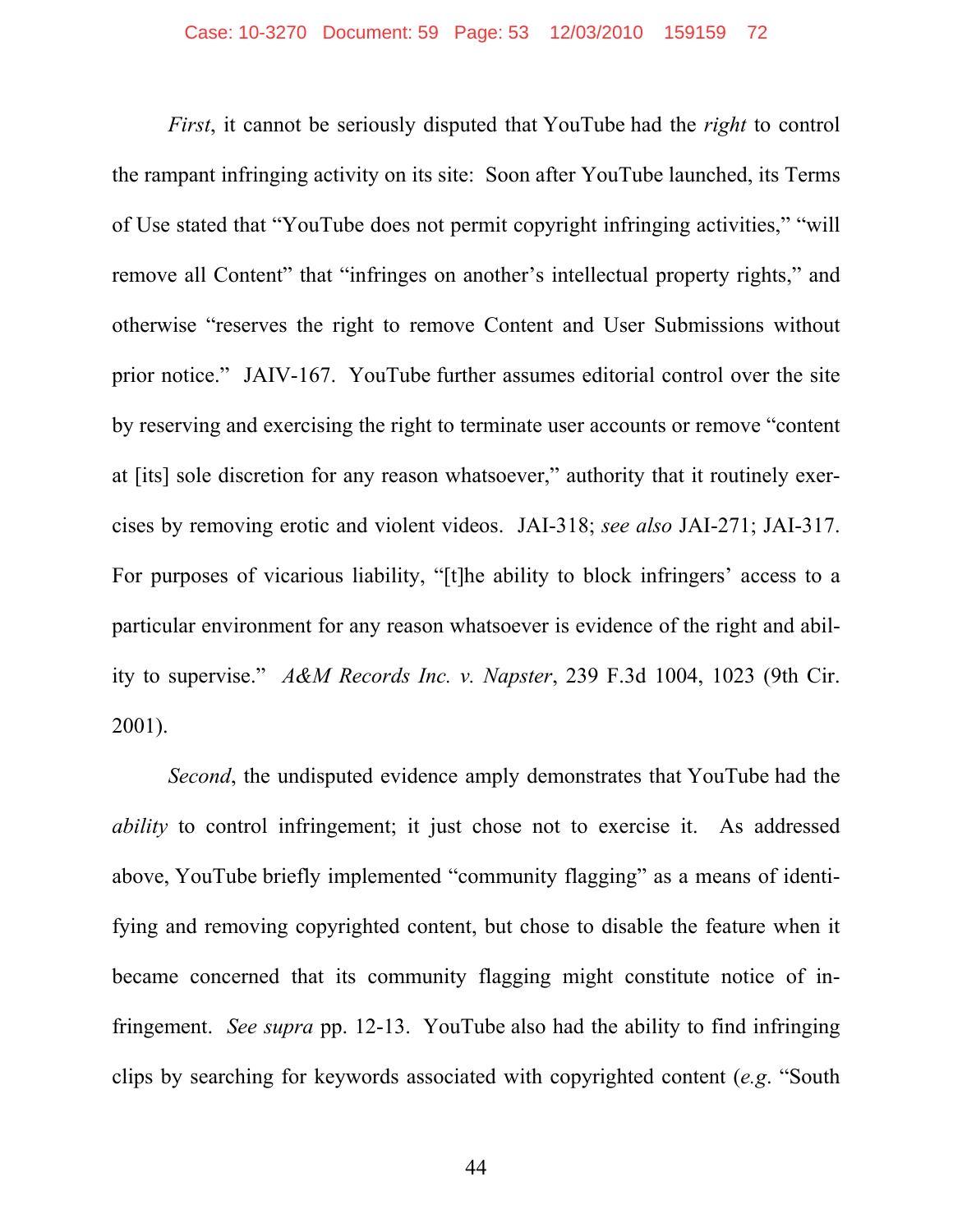*First*, it cannot be seriously disputed that YouTube had the *right* to control the rampant infringing activity on its site: Soon after YouTube launched, its Terms of Use stated that "YouTube does not permit copyright infringing activities," "will remove all Content" that "infringes on another's intellectual property rights," and otherwise "reserves the right to remove Content and User Submissions without prior notice." JAIV-167. YouTube further assumes editorial control over the site by reserving and exercising the right to terminate user accounts or remove "content at [its] sole discretion for any reason whatsoever," authority that it routinely exercises by removing erotic and violent videos. JAI-318; *see also* JAI-271; JAI-317. For purposes of vicarious liability, "[t]he ability to block infringers' access to a particular environment for any reason whatsoever is evidence of the right and ability to supervise." *A&M Records Inc. v. Napster*, 239 F.3d 1004, 1023 (9th Cir. 2001).

*Second*, the undisputed evidence amply demonstrates that YouTube had the *ability* to control infringement; it just chose not to exercise it. As addressed above, YouTube briefly implemented "community flagging" as a means of identifying and removing copyrighted content, but chose to disable the feature when it became concerned that its community flagging might constitute notice of infringement. *See supra* pp. 12-13. YouTube also had the ability to find infringing clips by searching for keywords associated with copyrighted content (*e.g.* "South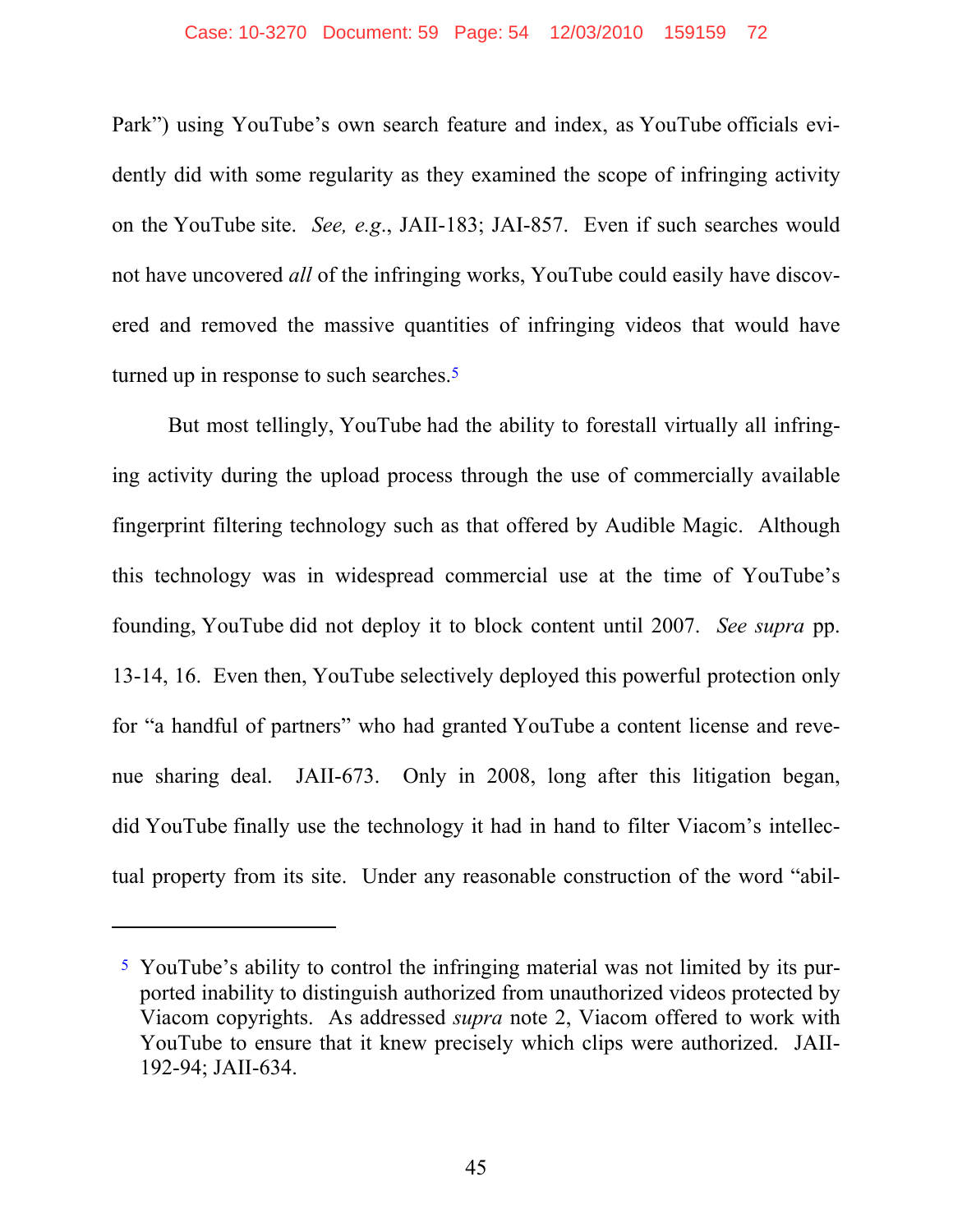Park") using YouTube's own search feature and index, as YouTube officials evidently did with some regularity as they examined the scope of infringing activity on the YouTube site. *See, e.g.*, JAII-183; JAI-857. Even if such searches would not have uncovered *all* of the infringing works, YouTube could easily have discovered and removed the massive quantities of infringing videos that would have turned up in response to such searches.[5]

But most tellingly, YouTube had the ability to forestall virtually all infringing activity during the upload process through the use of commercially available fingerprint filtering technology such as that offered by Audible Magic. Although this technology was in widespread commercial use at the time of YouTube's founding, YouTube did not deploy it to block content until 2007. *See supra* pp. 13-14, 16. Even then, YouTube selectively deployed this powerful protection only for "a handful of partners" who had granted YouTube a content license and revenue sharing deal. JAII-673. Only in 2008, long after this litigation began, did YouTube finally use the technology it had in hand to filter Viacom's intellectual property from its site. Under any reasonable construction of the word "abil-

---

[5] YouTube's ability to control the infringing material was not limited by its purported inability to distinguish authorized from unauthorized videos protected by Viacom copyrights. As addressed *supra* note 2, Viacom offered to work with YouTube to ensure that it knew precisely which clips were authorized. JAII-192-94; JAII-634.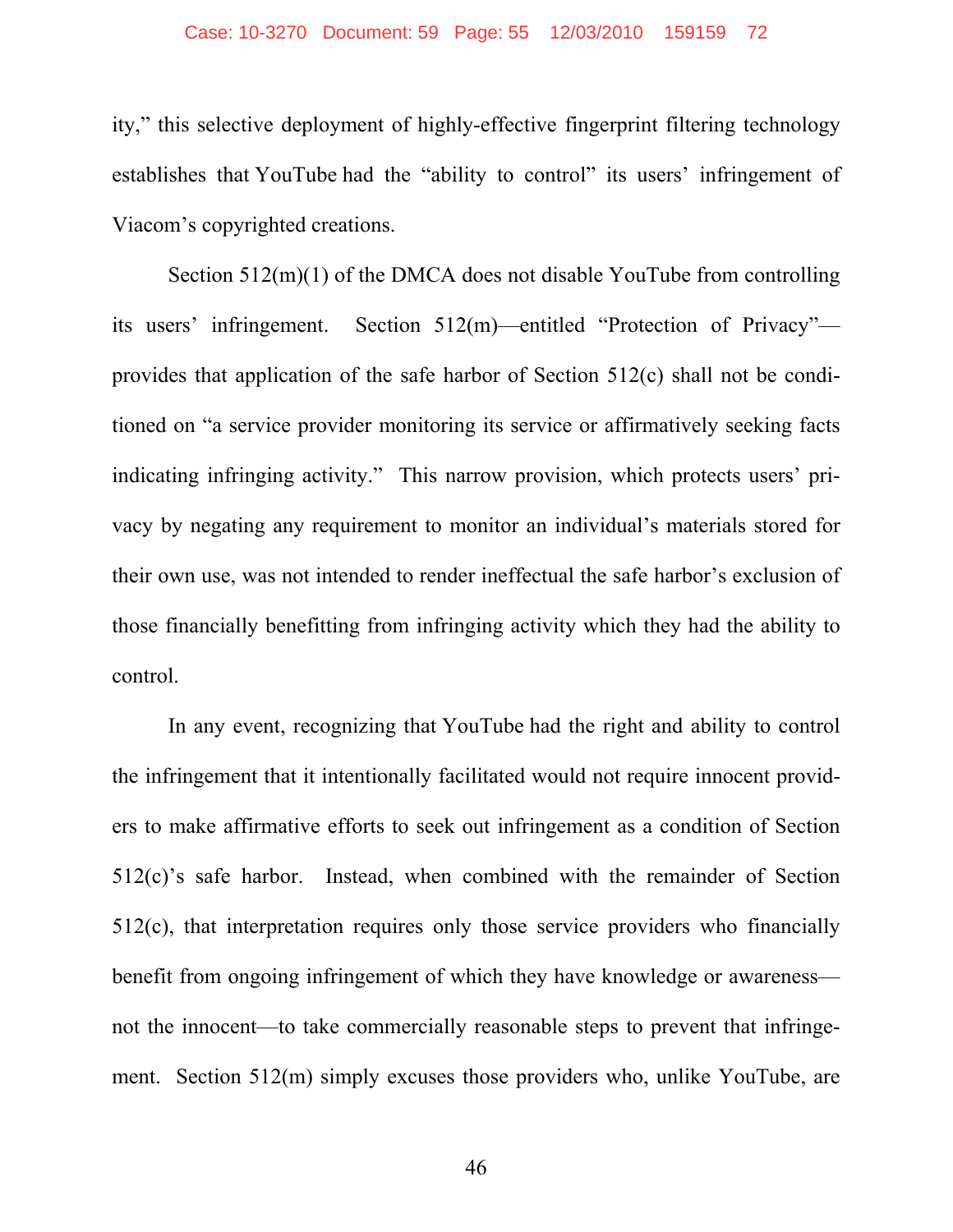ity," this selective deployment of highly-effective fingerprint filtering technology establishes that YouTube had the "ability to control" its users' infringement of Viacom's copyrighted creations.

Section 512(m)(1) of the DMCA does not disable YouTube from controlling its users' infringement. Section 512(m)—entitled "Protection of Privacy"—provides that application of the safe harbor of Section 512(c) shall not be conditioned on "a service provider monitoring its service or affirmatively seeking facts indicating infringing activity." This narrow provision, which protects users' privacy by negating any requirement to monitor an individual's materials stored for their own use, was not intended to render ineffectual the safe harbor's exclusion of those financially benefitting from infringing activity which they had the ability to control.

In any event, recognizing that YouTube had the right and ability to control the infringement that it intentionally facilitated would not require innocent providers to make affirmative efforts to seek out infringement as a condition of Section 512(c)'s safe harbor. Instead, when combined with the remainder of Section 512(c), that interpretation requires only those service providers who financially benefit from ongoing infringement of which they have knowledge or awareness—not the innocent—to take commercially reasonable steps to prevent that infringement. Section 512(m) simply excuses those providers who, unlike YouTube, are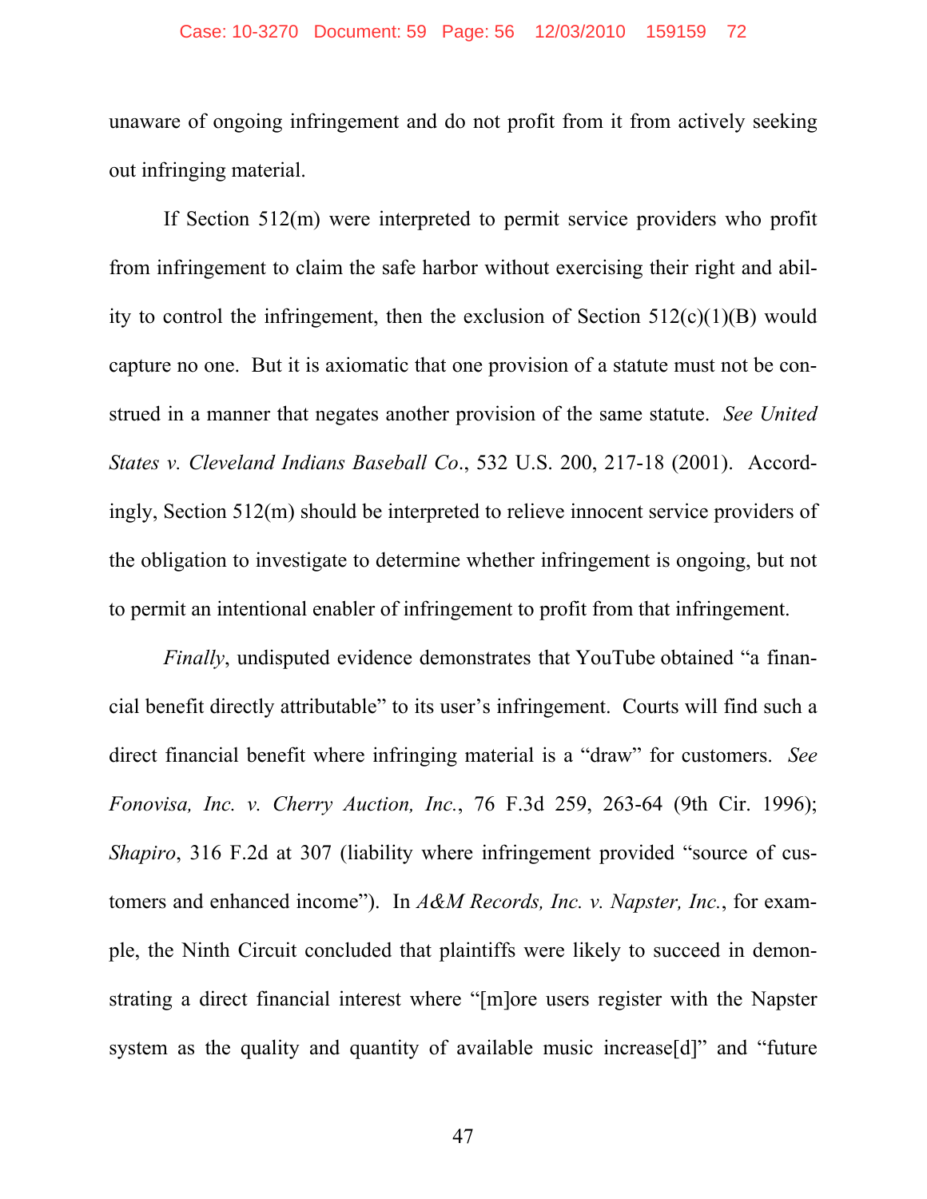unaware of ongoing infringement and do not profit from it from actively seeking out infringing material.

If Section 512(m) were interpreted to permit service providers who profit from infringement to claim the safe harbor without exercising their right and ability to control the infringement, then the exclusion of Section 512(c)(1)(B) would capture no one. But it is axiomatic that one provision of a statute must not be construed in a manner that negates another provision of the same statute. *See United States v. Cleveland Indians Baseball Co.*, 532 U.S. 200, 217-18 (2001). Accordingly, Section 512(m) should be interpreted to relieve innocent service providers of the obligation to investigate to determine whether infringement is ongoing, but not to permit an intentional enabler of infringement to profit from that infringement.

*Finally*, undisputed evidence demonstrates that YouTube obtained "a financial benefit directly attributable" to its user's infringement. Courts will find such a direct financial benefit where infringing material is a "draw" for customers. *See Fonovisa, Inc. v. Cherry Auction, Inc.*, 76 F.3d 259, 263-64 (9th Cir. 1996); *Shapiro*, 316 F.2d at 307 (liability where infringement provided "source of customers and enhanced income"). In *A&M Records, Inc. v. Napster, Inc.*, for example, the Ninth Circuit concluded that plaintiffs were likely to succeed in demonstrating a direct financial interest where "[m]ore users register with the Napster system as the quality and quantity of available music increase[d]" and "future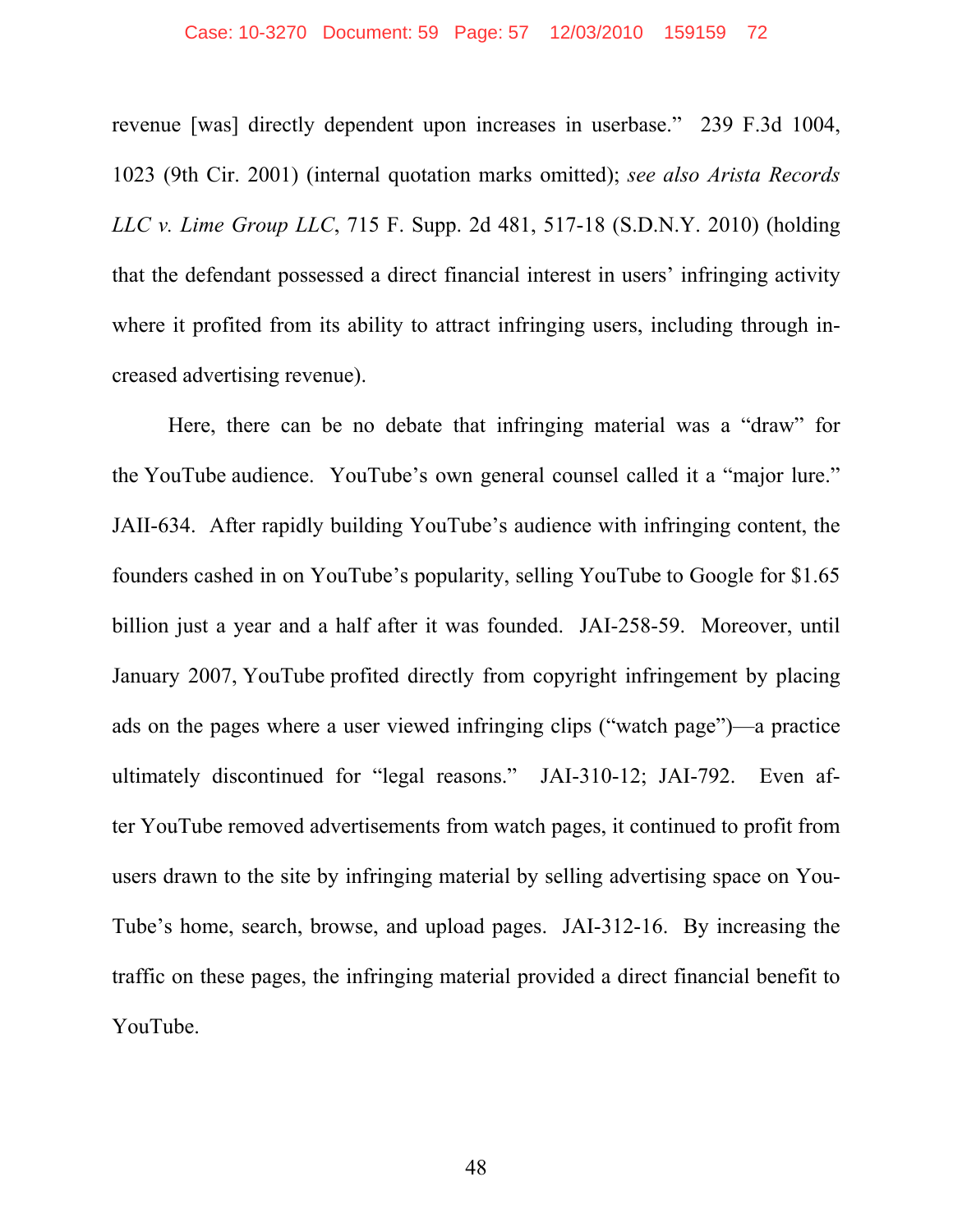revenue [was] directly dependent upon increases in userbase." 239 F.3d 1004, 1023 (9th Cir. 2001) (internal quotation marks omitted); *see also Arista Records LLC v. Lime Group LLC*, 715 F. Supp. 2d 481, 517-18 (S.D.N.Y. 2010) (holding that the defendant possessed a direct financial interest in users' infringing activity where it profited from its ability to attract infringing users, including through increased advertising revenue).

Here, there can be no debate that infringing material was a "draw" for the YouTube audience. YouTube's own general counsel called it a "major lure." JAII-634. After rapidly building YouTube's audience with infringing content, the founders cashed in on YouTube's popularity, selling YouTube to Google for $1.65 billion just a year and a half after it was founded. JAI-258-59. Moreover, until January 2007, YouTube profited directly from copyright infringement by placing ads on the pages where a user viewed infringing clips ("watch page")—a practice ultimately discontinued for "legal reasons." JAI-310-12; JAI-792. Even after YouTube removed advertisements from watch pages, it continued to profit from users drawn to the site by infringing material by selling advertising space on YouTube's home, search, browse, and upload pages. JAI-312-16. By increasing the traffic on these pages, the infringing material provided a direct financial benefit to YouTube.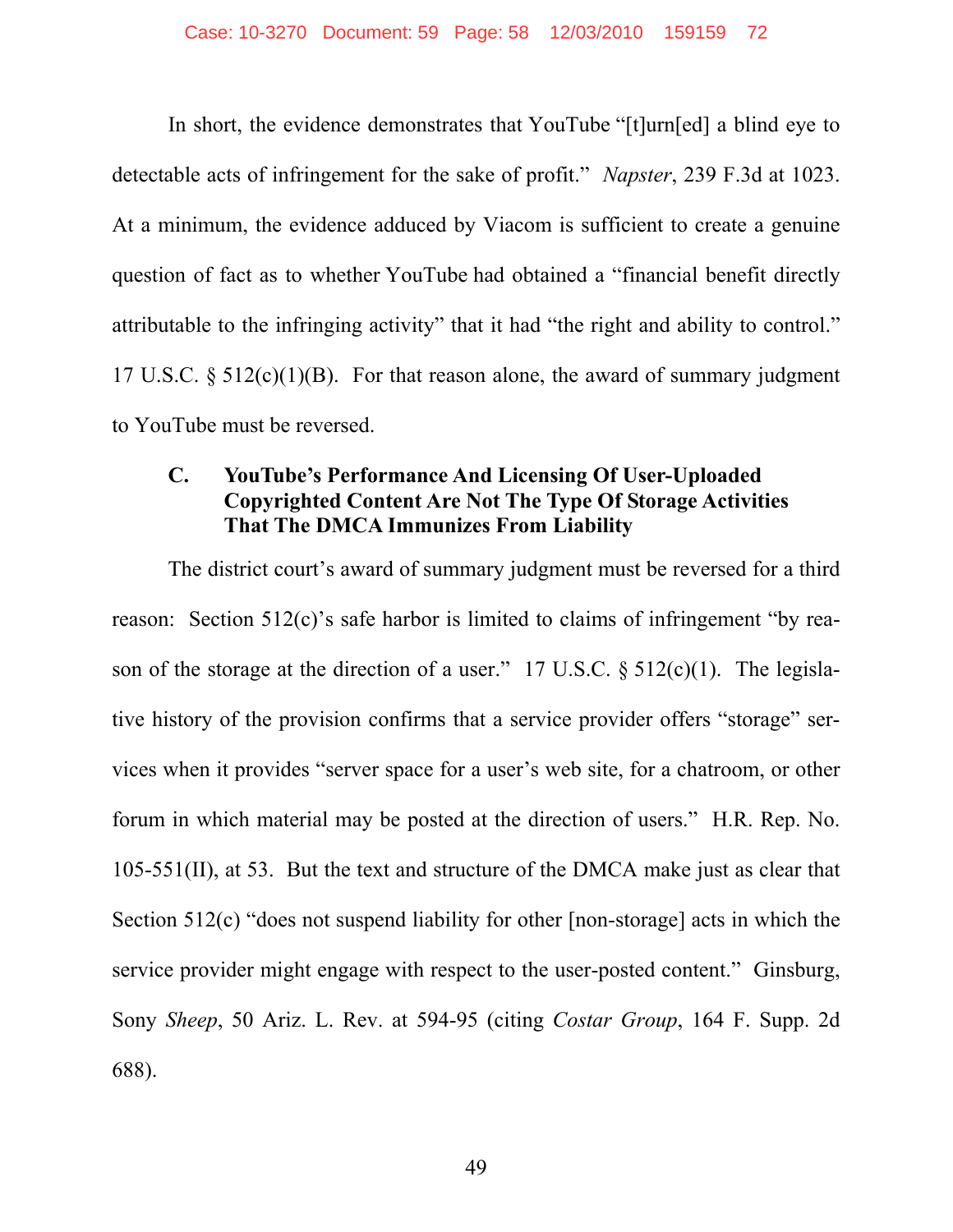In short, the evidence demonstrates that YouTube "[t]urn[ed] a blind eye to detectable acts of infringement for the sake of profit." *Napster*, 239 F.3d at 1023. At a minimum, the evidence adduced by Viacom is sufficient to create a genuine question of fact as to whether YouTube had obtained a "financial benefit directly attributable to the infringing activity" that it had "the right and ability to control." 17 U.S.C. § 512(c)(1)(B). For that reason alone, the award of summary judgment to YouTube must be reversed.

### C. YouTube's Performance And Licensing Of User-Uploaded Copyrighted Content Are Not The Type Of Storage Activities That The DMCA Immunizes From Liability

The district court's award of summary judgment must be reversed for a third reason: Section 512(c)'s safe harbor is limited to claims of infringement "by reason of the storage at the direction of a user." 17 U.S.C. § 512(c)(1). The legislative history of the provision confirms that a service provider offers "storage" services when it provides "server space for a user's web site, for a chatroom, or other forum in which material may be posted at the direction of users." H.R. Rep. No. 105-551(II), at 53. But the text and structure of the DMCA make just as clear that Section 512(c) "does not suspend liability for other [non-storage] acts in which the service provider might engage with respect to the user-posted content." Ginsburg, Sony *Sheep*, 50 Ariz. L. Rev. at 594-95 (citing *Costar Group*, 164 F. Supp. 2d 688).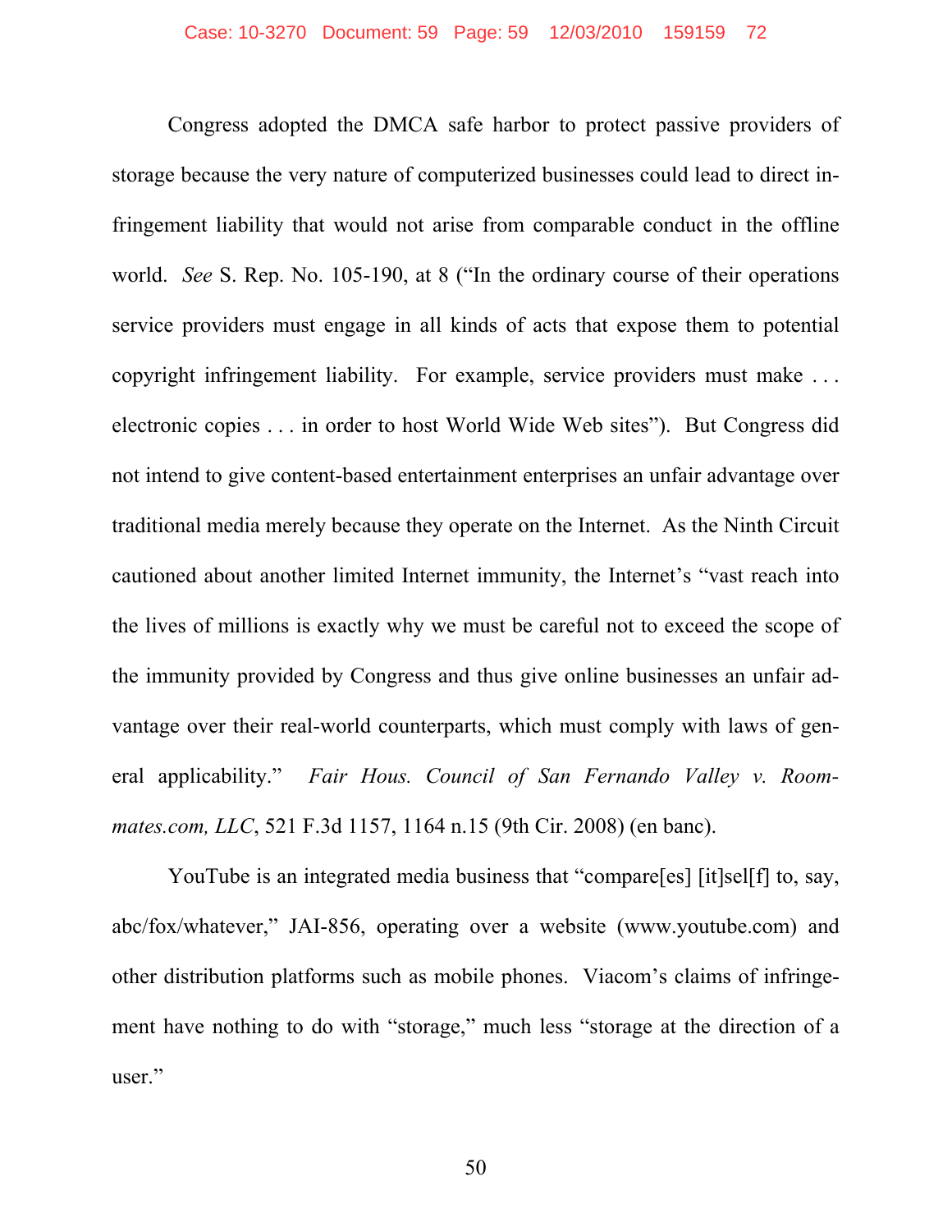Congress adopted the DMCA safe harbor to protect passive providers of storage because the very nature of computerized businesses could lead to direct infringement liability that would not arise from comparable conduct in the offline world. *See* S. Rep. No. 105-190, at 8 ("In the ordinary course of their operations service providers must engage in all kinds of acts that expose them to potential copyright infringement liability. For example, service providers must make . . . electronic copies . . . in order to host World Wide Web sites"). But Congress did not intend to give content-based entertainment enterprises an unfair advantage over traditional media merely because they operate on the Internet. As the Ninth Circuit cautioned about another limited Internet immunity, the Internet's "vast reach into the lives of millions is exactly why we must be careful not to exceed the scope of the immunity provided by Congress and thus give online businesses an unfair advantage over their real-world counterparts, which must comply with laws of general applicability." *Fair Hous. Council of San Fernando Valley v. Roommates.com, LLC*, 521 F.3d 1157, 1164 n.15 (9th Cir. 2008) (en banc).

YouTube is an integrated media business that "compare[es] [it]sel[f] to, say, abc/fox/whatever," JAI-856, operating over a website (www.youtube.com) and other distribution platforms such as mobile phones. Viacom's claims of infringement have nothing to do with "storage," much less "storage at the direction of a user."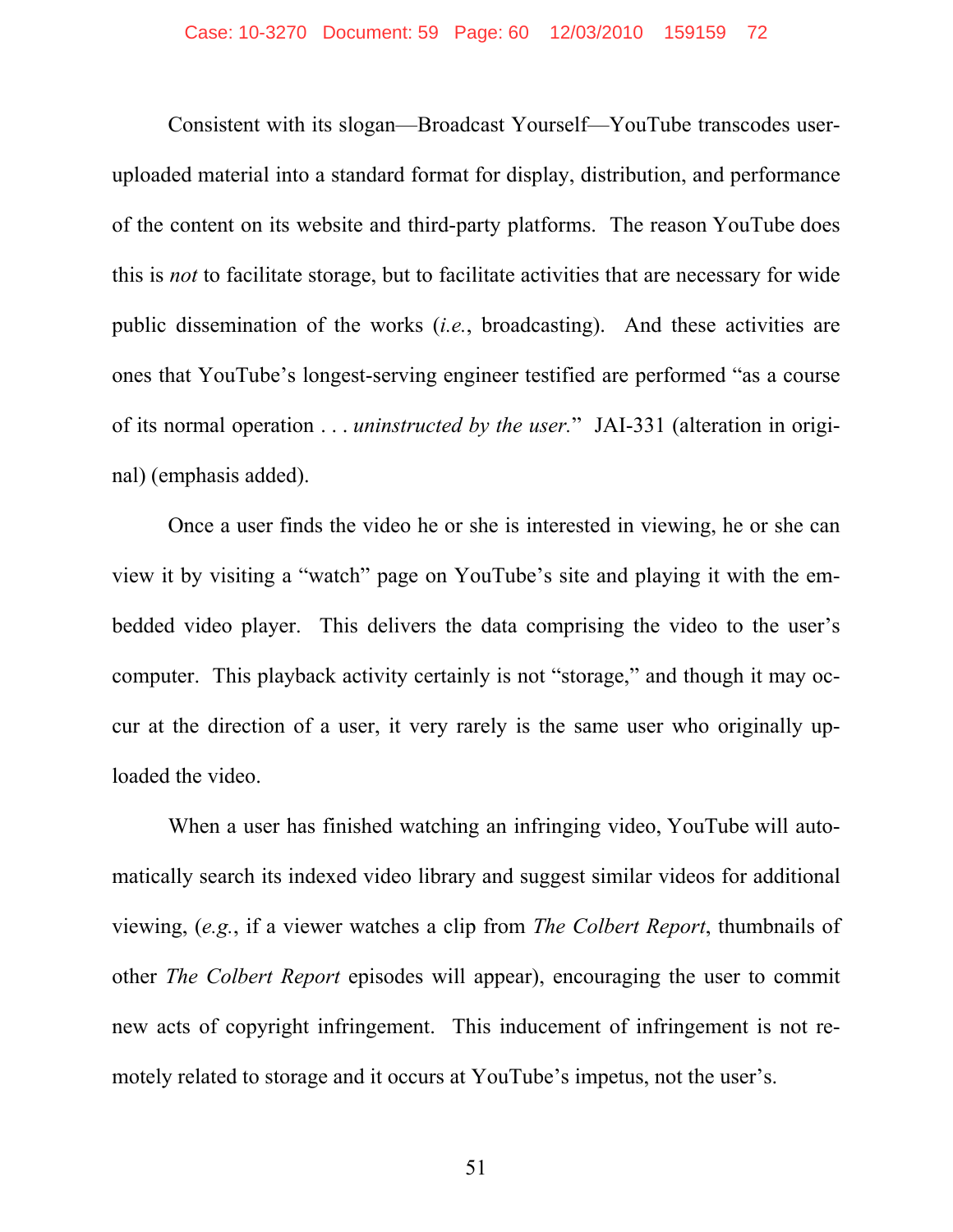Consistent with its slogan—Broadcast Yourself—YouTube transcodes user-uploaded material into a standard format for display, distribution, and performance of the content on its website and third-party platforms. The reason YouTube does this is *not* to facilitate storage, but to facilitate activities that are necessary for wide public dissemination of the works (*i.e.*, broadcasting). And these activities are ones that YouTube's longest-serving engineer testified are performed "as a course of its normal operation . . . *uninstructed by the user.*" JAI-331 (alteration in original) (emphasis added).

Once a user finds the video he or she is interested in viewing, he or she can view it by visiting a "watch" page on YouTube's site and playing it with the embedded video player. This delivers the data comprising the video to the user's computer. This playback activity certainly is not "storage," and though it may occur at the direction of a user, it very rarely is the same user who originally uploaded the video.

When a user has finished watching an infringing video, YouTube will automatically search its indexed video library and suggest similar videos for additional viewing, (*e.g.*, if a viewer watches a clip from *The Colbert Report*, thumbnails of other *The Colbert Report* episodes will appear), encouraging the user to commit new acts of copyright infringement. This inducement of infringement is not remotely related to storage and it occurs at YouTube's impetus, not the user's.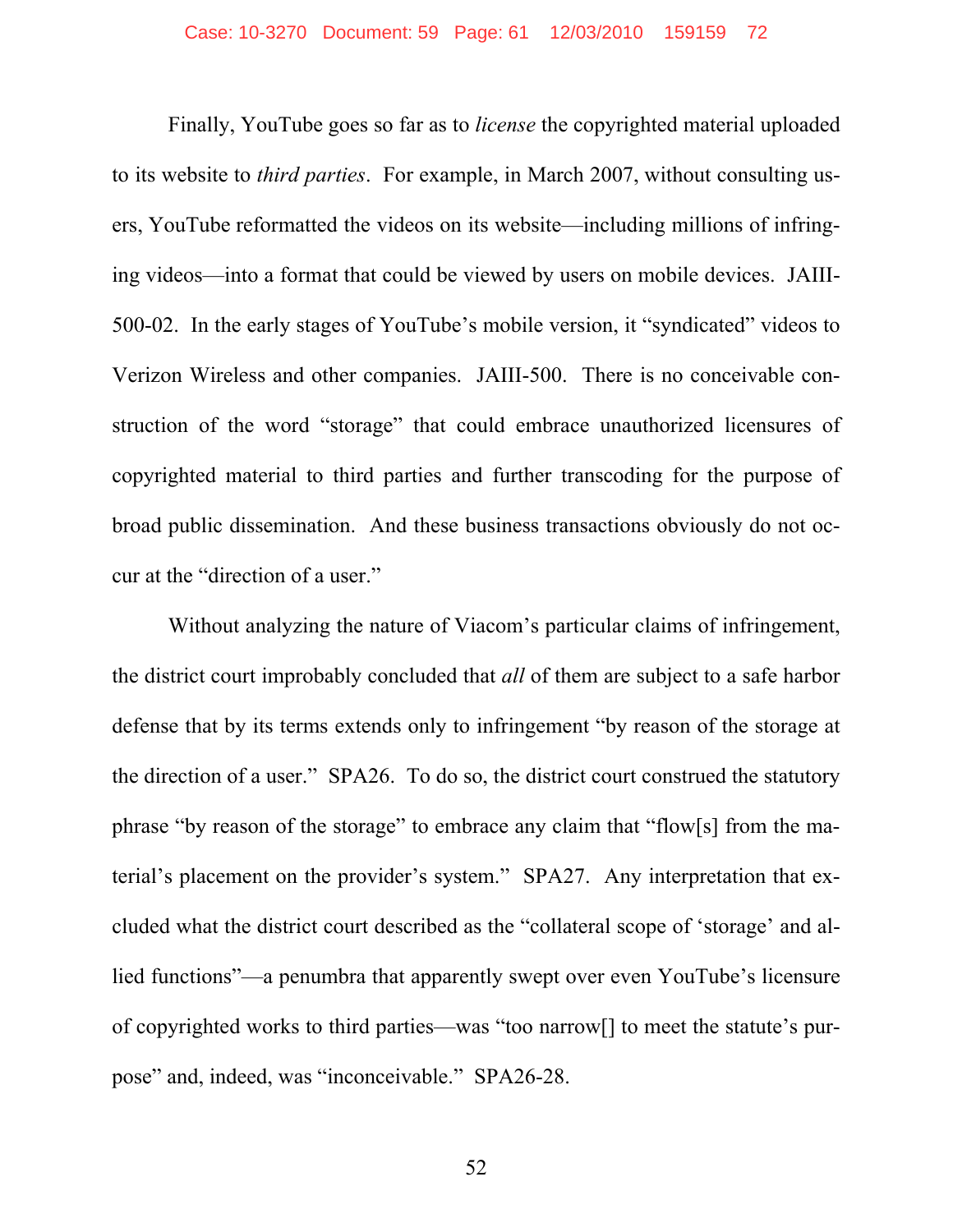Finally, YouTube goes so far as to *license* the copyrighted material uploaded to its website to *third parties*. For example, in March 2007, without consulting users, YouTube reformatted the videos on its website—including millions of infringing videos—into a format that could be viewed by users on mobile devices. JAIII-500-02. In the early stages of YouTube's mobile version, it "syndicated" videos to Verizon Wireless and other companies. JAIII-500. There is no conceivable construction of the word "storage" that could embrace unauthorized licensures of copyrighted material to third parties and further transcoding for the purpose of broad public dissemination. And these business transactions obviously do not occur at the "direction of a user."

Without analyzing the nature of Viacom's particular claims of infringement, the district court improbably concluded that *all* of them are subject to a safe harbor defense that by its terms extends only to infringement "by reason of the storage at the direction of a user." SPA26. To do so, the district court construed the statutory phrase "by reason of the storage" to embrace any claim that "flow[s] from the material's placement on the provider's system." SPA27. Any interpretation that excluded what the district court described as the "collateral scope of 'storage' and allied functions"—a penumbra that apparently swept over even YouTube's licensure of copyrighted works to third parties—was "too narrow[] to meet the statute's purpose" and, indeed, was "inconceivable." SPA26-28.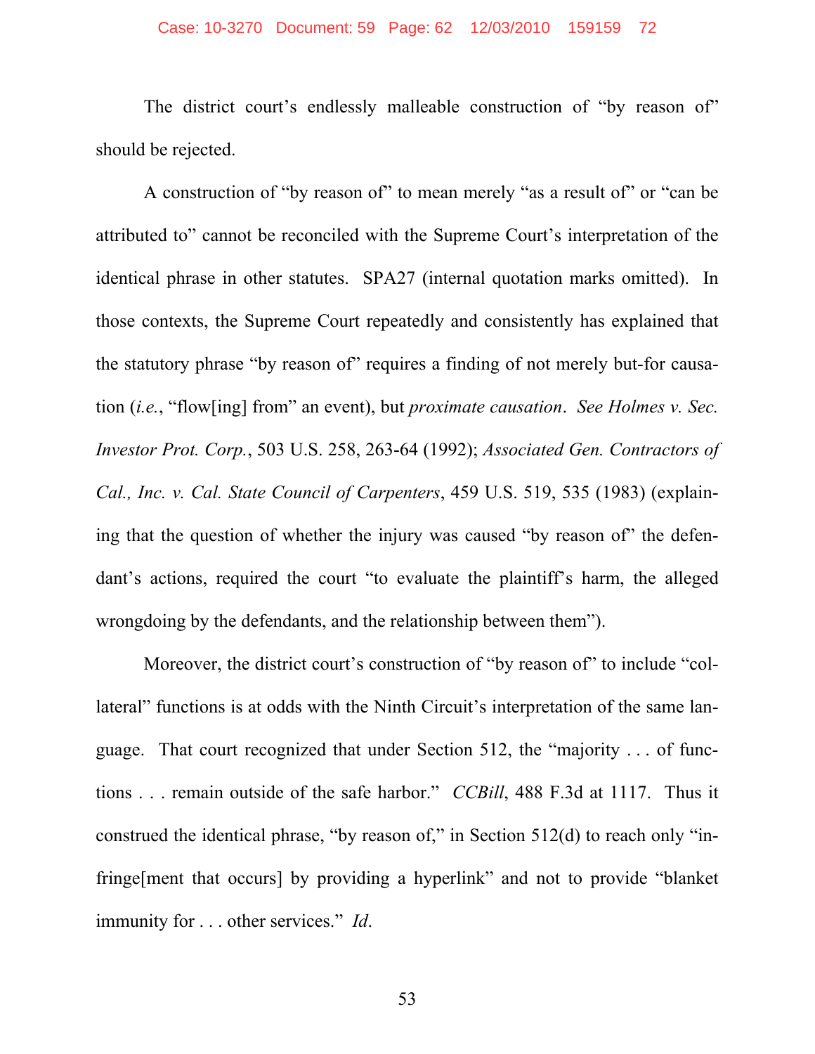The district court's endlessly malleable construction of "by reason of" should be rejected.

A construction of "by reason of" to mean merely "as a result of" or "can be attributed to" cannot be reconciled with the Supreme Court's interpretation of the identical phrase in other statutes. SPA27 (internal quotation marks omitted). In those contexts, the Supreme Court repeatedly and consistently has explained that the statutory phrase "by reason of" requires a finding of not merely but-for causation (*i.e.*, "flow[ing] from" an event), but *proximate causation*. *See Holmes v. Sec. Investor Prot. Corp.*, 503 U.S. 258, 263-64 (1992); *Associated Gen. Contractors of Cal., Inc. v. Cal. State Council of Carpenters*, 459 U.S. 519, 535 (1983) (explaining that the question of whether the injury was caused "by reason of" the defendant's actions, required the court "to evaluate the plaintiff's harm, the alleged wrongdoing by the defendants, and the relationship between them").

Moreover, the district court's construction of "by reason of" to include "collateral" functions is at odds with the Ninth Circuit's interpretation of the same language. That court recognized that under Section 512, the "majority . . . of functions . . . remain outside of the safe harbor." *CCBill*, 488 F.3d at 1117. Thus it construed the identical phrase, "by reason of," in Section 512(d) to reach only "infringe[ment that occurs] by providing a hyperlink" and not to provide "blanket immunity for . . . other services." *Id*.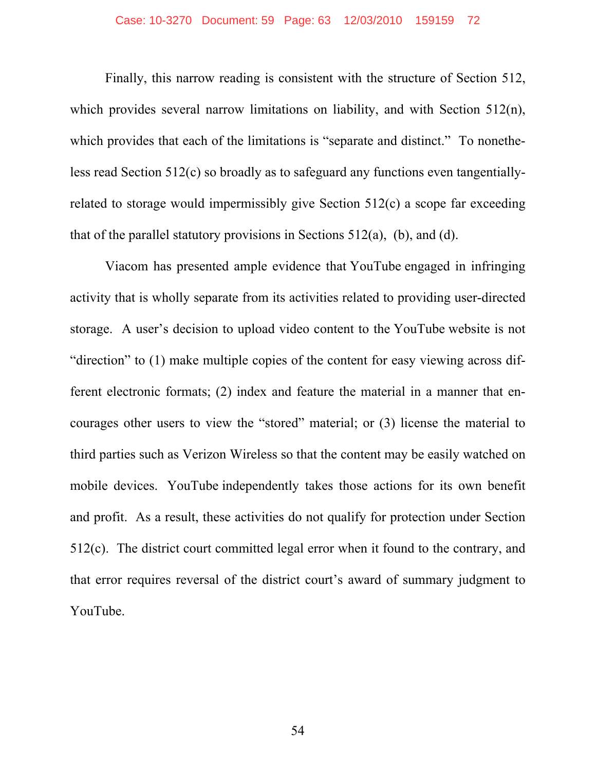Finally, this narrow reading is consistent with the structure of Section 512, which provides several narrow limitations on liability, and with Section 512(n), which provides that each of the limitations is "separate and distinct." To nonetheless read Section 512(c) so broadly as to safeguard any functions even tangentially-related to storage would impermissibly give Section 512(c) a scope far exceeding that of the parallel statutory provisions in Sections 512(a), (b), and (d).

Viacom has presented ample evidence that YouTube engaged in infringing activity that is wholly separate from its activities related to providing user-directed storage. A user's decision to upload video content to the YouTube website is not "direction" to (1) make multiple copies of the content for easy viewing across different electronic formats; (2) index and feature the material in a manner that encourages other users to view the "stored" material; or (3) license the material to third parties such as Verizon Wireless so that the content may be easily watched on mobile devices. YouTube independently takes those actions for its own benefit and profit. As a result, these activities do not qualify for protection under Section 512(c). The district court committed legal error when it found to the contrary, and that error requires reversal of the district court's award of summary judgment to YouTube.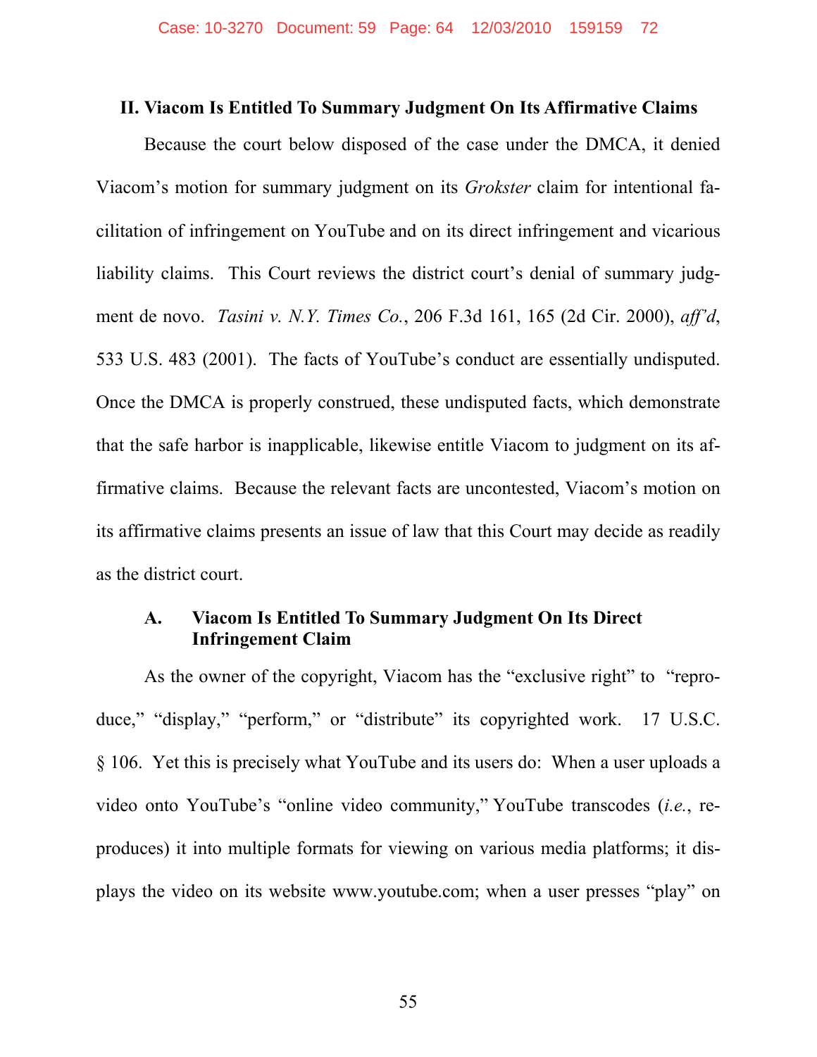## II. Viacom Is Entitled To Summary Judgment On Its Affirmative Claims

Because the court below disposed of the case under the DMCA, it denied Viacom's motion for summary judgment on its *Grokster* claim for intentional facilitation of infringement on YouTube and on its direct infringement and vicarious liability claims. This Court reviews the district court's denial of summary judgment de novo. *Tasini v. N.Y. Times Co.*, 206 F.3d 161, 165 (2d Cir. 2000), *aff'd*, 533 U.S. 483 (2001). The facts of YouTube's conduct are essentially undisputed. Once the DMCA is properly construed, these undisputed facts, which demonstrate that the safe harbor is inapplicable, likewise entitle Viacom to judgment on its affirmative claims. Because the relevant facts are uncontested, Viacom's motion on its affirmative claims presents an issue of law that this Court may decide as readily as the district court.

### A. Viacom Is Entitled To Summary Judgment On Its Direct Infringement Claim

As the owner of the copyright, Viacom has the "exclusive right" to "reproduce," "display," "perform," or "distribute" its copyrighted work. 17 U.S.C. § 106. Yet this is precisely what YouTube and its users do: When a user uploads a video onto YouTube's "online video community," YouTube transcodes (*i.e.*, reproduces) it into multiple formats for viewing on various media platforms; it displays the video on its website www.youtube.com; when a user presses "play" on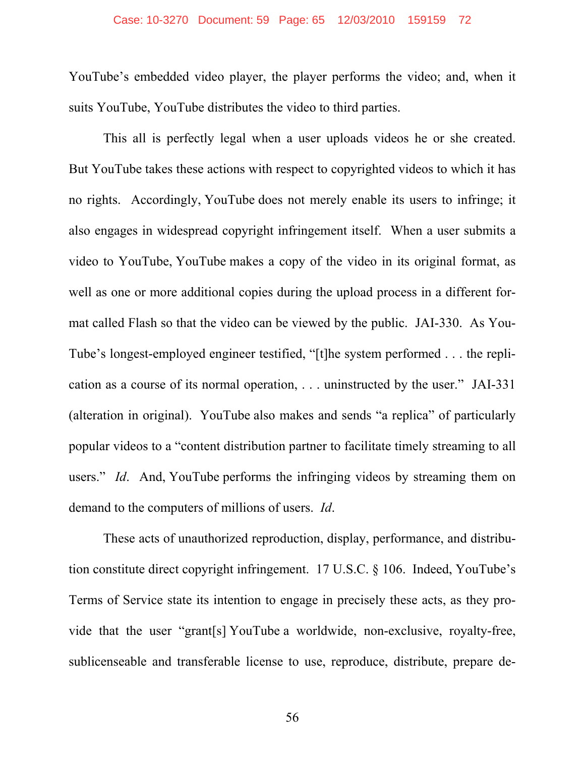YouTube's embedded video player, the player performs the video; and, when it suits YouTube, YouTube distributes the video to third parties.

This all is perfectly legal when a user uploads videos he or she created. But YouTube takes these actions with respect to copyrighted videos to which it has no rights. Accordingly, YouTube does not merely enable its users to infringe; it also engages in widespread copyright infringement itself. When a user submits a video to YouTube, YouTube makes a copy of the video in its original format, as well as one or more additional copies during the upload process in a different format called Flash so that the video can be viewed by the public. JAI-330. As YouTube's longest-employed engineer testified, "[t]he system performed . . . the replication as a course of its normal operation, . . . uninstructed by the user." JAI-331 (alteration in original). YouTube also makes and sends "a replica" of particularly popular videos to a "content distribution partner to facilitate timely streaming to all users." *Id*. And, YouTube performs the infringing videos by streaming them on demand to the computers of millions of users. *Id*.

These acts of unauthorized reproduction, display, performance, and distribution constitute direct copyright infringement. 17 U.S.C. § 106. Indeed, YouTube's Terms of Service state its intention to engage in precisely these acts, as they provide that the user "grant[s] YouTube a worldwide, non-exclusive, royalty-free, sublicenseable and transferable license to use, reproduce, distribute, prepare de-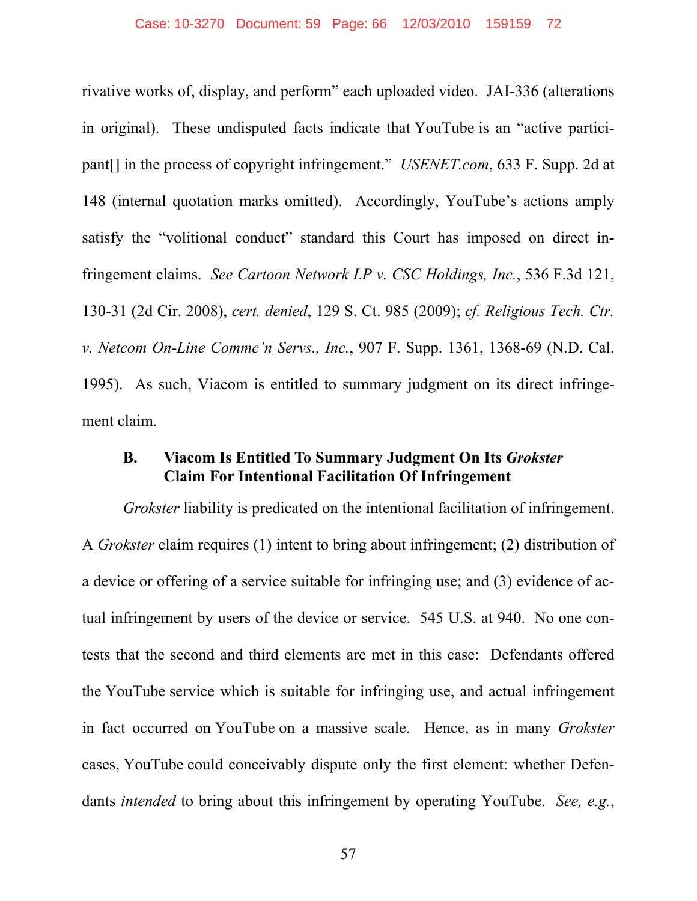rivative works of, display, and perform" each uploaded video. JAI-336 (alterations in original). These undisputed facts indicate that YouTube is an "active participant[] in the process of copyright infringement." *USENET.com*, 633 F. Supp. 2d at 148 (internal quotation marks omitted). Accordingly, YouTube's actions amply satisfy the "volitional conduct" standard this Court has imposed on direct infringement claims. *See Cartoon Network LP v. CSC Holdings, Inc.*, 536 F.3d 121, 130-31 (2d Cir. 2008), *cert. denied*, 129 S. Ct. 985 (2009); *cf. Religious Tech. Ctr. v. Netcom On-Line Commc'n Servs., Inc.*, 907 F. Supp. 1361, 1368-69 (N.D. Cal. 1995). As such, Viacom is entitled to summary judgment on its direct infringement claim.

### B. Viacom Is Entitled To Summary Judgment On Its *Grokster* Claim For Intentional Facilitation Of Infringement

*Grokster* liability is predicated on the intentional facilitation of infringement. A *Grokster* claim requires (1) intent to bring about infringement; (2) distribution of a device or offering of a service suitable for infringing use; and (3) evidence of actual infringement by users of the device or service. 545 U.S. at 940. No one contests that the second and third elements are met in this case: Defendants offered the YouTube service which is suitable for infringing use, and actual infringement in fact occurred on YouTube on a massive scale. Hence, as in many *Grokster* cases, YouTube could conceivably dispute only the first element: whether Defendants *intended* to bring about this infringement by operating YouTube. *See, e.g.*,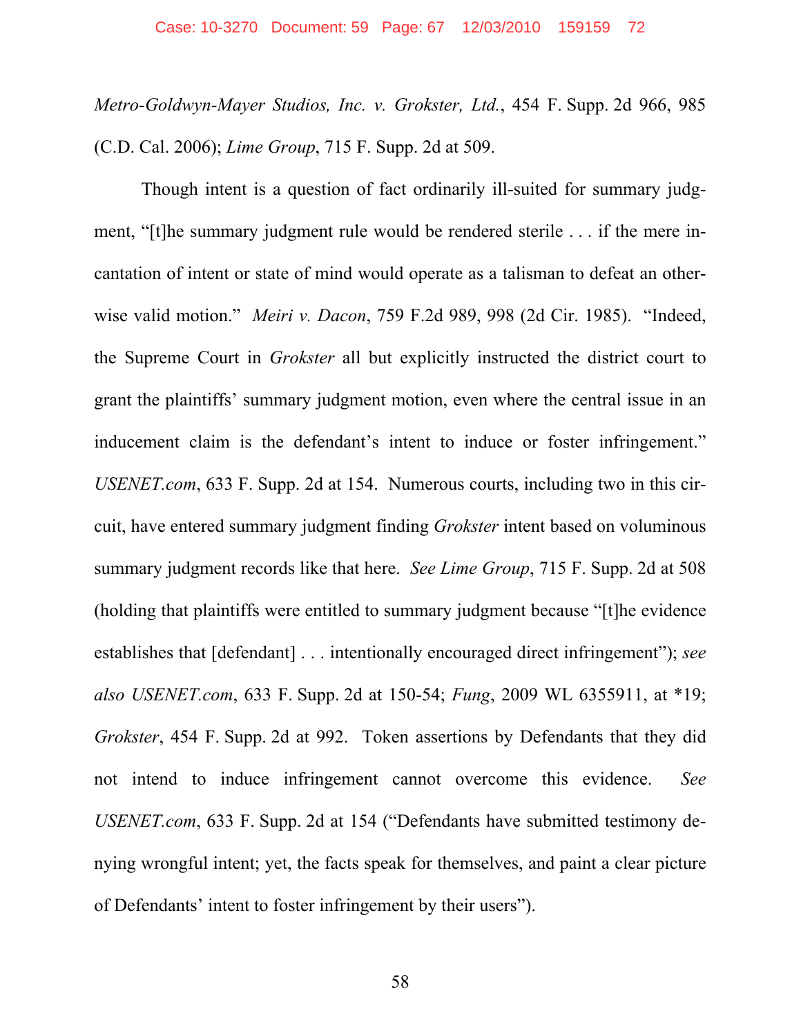*Metro-Goldwyn-Mayer Studios, Inc. v. Grokster, Ltd.*, 454 F. Supp. 2d 966, 985 (C.D. Cal. 2006); *Lime Group*, 715 F. Supp. 2d at 509.

Though intent is a question of fact ordinarily ill-suited for summary judgment, "[t]he summary judgment rule would be rendered sterile . . . if the mere incantation of intent or state of mind would operate as a talisman to defeat an otherwise valid motion." *Meiri v. Dacon*, 759 F.2d 989, 998 (2d Cir. 1985). "Indeed, the Supreme Court in *Grokster* all but explicitly instructed the district court to grant the plaintiffs' summary judgment motion, even where the central issue in an inducement claim is the defendant's intent to induce or foster infringement." *USENET.com*, 633 F. Supp. 2d at 154. Numerous courts, including two in this circuit, have entered summary judgment finding *Grokster* intent based on voluminous summary judgment records like that here. *See Lime Group*, 715 F. Supp. 2d at 508 (holding that plaintiffs were entitled to summary judgment because "[t]he evidence establishes that [defendant] . . . intentionally encouraged direct infringement"); *see also USENET.com*, 633 F. Supp. 2d at 150-54; *Fung*, 2009 WL 6355911, at *19; *Grokster*, 454 F. Supp. 2d at 992. Token assertions by Defendants that they did not intend to induce infringement cannot overcome this evidence. *See USENET.com*, 633 F. Supp. 2d at 154 ("Defendants have submitted testimony denying wrongful intent; yet, the facts speak for themselves, and paint a clear picture of Defendants' intent to foster infringement by their users").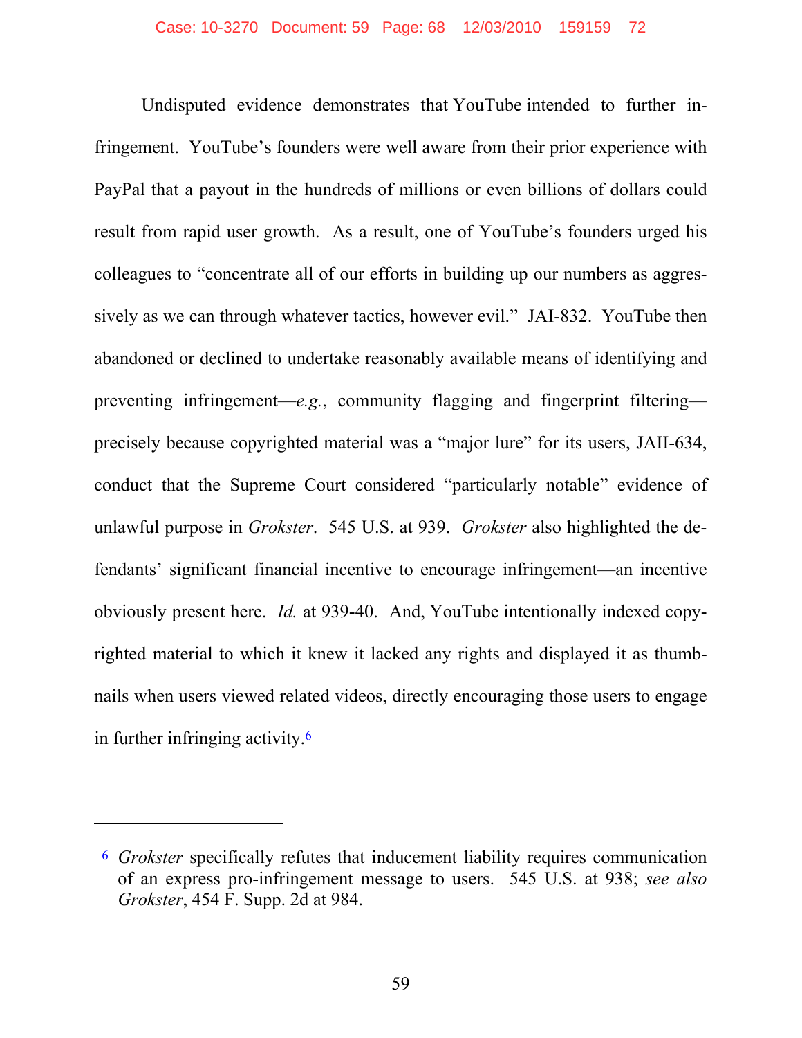Undisputed evidence demonstrates that YouTube intended to further infringement. YouTube's founders were well aware from their prior experience with PayPal that a payout in the hundreds of millions or even billions of dollars could result from rapid user growth. As a result, one of YouTube's founders urged his colleagues to "concentrate all of our efforts in building up our numbers as aggressively as we can through whatever tactics, however evil." JAI-832. YouTube then abandoned or declined to undertake reasonably available means of identifying and preventing infringement—*e.g.*, community flagging and fingerprint filtering—precisely because copyrighted material was a "major lure" for its users, JAII-634, conduct that the Supreme Court considered "particularly notable" evidence of unlawful purpose in *Grokster*. 545 U.S. at 939. *Grokster* also highlighted the defendants' significant financial incentive to encourage infringement—an incentive obviously present here. *Id.* at 939-40. And, YouTube intentionally indexed copyrighted material to which it knew it lacked any rights and displayed it as thumbnails when users viewed related videos, directly encouraging those users to engage in further infringing activity.[6]

---

[6] *Grokster* specifically refutes that inducement liability requires communication of an express pro-infringement message to users. 545 U.S. at 938; *see also Grokster*, 454 F. Supp. 2d at 984.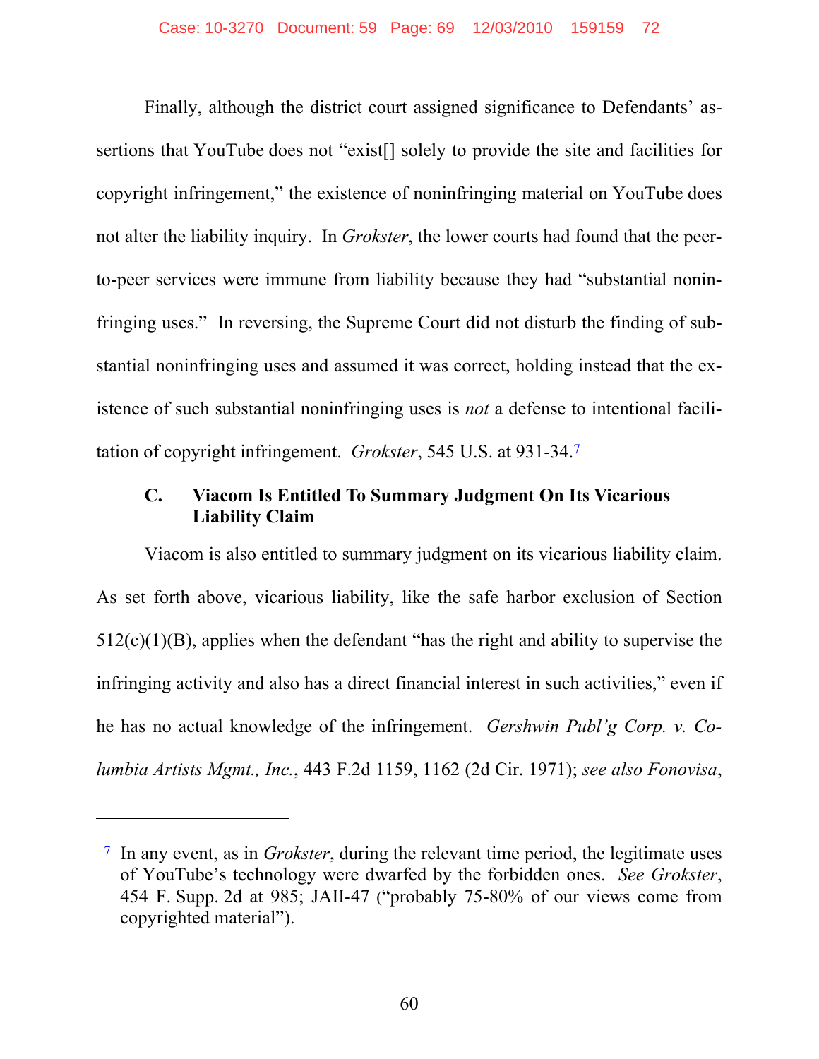Finally, although the district court assigned significance to Defendants' assertions that YouTube does not "exist[] solely to provide the site and facilities for copyright infringement," the existence of noninfringing material on YouTube does not alter the liability inquiry. In *Grokster*, the lower courts had found that the peer-to-peer services were immune from liability because they had "substantial noninfringing uses." In reversing, the Supreme Court did not disturb the finding of substantial noninfringing uses and assumed it was correct, holding instead that the existence of such substantial noninfringing uses is *not* a defense to intentional facilitation of copyright infringement. *Grokster*, 545 U.S. at 931-34.[7]

### C. Viacom Is Entitled To Summary Judgment On Its Vicarious Liability Claim

Viacom is also entitled to summary judgment on its vicarious liability claim. As set forth above, vicarious liability, like the safe harbor exclusion of Section 512(c)(1)(B), applies when the defendant "has the right and ability to supervise the infringing activity and also has a direct financial interest in such activities," even if he has no actual knowledge of the infringement. *Gershwin Publ'g Corp. v. Columbia Artists Mgmt., Inc.*, 443 F.2d 1159, 1162 (2d Cir. 1971); *see also Fonovisa*,

---

[7] In any event, as in *Grokster*, during the relevant time period, the legitimate uses of YouTube's technology were dwarfed by the forbidden ones. *See Grokster*, 454 F. Supp. 2d at 985; JAII-47 ("probably 75-80% of our views come from copyrighted material").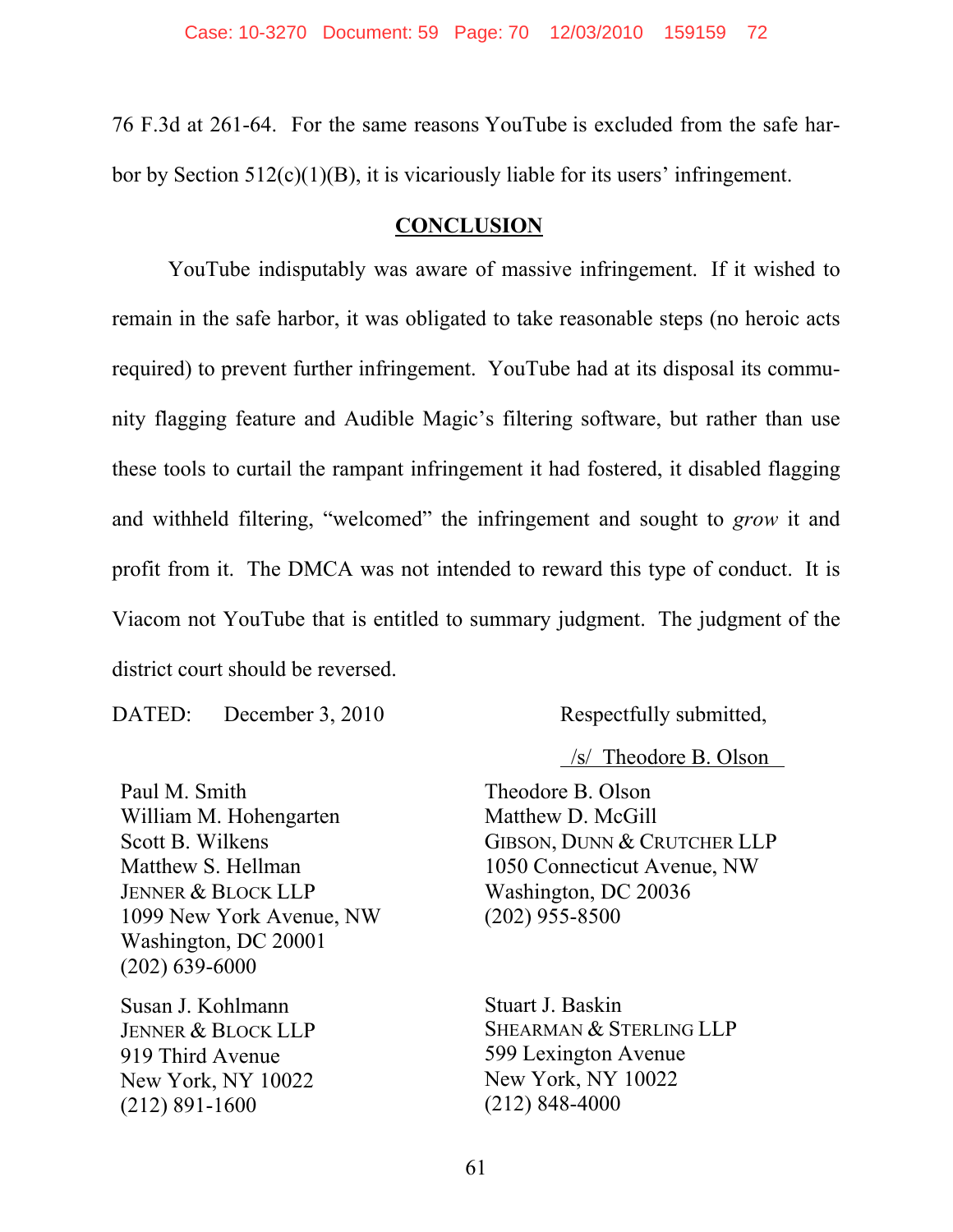76 F.3d at 261-64. For the same reasons YouTube is excluded from the safe harbor by Section 512(c)(1)(B), it is vicariously liable for its users' infringement.

## CONCLUSION

YouTube indisputably was aware of massive infringement. If it wished to remain in the safe harbor, it was obligated to take reasonable steps (no heroic acts required) to prevent further infringement. YouTube had at its disposal its community flagging feature and Audible Magic's filtering software, but rather than use these tools to curtail the rampant infringement it had fostered, it disabled flagging and withheld filtering, "welcomed" the infringement and sought to *grow* it and profit from it. The DMCA was not intended to reward this type of conduct. It is Viacom not YouTube that is entitled to summary judgment. The judgment of the district court should be reversed.

DATED: December 3, 2010

Respectfully submitted,

/s/ Theodore B. Olson

Paul M. Smith
William M. Hohengarten
Scott B. Wilkens
Matthew S. Hellman
JENNER & BLOCK LLP
1099 New York Avenue, NW
Washington, DC 20001
(202) 639-6000

Susan J. Kohlmann
JENNER & BLOCK LLP
919 Third Avenue
New York, NY 10022
(212) 891-1600

Theodore B. Olson
Matthew D. McGill
GIBSON, DUNN & CRUTCHER LLP
1050 Connecticut Avenue, NW
Washington, DC 20036
(202) 955-8500

Stuart J. Baskin
SHEARMAN & STERLING LLP
599 Lexington Avenue
New York, NY 10022
(212) 848-4000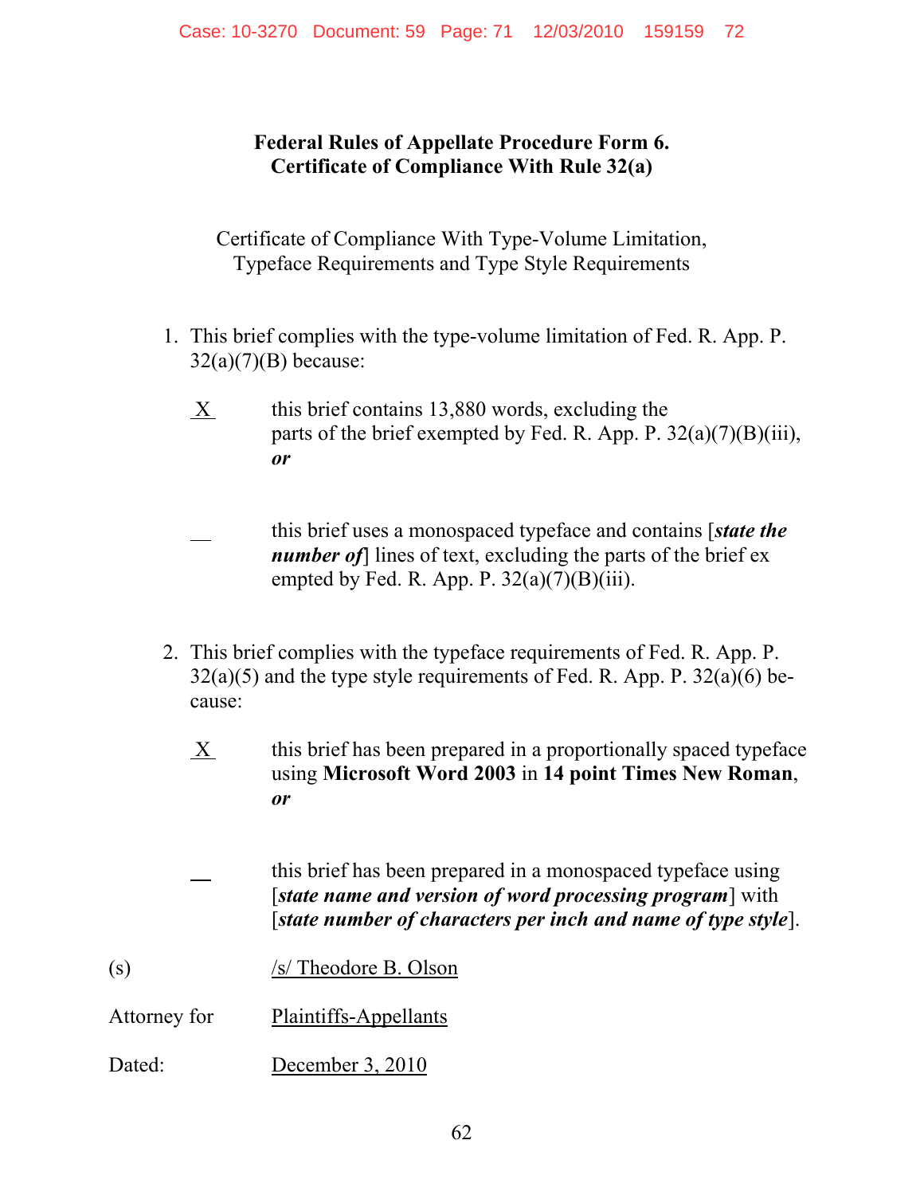**Federal Rules of Appellate Procedure Form 6.**
**Certificate of Compliance With Rule 32(a)**

Certificate of Compliance With Type-Volume Limitation,
Typeface Requirements and Type Style Requirements

1. This brief complies with the type-volume limitation of Fed. R. App. P. 32(a)(7)(B) because:

   X this brief contains 13,880 words, excluding the parts of the brief exempted by Fed. R. App. P. 32(a)(7)(B)(iii), ***or***

   __ this brief uses a monospaced typeface and contains [***state the number of***] lines of text, excluding the parts of the brief exempted by Fed. R. App. P. 32(a)(7)(B)(iii).

2. This brief complies with the typeface requirements of Fed. R. App. P. 32(a)(5) and the type style requirements of Fed. R. App. P. 32(a)(6) because:

   X this brief has been prepared in a proportionally spaced typeface using **Microsoft Word 2003** in **14 point Times New Roman**, ***or***

   __ this brief has been prepared in a monospaced typeface using [***state name and version of word processing program***] with [***state number of characters per inch and name of type style***].

(s) /s/ Theodore B. Olson

Attorney for Plaintiffs-Appellants

Dated: December 3, 2010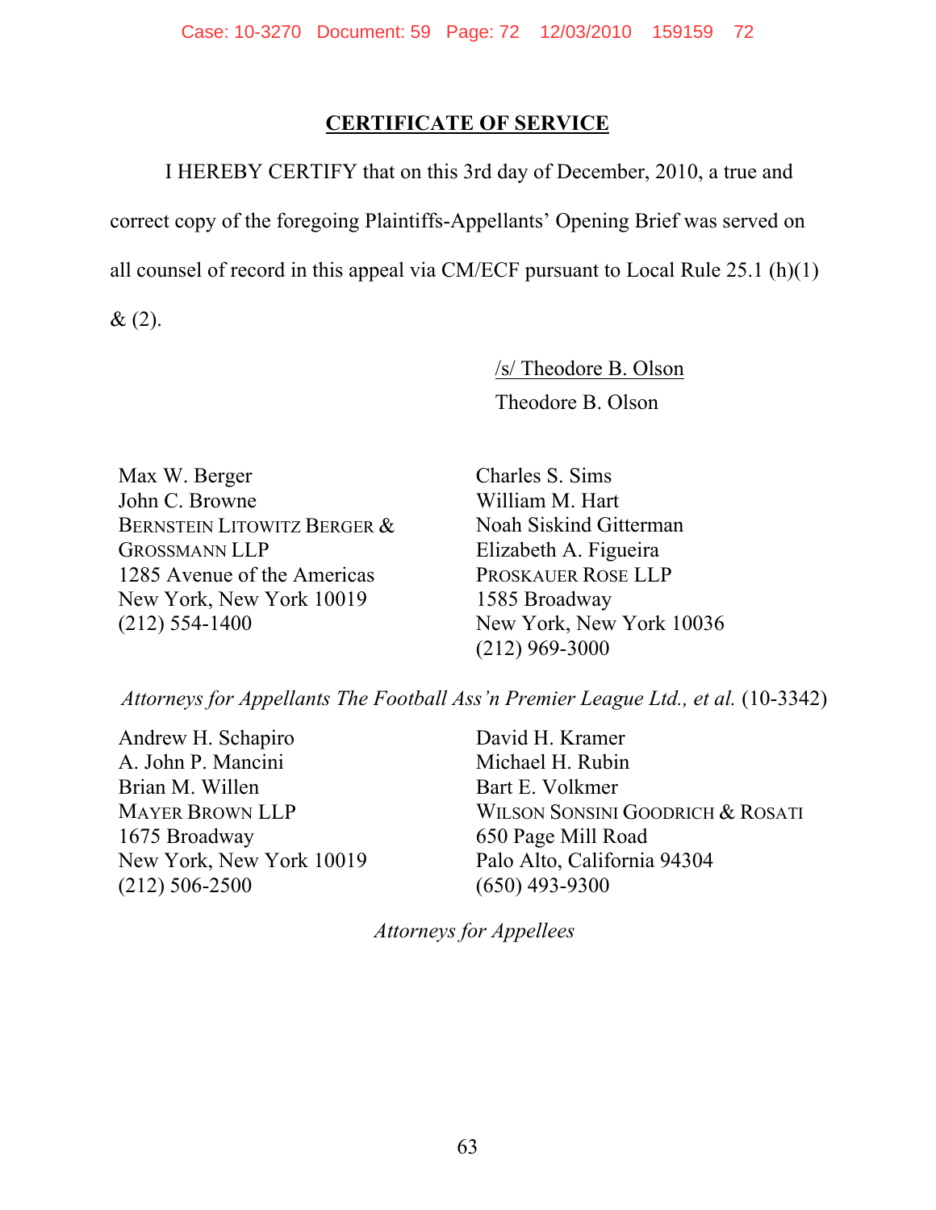## CERTIFICATE OF SERVICE

I HEREBY CERTIFY that on this 3rd day of December, 2010, a true and correct copy of the foregoing Plaintiffs-Appellants' Opening Brief was served on all counsel of record in this appeal via CM/ECF pursuant to Local Rule 25.1 (h)(1) & (2).

/s/ Theodore B. Olson
Theodore B. Olson

Max W. Berger
John C. Browne
BERNSTEIN LITOWITZ BERGER & GROSSMANN LLP
1285 Avenue of the Americas
New York, New York 10019
(212) 554-1400

Charles S. Sims
William M. Hart
Noah Siskind Gitterman
Elizabeth A. Figueira
PROSKAUER ROSE LLP
1585 Broadway
New York, New York 10036
(212) 969-3000

*Attorneys for Appellants The Football Ass'n Premier League Ltd., et al.* (10-3342)

Andrew H. Schapiro
A. John P. Mancini
Brian M. Willen
MAYER BROWN LLP
1675 Broadway
New York, New York 10019
(212) 506-2500

David H. Kramer
Michael H. Rubin
Bart E. Volkmer
WILSON SONSINI GOODRICH & ROSATI
650 Page Mill Road
Palo Alto, California 94304
(650) 493-9300

*Attorneys for Appellees*